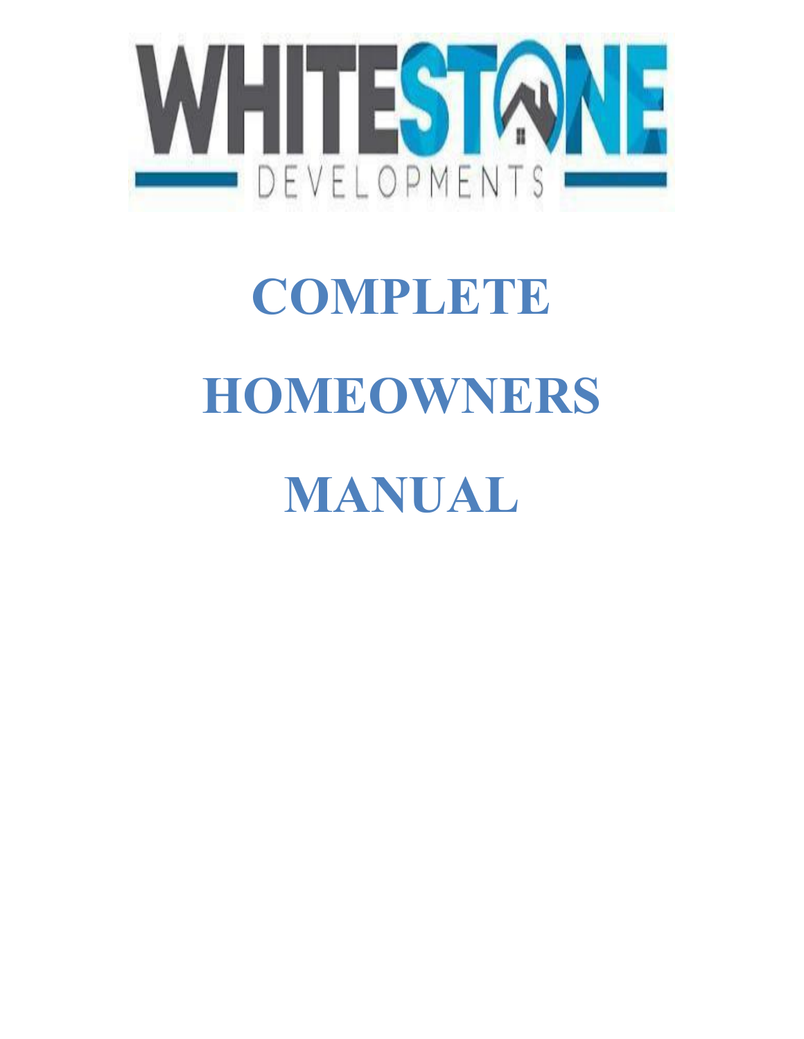WHITESTONE DEVELOPMENTS

# COMPLETE HOMEOWNERS MANUAL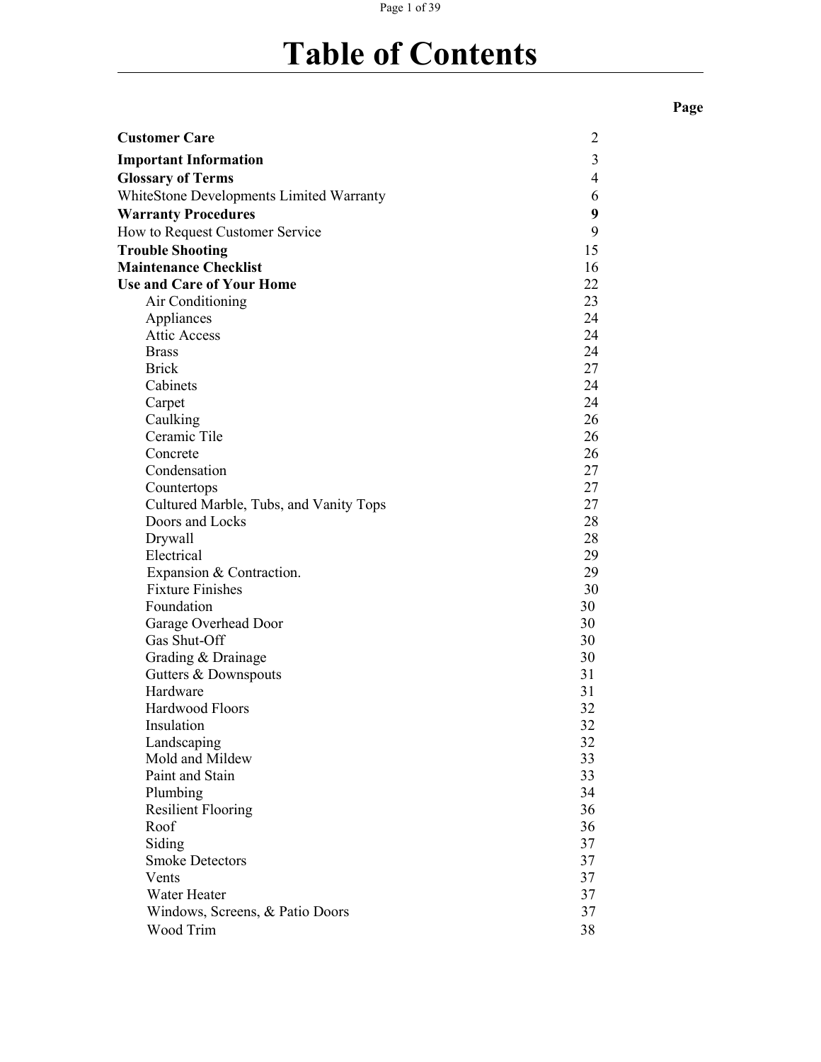# Table of Contents

| | Page |
|---|---|
| **Customer Care** | 2 |
| **Important Information** | 3 |
| **Glossary of Terms** | 4 |
| WhiteStone Developments Limited Warranty | 6 |
| **Warranty Procedures** | **9** |
| How to Request Customer Service | 9 |
| **Trouble Shooting** | 15 |
| **Maintenance Checklist** | 16 |
| **Use and Care of Your Home** | 22 |
| Air Conditioning | 23 |
| Appliances | 24 |
| Attic Access | 24 |
| Brass | 24 |
| Brick | 27 |
| Cabinets | 24 |
| Carpet | 24 |
| Caulking | 26 |
| Ceramic Tile | 26 |
| Concrete | 26 |
| Condensation | 27 |
| Countertops | 27 |
| Cultured Marble, Tubs, and Vanity Tops | 27 |
| Doors and Locks | 28 |
| Drywall | 28 |
| Electrical | 29 |
| Expansion & Contraction. | 29 |
| Fixture Finishes | 30 |
| Foundation | 30 |
| Garage Overhead Door | 30 |
| Gas Shut-Off | 30 |
| Grading & Drainage | 30 |
| Gutters & Downspouts | 31 |
| Hardware | 31 |
| Hardwood Floors | 32 |
| Insulation | 32 |
| Landscaping | 32 |
| Mold and Mildew | 33 |
| Paint and Stain | 33 |
| Plumbing | 34 |
| Resilient Flooring | 36 |
| Roof | 36 |
| Siding | 37 |
| Smoke Detectors | 37 |
| Vents | 37 |
| Water Heater | 37 |
| Windows, Screens, & Patio Doors | 37 |
| Wood Trim | 38 |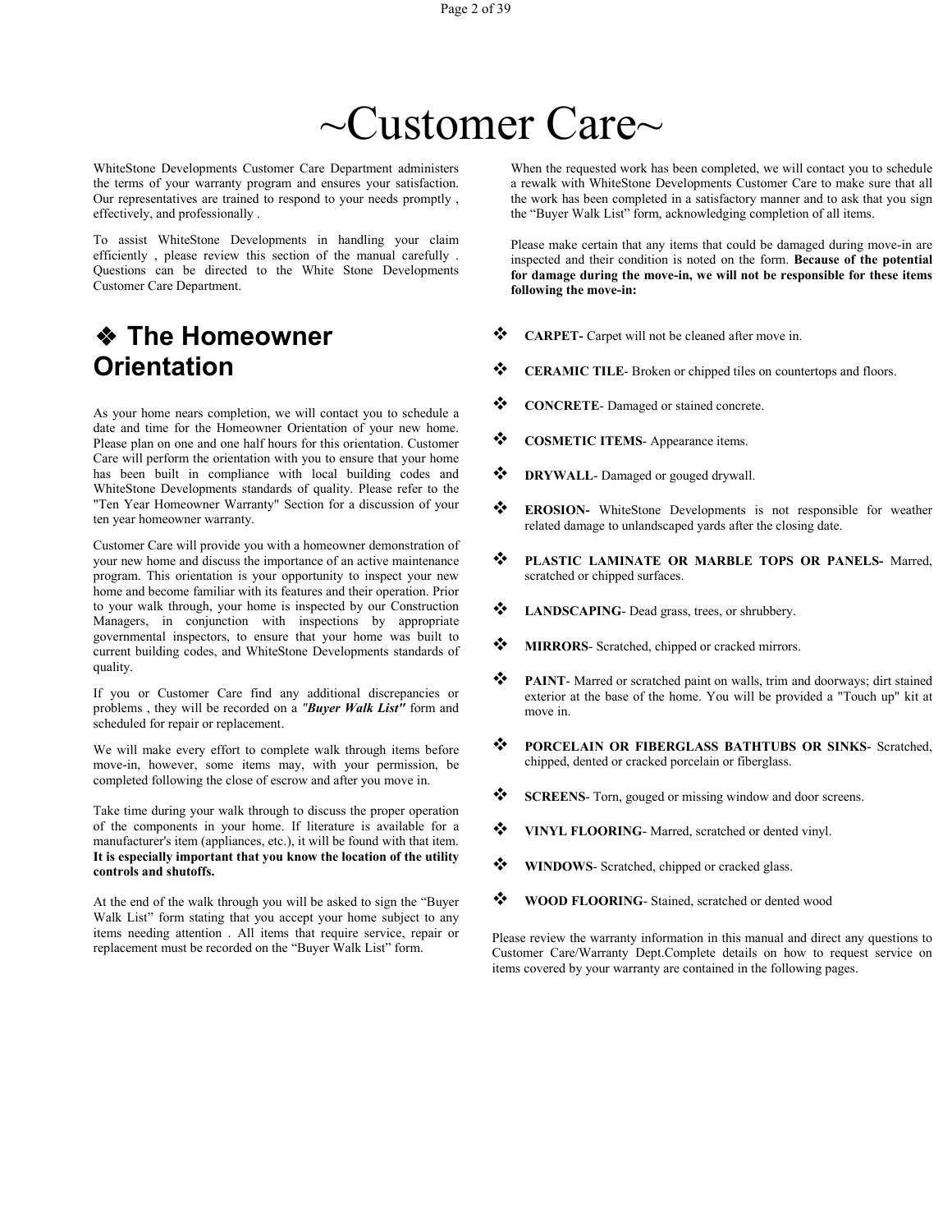# ~Customer Care~

WhiteStone Developments Customer Care Department administers the terms of your warranty program and ensures your satisfaction. Our representatives are trained to respond to your needs promptly , effectively, and professionally .

To assist WhiteStone Developments in handling your claim efficiently , please review this section of the manual carefully . Questions can be directed to the White Stone Developments Customer Care Department.

## ❖ The Homeowner Orientation

As your home nears completion, we will contact you to schedule a date and time for the Homeowner Orientation of your new home. Please plan on one and one half hours for this orientation. Customer Care will perform the orientation with you to ensure that your home has been built in compliance with local building codes and WhiteStone Developments standards of quality. Please refer to the "Ten Year Homeowner Warranty" Section for a discussion of your ten year homeowner warranty.

Customer Care will provide you with a homeowner demonstration of your new home and discuss the importance of an active maintenance program. This orientation is your opportunity to inspect your new home and become familiar with its features and their operation. Prior to your walk through, your home is inspected by our Construction Managers, in conjunction with inspections by appropriate governmental inspectors, to ensure that your home was built to current building codes, and WhiteStone Developments standards of quality.

If you or Customer Care find any additional discrepancies or problems , they will be recorded on a ***"Buyer Walk List"*** form and scheduled for repair or replacement.

We will make every effort to complete walk through items before move-in, however, some items may, with your permission, be completed following the close of escrow and after you move in.

Take time during your walk through to discuss the proper operation of the components in your home. If literature is available for a manufacturer's item (appliances, etc.), it will be found with that item. **It is especially important that you know the location of the utility controls and shutoffs.**

At the end of the walk through you will be asked to sign the "Buyer Walk List" form stating that you accept your home subject to any items needing attention . All items that require service, repair or replacement must be recorded on the "Buyer Walk List" form.

When the requested work has been completed, we will contact you to schedule a rewalk with WhiteStone Developments Customer Care to make sure that all the work has been completed in a satisfactory manner and to ask that you sign the "Buyer Walk List" form, acknowledging completion of all items.

Please make certain that any items that could be damaged during move-in are inspected and their condition is noted on the form. **Because of the potential for damage during the move-in, we will not be responsible for these items following the move-in:**

- ❖ **CARPET-** Carpet will not be cleaned after move in.
- ❖ **CERAMIC TILE**- Broken or chipped tiles on countertops and floors.
- ❖ **CONCRETE**- Damaged or stained concrete.
- ❖ **COSMETIC ITEMS**- Appearance items.
- ❖ **DRYWALL**- Damaged or gouged drywall.
- ❖ **EROSION-** WhiteStone Developments is not responsible for weather related damage to unlandscaped yards after the closing date.
- ❖ **PLASTIC LAMINATE OR MARBLE TOPS OR PANELS-** Marred, scratched or chipped surfaces.
- ❖ **LANDSCAPING**- Dead grass, trees, or shrubbery.
- ❖ **MIRRORS**- Scratched, chipped or cracked mirrors.
- ❖ **PAINT**- Marred or scratched paint on walls, trim and doorways; dirt stained exterior at the base of the home. You will be provided a "Touch up" kit at move in.
- ❖ **PORCELAIN OR FIBERGLASS BATHTUBS OR SINKS**- Scratched, chipped, dented or cracked porcelain or fiberglass.
- ❖ **SCREENS**- Torn, gouged or missing window and door screens.
- ❖ **VINYL FLOORING**- Marred, scratched or dented vinyl.
- ❖ **WINDOWS**- Scratched, chipped or cracked glass.
- ❖ **WOOD FLOORING**- Stained, scratched or dented wood

Please review the warranty information in this manual and direct any questions to Customer Care/Warranty Dept.Complete details on how to request service on items covered by your warranty are contained in the following pages.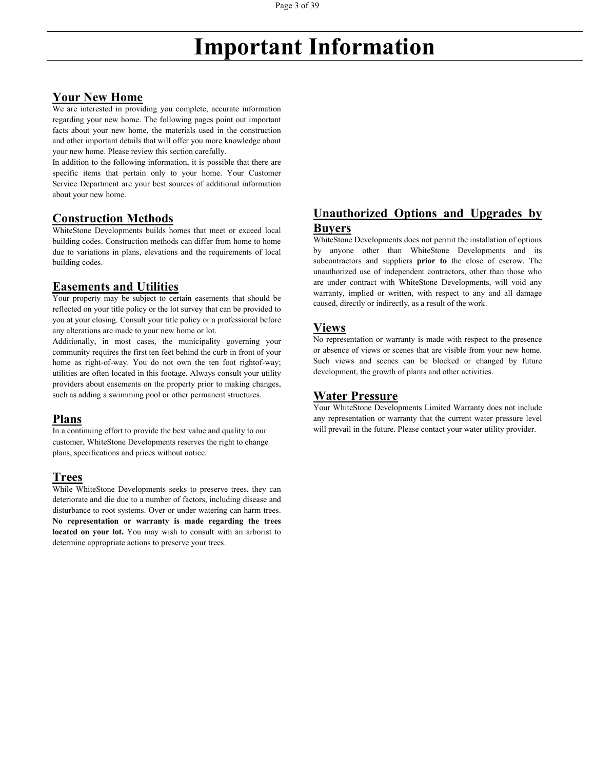# Important Information

## Your New Home

We are interested in providing you complete, accurate information regarding your new home. The following pages point out important facts about your new home, the materials used in the construction and other important details that will offer you more knowledge about your new home. Please review this section carefully.

In addition to the following information, it is possible that there are specific items that pertain only to your home. Your Customer Service Department are your best sources of additional information about your new home.

## Construction Methods

WhiteStone Developments builds homes that meet or exceed local building codes. Construction methods can differ from home to home due to variations in plans, elevations and the requirements of local building codes.

## Easements and Utilities

Your property may be subject to certain easements that should be reflected on your title policy or the lot survey that can be provided to you at your closing. Consult your title policy or a professional before any alterations are made to your new home or lot.

Additionally, in most cases, the municipality governing your community requires the first ten feet behind the curb in front of your home as right-of-way. You do not own the ten foot rightof-way; utilities are often located in this footage. Always consult your utility providers about easements on the property prior to making changes, such as adding a swimming pool or other permanent structures.

## Plans

In a continuing effort to provide the best value and quality to our customer, WhiteStone Developments reserves the right to change plans, specifications and prices without notice.

## Trees

While WhiteStone Developments seeks to preserve trees, they can deteriorate and die due to a number of factors, including disease and disturbance to root systems. Over or under watering can harm trees. **No representation or warranty is made regarding the trees located on your lot.** You may wish to consult with an arborist to determine appropriate actions to preserve your trees.

## Unauthorized Options and Upgrades by Buyers

WhiteStone Developments does not permit the installation of options by anyone other than WhiteStone Developments and its subcontractors and suppliers **prior to** the close of escrow. The unauthorized use of independent contractors, other than those who are under contract with WhiteStone Developments, will void any warranty, implied or written, with respect to any and all damage caused, directly or indirectly, as a result of the work.

## Views

No representation or warranty is made with respect to the presence or absence of views or scenes that are visible from your new home. Such views and scenes can be blocked or changed by future development, the growth of plants and other activities.

## Water Pressure

Your WhiteStone Developments Limited Warranty does not include any representation or warranty that the current water pressure level will prevail in the future. Please contact your water utility provider.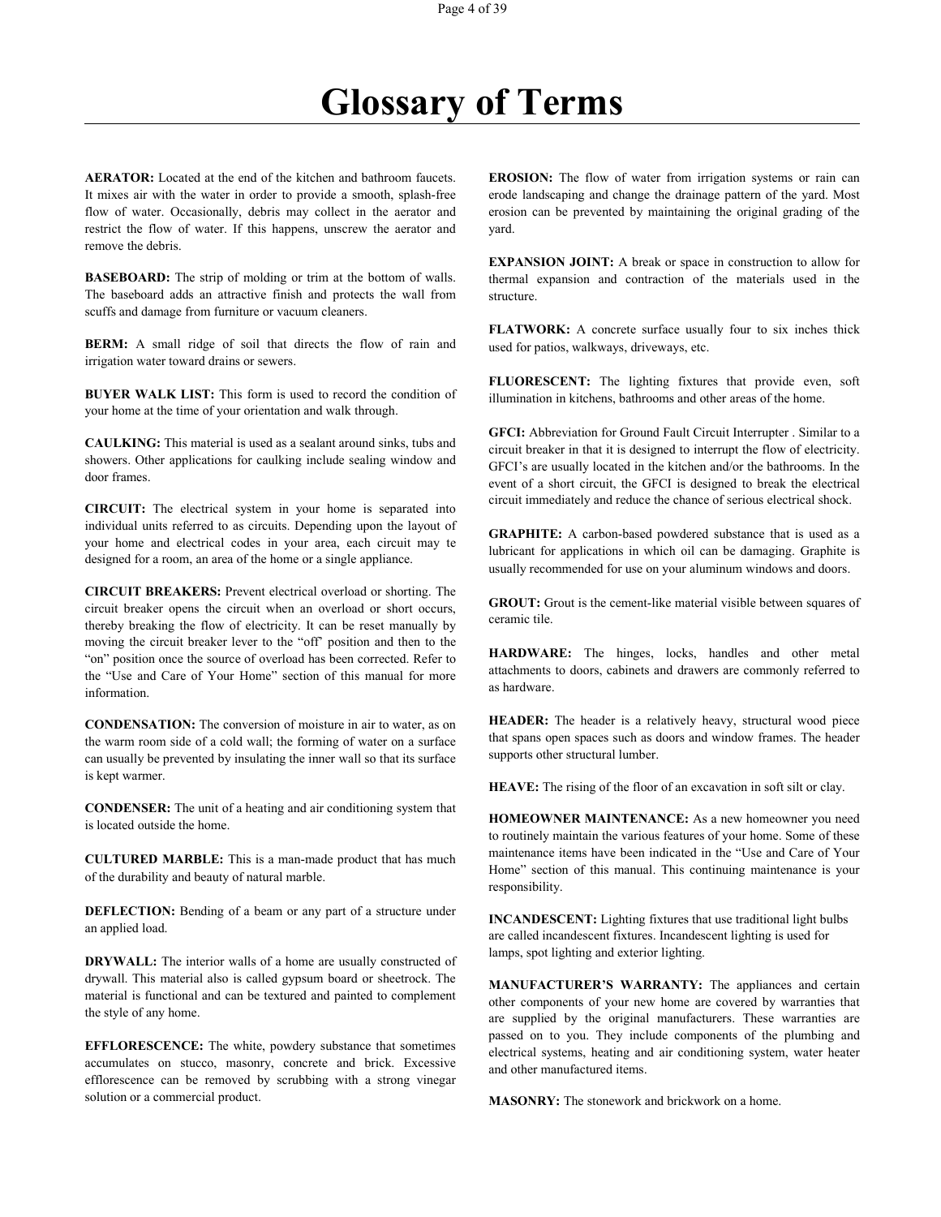# Glossary of Terms

**AERATOR:** Located at the end of the kitchen and bathroom faucets. It mixes air with the water in order to provide a smooth, splash-free flow of water. Occasionally, debris may collect in the aerator and restrict the flow of water. If this happens, unscrew the aerator and remove the debris.

**BASEBOARD:** The strip of molding or trim at the bottom of walls. The baseboard adds an attractive finish and protects the wall from scuffs and damage from furniture or vacuum cleaners.

**BERM:** A small ridge of soil that directs the flow of rain and irrigation water toward drains or sewers.

**BUYER WALK LIST:** This form is used to record the condition of your home at the time of your orientation and walk through.

**CAULKING:** This material is used as a sealant around sinks, tubs and showers. Other applications for caulking include sealing window and door frames.

**CIRCUIT:** The electrical system in your home is separated into individual units referred to as circuits. Depending upon the layout of your home and electrical codes in your area, each circuit may te designed for a room, an area of the home or a single appliance.

**CIRCUIT BREAKERS:** Prevent electrical overload or shorting. The circuit breaker opens the circuit when an overload or short occurs, thereby breaking the flow of electricity. It can be reset manually by moving the circuit breaker lever to the "off" position and then to the "on" position once the source of overload has been corrected. Refer to the "Use and Care of Your Home" section of this manual for more information.

**CONDENSATION:** The conversion of moisture in air to water, as on the warm room side of a cold wall; the forming of water on a surface can usually be prevented by insulating the inner wall so that its surface is kept warmer.

**CONDENSER:** The unit of a heating and air conditioning system that is located outside the home.

**CULTURED MARBLE:** This is a man-made product that has much of the durability and beauty of natural marble.

**DEFLECTION:** Bending of a beam or any part of a structure under an applied load.

**DRYWALL:** The interior walls of a home are usually constructed of drywall. This material also is called gypsum board or sheetrock. The material is functional and can be textured and painted to complement the style of any home.

**EFFLORESCENCE:** The white, powdery substance that sometimes accumulates on stucco, masonry, concrete and brick. Excessive efflorescence can be removed by scrubbing with a strong vinegar solution or a commercial product.

**EROSION:** The flow of water from irrigation systems or rain can erode landscaping and change the drainage pattern of the yard. Most erosion can be prevented by maintaining the original grading of the yard.

**EXPANSION JOINT:** A break or space in construction to allow for thermal expansion and contraction of the materials used in the structure.

**FLATWORK:** A concrete surface usually four to six inches thick used for patios, walkways, driveways, etc.

**FLUORESCENT:** The lighting fixtures that provide even, soft illumination in kitchens, bathrooms and other areas of the home.

**GFCI:** Abbreviation for Ground Fault Circuit Interrupter . Similar to a circuit breaker in that it is designed to interrupt the flow of electricity. GFCI's are usually located in the kitchen and/or the bathrooms. In the event of a short circuit, the GFCI is designed to break the electrical circuit immediately and reduce the chance of serious electrical shock.

**GRAPHITE:** A carbon-based powdered substance that is used as a lubricant for applications in which oil can be damaging. Graphite is usually recommended for use on your aluminum windows and doors.

**GROUT:** Grout is the cement-like material visible between squares of ceramic tile.

**HARDWARE:** The hinges, locks, handles and other metal attachments to doors, cabinets and drawers are commonly referred to as hardware.

**HEADER:** The header is a relatively heavy, structural wood piece that spans open spaces such as doors and window frames. The header supports other structural lumber.

**HEAVE:** The rising of the floor of an excavation in soft silt or clay.

**HOMEOWNER MAINTENANCE:** As a new homeowner you need to routinely maintain the various features of your home. Some of these maintenance items have been indicated in the "Use and Care of Your Home" section of this manual. This continuing maintenance is your responsibility.

**INCANDESCENT:** Lighting fixtures that use traditional light bulbs are called incandescent fixtures. Incandescent lighting is used for lamps, spot lighting and exterior lighting.

**MANUFACTURER'S WARRANTY:** The appliances and certain other components of your new home are covered by warranties that are supplied by the original manufacturers. These warranties are passed on to you. They include components of the plumbing and electrical systems, heating and air conditioning system, water heater and other manufactured items.

**MASONRY:** The stonework and brickwork on a home.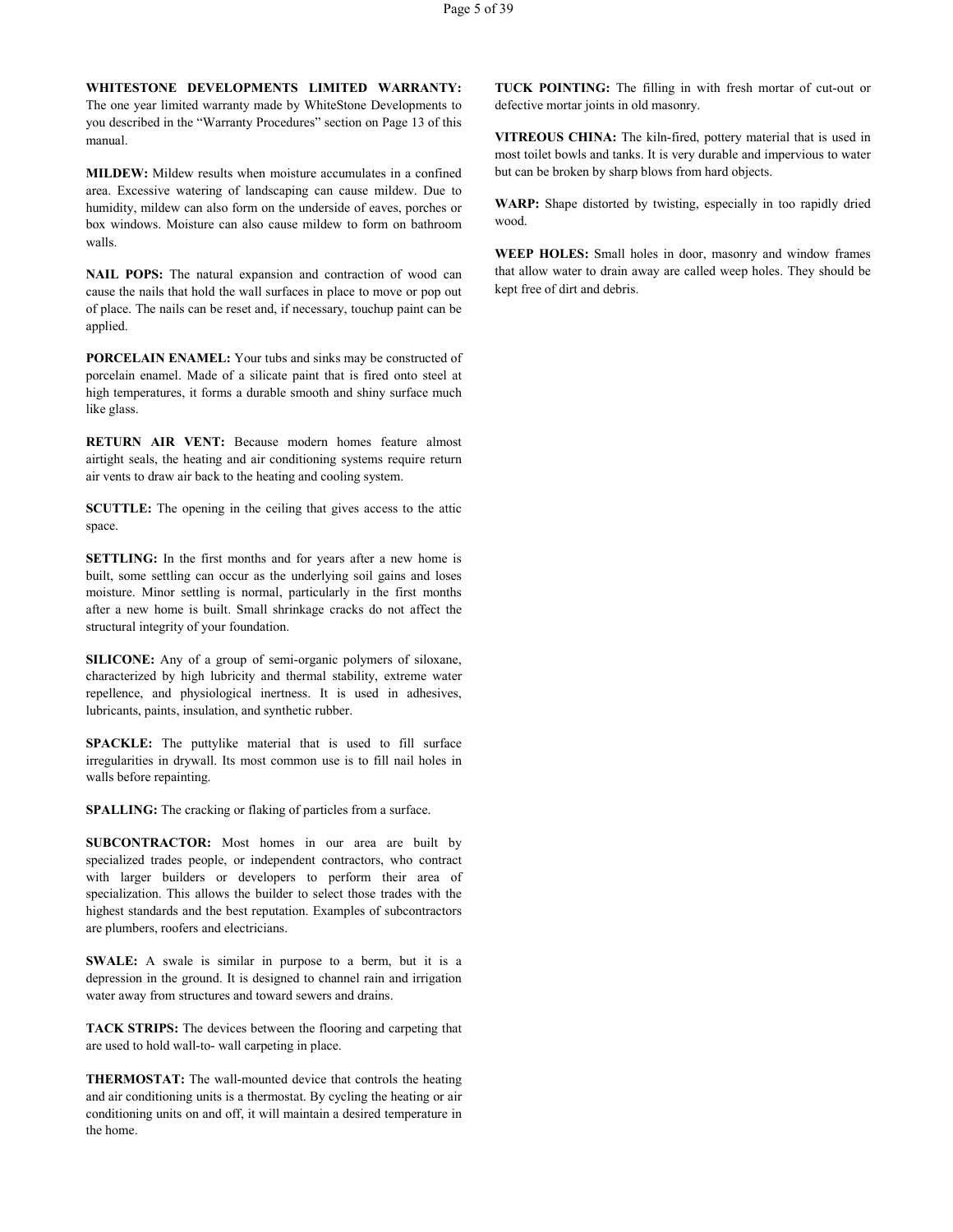**WHITESTONE DEVELOPMENTS LIMITED WARRANTY:** The one year limited warranty made by WhiteStone Developments to you described in the "Warranty Procedures" section on Page 13 of this manual.

**MILDEW:** Mildew results when moisture accumulates in a confined area. Excessive watering of landscaping can cause mildew. Due to humidity, mildew can also form on the underside of eaves, porches or box windows. Moisture can also cause mildew to form on bathroom walls.

**NAIL POPS:** The natural expansion and contraction of wood can cause the nails that hold the wall surfaces in place to move or pop out of place. The nails can be reset and, if necessary, touchup paint can be applied.

**PORCELAIN ENAMEL:** Your tubs and sinks may be constructed of porcelain enamel. Made of a silicate paint that is fired onto steel at high temperatures, it forms a durable smooth and shiny surface much like glass.

**RETURN AIR VENT:** Because modern homes feature almost airtight seals, the heating and air conditioning systems require return air vents to draw air back to the heating and cooling system.

**SCUTTLE:** The opening in the ceiling that gives access to the attic space.

**SETTLING:** In the first months and for years after a new home is built, some settling can occur as the underlying soil gains and loses moisture. Minor settling is normal, particularly in the first months after a new home is built. Small shrinkage cracks do not affect the structural integrity of your foundation.

**SILICONE:** Any of a group of semi-organic polymers of siloxane, characterized by high lubricity and thermal stability, extreme water repellence, and physiological inertness. It is used in adhesives, lubricants, paints, insulation, and synthetic rubber.

**SPACKLE:** The puttylike material that is used to fill surface irregularities in drywall. Its most common use is to fill nail holes in walls before repainting.

**SPALLING:** The cracking or flaking of particles from a surface.

**SUBCONTRACTOR:** Most homes in our area are built by specialized trades people, or independent contractors, who contract with larger builders or developers to perform their area of specialization. This allows the builder to select those trades with the highest standards and the best reputation. Examples of subcontractors are plumbers, roofers and electricians.

**SWALE:** A swale is similar in purpose to a berm, but it is a depression in the ground. It is designed to channel rain and irrigation water away from structures and toward sewers and drains.

**TACK STRIPS:** The devices between the flooring and carpeting that are used to hold wall-to- wall carpeting in place.

**THERMOSTAT:** The wall-mounted device that controls the heating and air conditioning units is a thermostat. By cycling the heating or air conditioning units on and off, it will maintain a desired temperature in the home.

**TUCK POINTING:** The filling in with fresh mortar of cut-out or defective mortar joints in old masonry.

**VITREOUS CHINA:** The kiln-fired, pottery material that is used in most toilet bowls and tanks. It is very durable and impervious to water but can be broken by sharp blows from hard objects.

**WARP:** Shape distorted by twisting, especially in too rapidly dried wood.

**WEEP HOLES:** Small holes in door, masonry and window frames that allow water to drain away are called weep holes. They should be kept free of dirt and debris.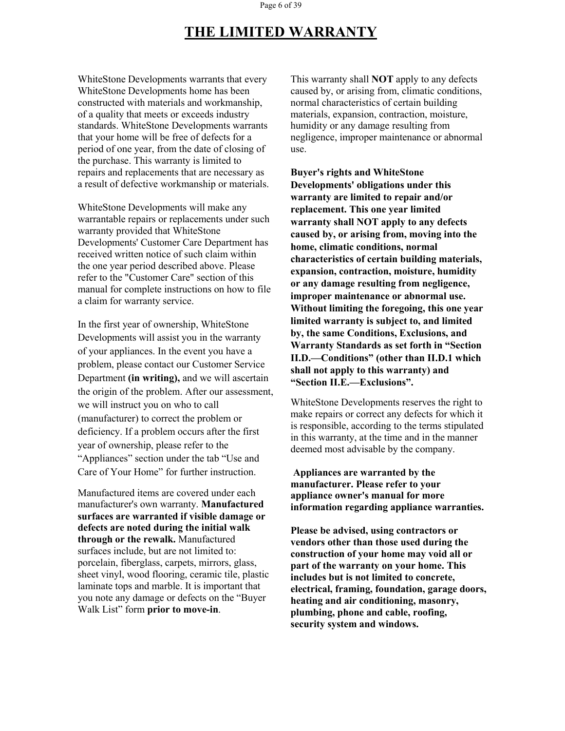# THE LIMITED WARRANTY

WhiteStone Developments warrants that every WhiteStone Developments home has been constructed with materials and workmanship, of a quality that meets or exceeds industry standards. WhiteStone Developments warrants that your home will be free of defects for a period of one year, from the date of closing of the purchase. This warranty is limited to repairs and replacements that are necessary as a result of defective workmanship or materials.

WhiteStone Developments will make any warrantable repairs or replacements under such warranty provided that WhiteStone Developments' Customer Care Department has received written notice of such claim within the one year period described above. Please refer to the "Customer Care" section of this manual for complete instructions on how to file a claim for warranty service.

In the first year of ownership, WhiteStone Developments will assist you in the warranty of your appliances. In the event you have a problem, please contact our Customer Service Department **(in writing),** and we will ascertain the origin of the problem. After our assessment, we will instruct you on who to call (manufacturer) to correct the problem or deficiency. If a problem occurs after the first year of ownership, please refer to the "Appliances" section under the tab "Use and Care of Your Home" for further instruction.

Manufactured items are covered under each manufacturer's own warranty. **Manufactured surfaces are warranted if visible damage or defects are noted during the initial walk through or the rewalk.** Manufactured surfaces include, but are not limited to: porcelain, fiberglass, carpets, mirrors, glass, sheet vinyl, wood flooring, ceramic tile, plastic laminate tops and marble. It is important that you note any damage or defects on the "Buyer Walk List" form **prior to move-in**.

This warranty shall **NOT** apply to any defects caused by, or arising from, climatic conditions, normal characteristics of certain building materials, expansion, contraction, moisture, humidity or any damage resulting from negligence, improper maintenance or abnormal use.

**Buyer's rights and WhiteStone Developments' obligations under this warranty are limited to repair and/or replacement. This one year limited warranty shall NOT apply to any defects caused by, or arising from, moving into the home, climatic conditions, normal characteristics of certain building materials, expansion, contraction, moisture, humidity or any damage resulting from negligence, improper maintenance or abnormal use. Without limiting the foregoing, this one year limited warranty is subject to, and limited by, the same Conditions, Exclusions, and Warranty Standards as set forth in "Section II.D.—Conditions" (other than II.D.1 which shall not apply to this warranty) and "Section II.E.—Exclusions".**

WhiteStone Developments reserves the right to make repairs or correct any defects for which it is responsible, according to the terms stipulated in this warranty, at the time and in the manner deemed most advisable by the company.

**Appliances are warranted by the manufacturer. Please refer to your appliance owner's manual for more information regarding appliance warranties.**

**Please be advised, using contractors or vendors other than those used during the construction of your home may void all or part of the warranty on your home. This includes but is not limited to concrete, electrical, framing, foundation, garage doors, heating and air conditioning, masonry, plumbing, phone and cable, roofing, security system and windows.**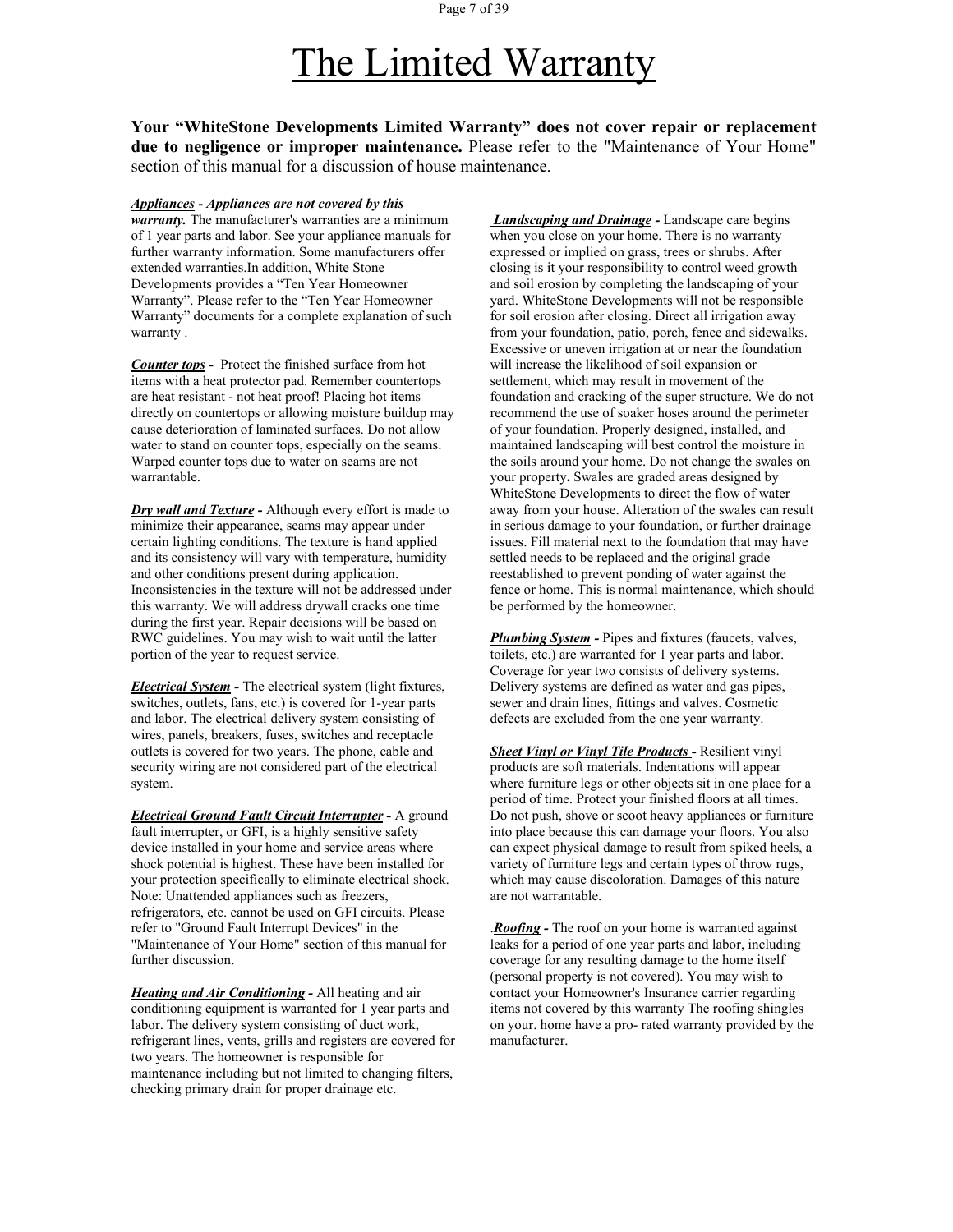# The Limited Warranty

**Your "WhiteStone Developments Limited Warranty" does not cover repair or replacement due to negligence or improper maintenance.** Please refer to the "Maintenance of Your Home" section of this manual for a discussion of house maintenance.

***Appliances*** ***- Appliances are not covered by this warranty.*** The manufacturer's warranties are a minimum of 1 year parts and labor. See your appliance manuals for further warranty information. Some manufacturers offer extended warranties.In addition, White Stone Developments provides a "Ten Year Homeowner Warranty". Please refer to the "Ten Year Homeowner Warranty" documents for a complete explanation of such warranty .

***Counter tops*** **-** Protect the finished surface from hot items with a heat protector pad. Remember countertops are heat resistant - not heat proof! Placing hot items directly on countertops or allowing moisture buildup may cause deterioration of laminated surfaces. Do not allow water to stand on counter tops, especially on the seams. Warped counter tops due to water on seams are not warrantable.

***Dry wall and Texture*** **-** Although every effort is made to minimize their appearance, seams may appear under certain lighting conditions. The texture is hand applied and its consistency will vary with temperature, humidity and other conditions present during application. Inconsistencies in the texture will not be addressed under this warranty. We will address drywall cracks one time during the first year. Repair decisions will be based on RWC guidelines. You may wish to wait until the latter portion of the year to request service.

***Electrical System*** **-** The electrical system (light fixtures, switches, outlets, fans, etc.) is covered for 1-year parts and labor. The electrical delivery system consisting of wires, panels, breakers, fuses, switches and receptacle outlets is covered for two years. The phone, cable and security wiring are not considered part of the electrical system.

***Electrical Ground Fault Circuit Interrupter*** **-** A ground fault interrupter, or GFI, is a highly sensitive safety device installed in your home and service areas where shock potential is highest. These have been installed for your protection specifically to eliminate electrical shock. Note: Unattended appliances such as freezers, refrigerators, etc. cannot be used on GFI circuits. Please refer to "Ground Fault Interrupt Devices" in the "Maintenance of Your Home" section of this manual for further discussion.

***Heating and Air Conditioning*** **-** All heating and air conditioning equipment is warranted for 1 year parts and labor. The delivery system consisting of duct work, refrigerant lines, vents, grills and registers are covered for two years. The homeowner is responsible for maintenance including but not limited to changing filters, checking primary drain for proper drainage etc.

***Landscaping and Drainage*** **-** Landscape care begins when you close on your home. There is no warranty expressed or implied on grass, trees or shrubs. After closing is it your responsibility to control weed growth and soil erosion by completing the landscaping of your yard. WhiteStone Developments will not be responsible for soil erosion after closing. Direct all irrigation away from your foundation, patio, porch, fence and sidewalks. Excessive or uneven irrigation at or near the foundation will increase the likelihood of soil expansion or settlement, which may result in movement of the foundation and cracking of the super structure. We do not recommend the use of soaker hoses around the perimeter of your foundation. Properly designed, installed, and maintained landscaping will best control the moisture in the soils around your home. Do not change the swales on your property**.** Swales are graded areas designed by WhiteStone Developments to direct the flow of water away from your house. Alteration of the swales can result in serious damage to your foundation, or further drainage issues. Fill material next to the foundation that may have settled needs to be replaced and the original grade reestablished to prevent ponding of water against the fence or home. This is normal maintenance, which should be performed by the homeowner.

***Plumbing System*** **-** Pipes and fixtures (faucets, valves, toilets, etc.) are warranted for 1 year parts and labor. Coverage for year two consists of delivery systems. Delivery systems are defined as water and gas pipes, sewer and drain lines, fittings and valves. Cosmetic defects are excluded from the one year warranty.

***Sheet Vinyl or Vinyl Tile Products*** **-** Resilient vinyl products are soft materials. Indentations will appear where furniture legs or other objects sit in one place for a period of time. Protect your finished floors at all times. Do not push, shove or scoot heavy appliances or furniture into place because this can damage your floors. You also can expect physical damage to result from spiked heels, a variety of furniture legs and certain types of throw rugs, which may cause discoloration. Damages of this nature are not warrantable.

.***Roofing*** **-** The roof on your home is warranted against leaks for a period of one year parts and labor, including coverage for any resulting damage to the home itself (personal property is not covered). You may wish to contact your Homeowner's Insurance carrier regarding items not covered by this warranty The roofing shingles on your. home have a pro- rated warranty provided by the manufacturer.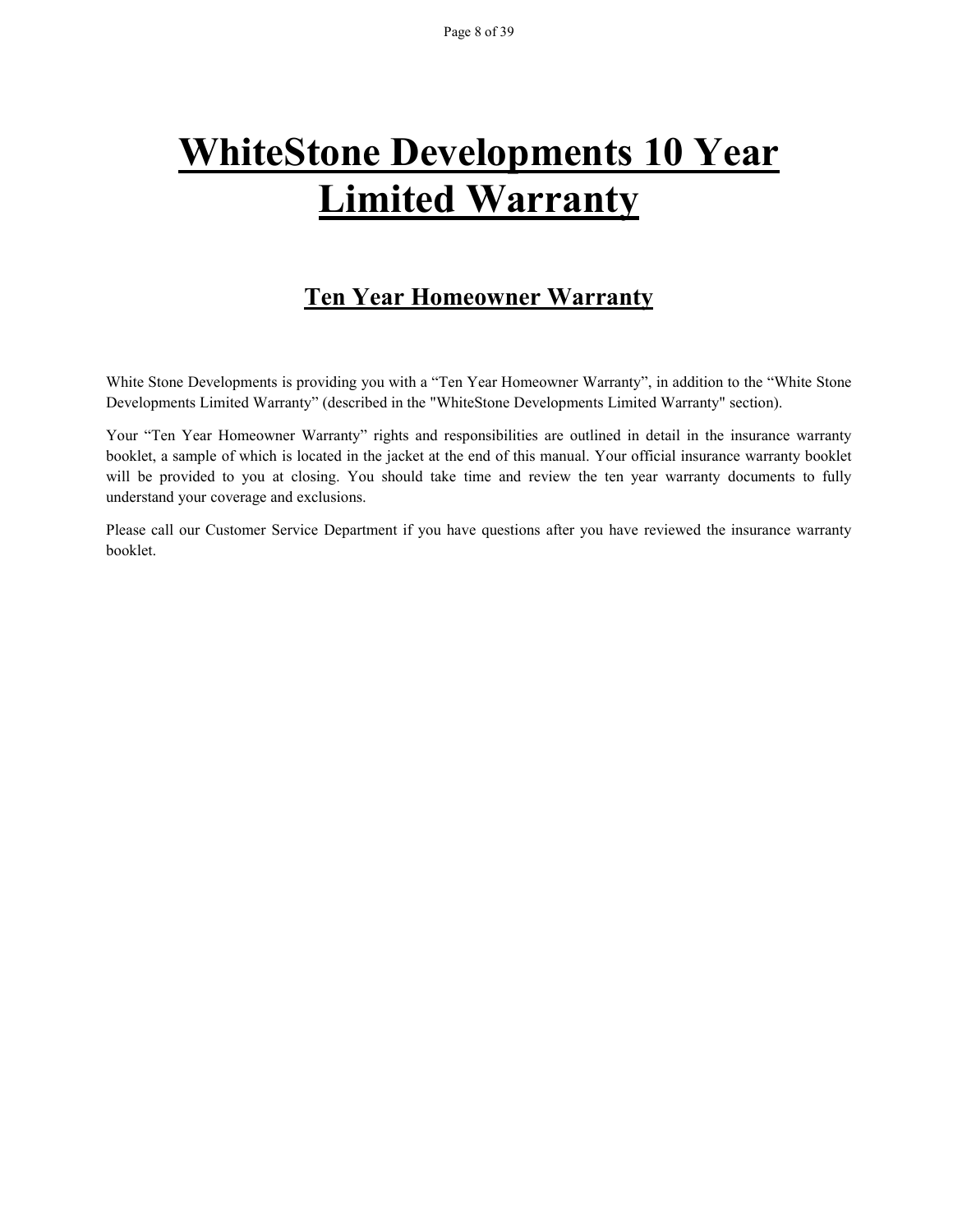# WhiteStone Developments 10 Year Limited Warranty

## Ten Year Homeowner Warranty

White Stone Developments is providing you with a “Ten Year Homeowner Warranty”, in addition to the “White Stone Developments Limited Warranty” (described in the "WhiteStone Developments Limited Warranty" section).

Your “Ten Year Homeowner Warranty” rights and responsibilities are outlined in detail in the insurance warranty booklet, a sample of which is located in the jacket at the end of this manual. Your official insurance warranty booklet will be provided to you at closing. You should take time and review the ten year warranty documents to fully understand your coverage and exclusions.

Please call our Customer Service Department if you have questions after you have reviewed the insurance warranty booklet.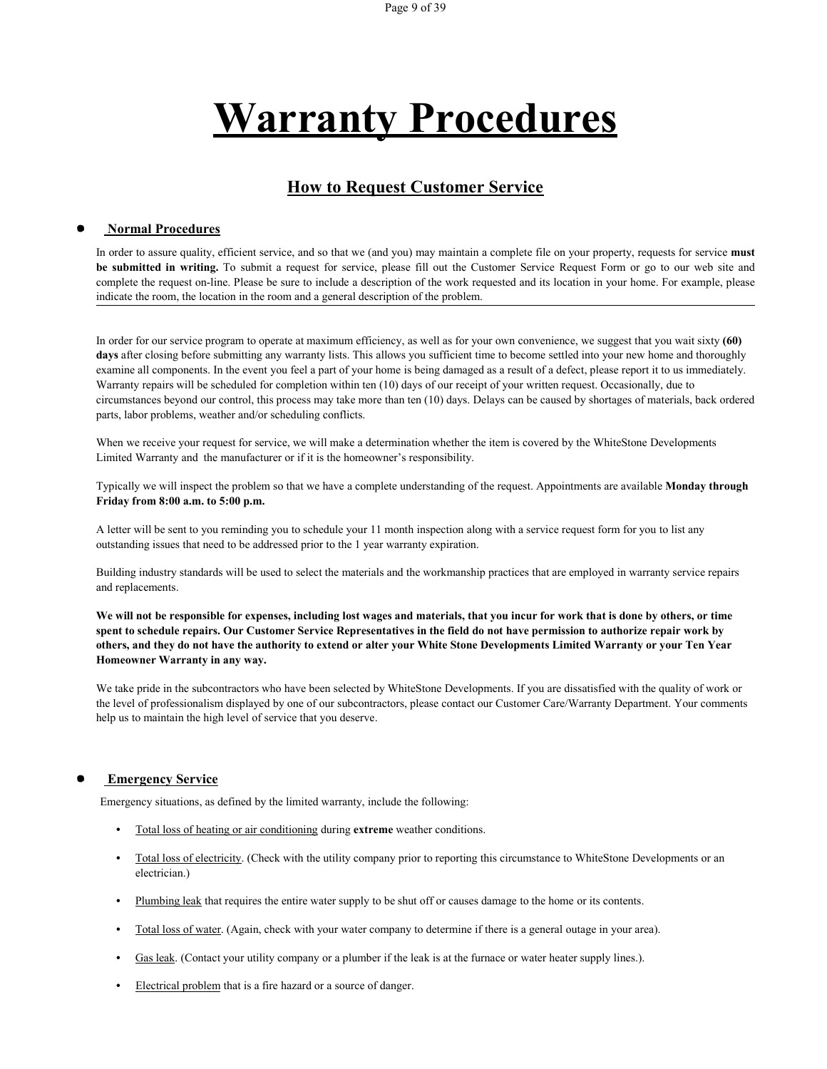# Warranty Procedures

## How to Request Customer Service

- **Normal Procedures**

In order to assure quality, efficient service, and so that we (and you) may maintain a complete file on your property, requests for service **must be submitted in writing.** To submit a request for service, please fill out the Customer Service Request Form or go to our web site and complete the request on-line. Please be sure to include a description of the work requested and its location in your home. For example, please indicate the room, the location in the room and a general description of the problem.

In order for our service program to operate at maximum efficiency, as well as for your own convenience, we suggest that you wait sixty **(60) days** after closing before submitting any warranty lists. This allows you sufficient time to become settled into your new home and thoroughly examine all components. In the event you feel a part of your home is being damaged as a result of a defect, please report it to us immediately. Warranty repairs will be scheduled for completion within ten (10) days of our receipt of your written request. Occasionally, due to circumstances beyond our control, this process may take more than ten (10) days. Delays can be caused by shortages of materials, back ordered parts, labor problems, weather and/or scheduling conflicts.

When we receive your request for service, we will make a determination whether the item is covered by the WhiteStone Developments Limited Warranty and the manufacturer or if it is the homeowner's responsibility.

Typically we will inspect the problem so that we have a complete understanding of the request. Appointments are available **Monday through Friday from 8:00 a.m. to 5:00 p.m.**

A letter will be sent to you reminding you to schedule your 11 month inspection along with a service request form for you to list any outstanding issues that need to be addressed prior to the 1 year warranty expiration.

Building industry standards will be used to select the materials and the workmanship practices that are employed in warranty service repairs and replacements.

**We will not be responsible for expenses, including lost wages and materials, that you incur for work that is done by others, or time spent to schedule repairs. Our Customer Service Representatives in the field do not have permission to authorize repair work by others, and they do not have the authority to extend or alter your White Stone Developments Limited Warranty or your Ten Year Homeowner Warranty in any way.**

We take pride in the subcontractors who have been selected by WhiteStone Developments. If you are dissatisfied with the quality of work or the level of professionalism displayed by one of our subcontractors, please contact our Customer Care/Warranty Department. Your comments help us to maintain the high level of service that you deserve.

- **Emergency Service**

Emergency situations, as defined by the limited warranty, include the following:

- Total loss of heating or air conditioning during **extreme** weather conditions.
- Total loss of electricity. (Check with the utility company prior to reporting this circumstance to WhiteStone Developments or an electrician.)
- Plumbing leak that requires the entire water supply to be shut off or causes damage to the home or its contents.
- Total loss of water. (Again, check with your water company to determine if there is a general outage in your area).
- Gas leak. (Contact your utility company or a plumber if the leak is at the furnace or water heater supply lines.).
- Electrical problem that is a fire hazard or a source of danger.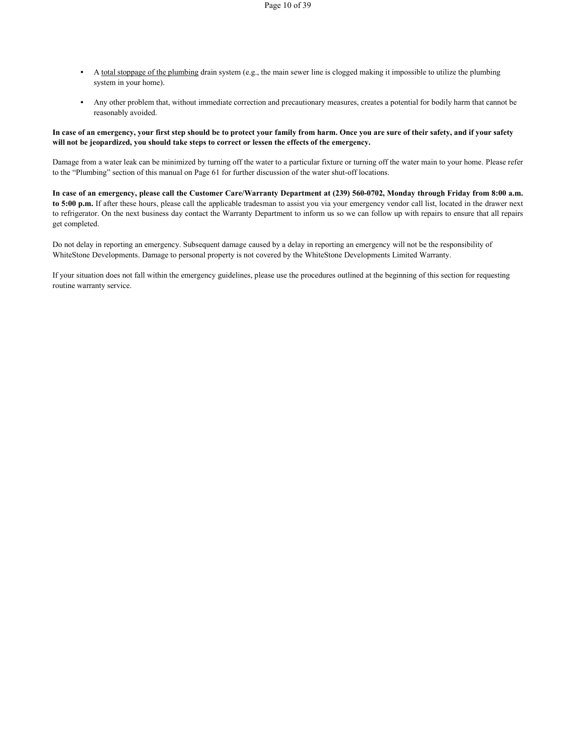- A <u>total stoppage of the plumbing</u> drain system (e.g., the main sewer line is clogged making it impossible to utilize the plumbing system in your home).

- Any other problem that, without immediate correction and precautionary measures, creates a potential for bodily harm that cannot be reasonably avoided.

**In case of an emergency, your first step should be to protect your family from harm. Once you are sure of their safety, and if your safety will not be jeopardized, you should take steps to correct or lessen the effects of the emergency.**

Damage from a water leak can be minimized by turning off the water to a particular fixture or turning off the water main to your home. Please refer to the "Plumbing" section of this manual on Page 61 for further discussion of the water shut-off locations.

**In case of an emergency, please call the Customer Care/Warranty Department at (239) 560-0702, Monday through Friday from 8:00 a.m. to 5:00 p.m.** If after these hours, please call the applicable tradesman to assist you via your emergency vendor call list, located in the drawer next to refrigerator. On the next business day contact the Warranty Department to inform us so we can follow up with repairs to ensure that all repairs get completed.

Do not delay in reporting an emergency. Subsequent damage caused by a delay in reporting an emergency will not be the responsibility of WhiteStone Developments. Damage to personal property is not covered by the WhiteStone Developments Limited Warranty.

If your situation does not fall within the emergency guidelines, please use the procedures outlined at the beginning of this section for requesting routine warranty service.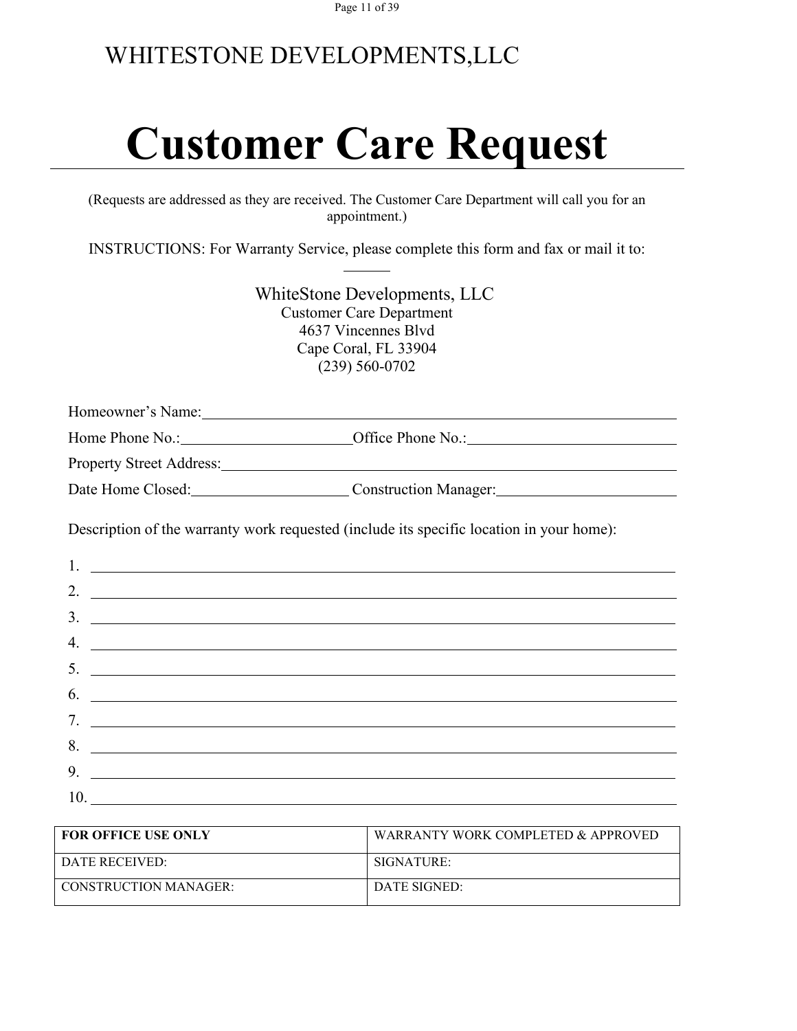WHITESTONE DEVELOPMENTS,LLC

# Customer Care Request

(Requests are addressed as they are received. The Customer Care Department will call you for an appointment.)

INSTRUCTIONS: For Warranty Service, please complete this form and fax or mail it to:

WhiteStone Developments, LLC
Customer Care Department
4637 Vincennes Blvd
Cape Coral, FL 33904
(239) 560-0702

Homeowner's Name:______________________________________________

Home Phone No.:______________________ Office Phone No.:______________________

Property Street Address:______________________________________________

Date Home Closed:____________________ Construction Manager:______________________

Description of the warranty work requested (include its specific location in your home):

1. ______________________________________________
2. ______________________________________________
3. ______________________________________________
4. ______________________________________________
5. ______________________________________________
6. ______________________________________________
7. ______________________________________________
8. ______________________________________________
9. ______________________________________________
10. ______________________________________________

| **FOR OFFICE USE ONLY** | WARRANTY WORK COMPLETED & APPROVED |
|---|---|
| DATE RECEIVED: | SIGNATURE: |
| CONSTRUCTION MANAGER: | DATE SIGNED: |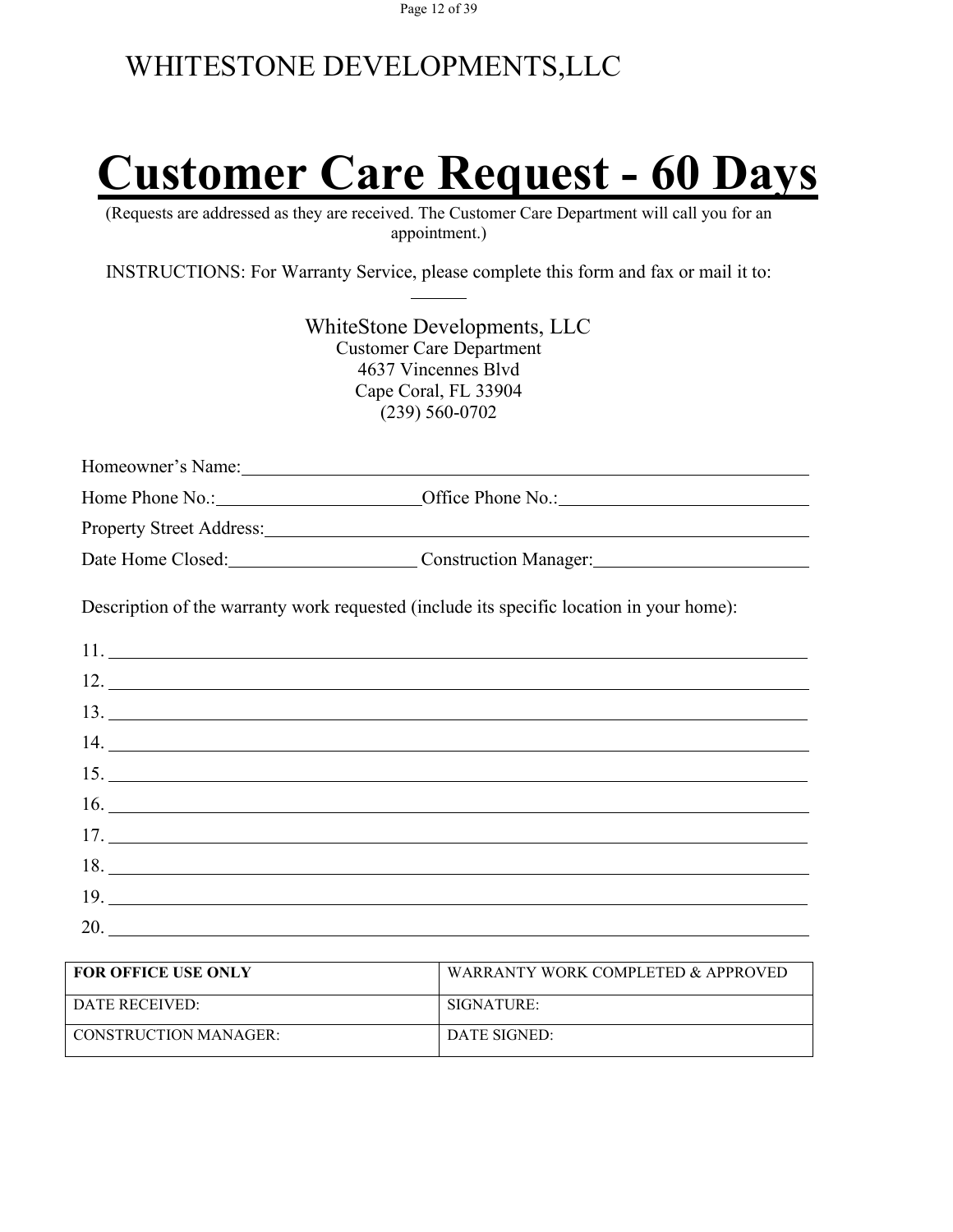WHITESTONE DEVELOPMENTS,LLC

# Customer Care Request - 60 Days

(Requests are addressed as they are received. The Customer Care Department will call you for an appointment.)

INSTRUCTIONS: For Warranty Service, please complete this form and fax or mail it to: ______

WhiteStone Developments, LLC
Customer Care Department
4637 Vincennes Blvd
Cape Coral, FL 33904
(239) 560-0702

Homeowner's Name: ____________________________________________

Home Phone No.: ______________________ Office Phone No.: ______________________

Property Street Address: ____________________________________________

Date Home Closed: ______________________ Construction Manager: ______________________

Description of the warranty work requested (include its specific location in your home):

11. ____________________________________________
12. ____________________________________________
13. ____________________________________________
14. ____________________________________________
15. ____________________________________________
16. ____________________________________________
17. ____________________________________________
18. ____________________________________________
19. ____________________________________________
20. ____________________________________________

| **FOR OFFICE USE ONLY** | WARRANTY WORK COMPLETED & APPROVED |
|---|---|
| DATE RECEIVED: | SIGNATURE: |
| CONSTRUCTION MANAGER: | DATE SIGNED: |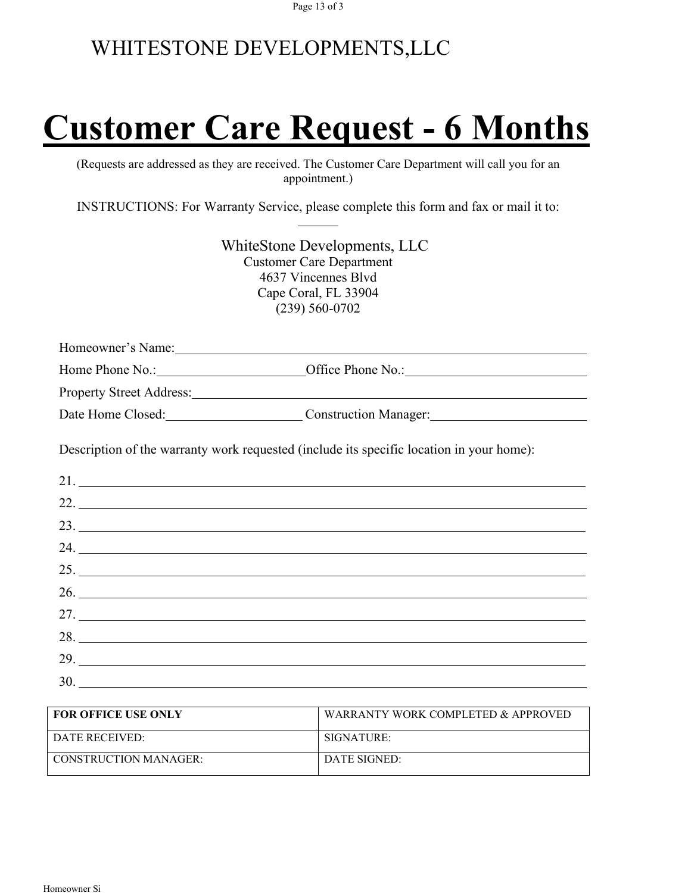WHITESTONE DEVELOPMENTS,LLC

# Customer Care Request - 6 Months

(Requests are addressed as they are received. The Customer Care Department will call you for an appointment.)

INSTRUCTIONS: For Warranty Service, please complete this form and fax or mail it to:

WhiteStone Developments, LLC
Customer Care Department
4637 Vincennes Blvd
Cape Coral, FL 33904
(239) 560-0702

Homeowner's Name:________________________________________

Home Phone No.:____________________ Office Phone No.:____________________

Property Street Address:________________________________________

Date Home Closed:__________________ Construction Manager:____________________

Description of the warranty work requested (include its specific location in your home):

21. ________________________________________
22. ________________________________________
23. ________________________________________
24. ________________________________________
25. ________________________________________
26. ________________________________________
27. ________________________________________
28. ________________________________________
29. ________________________________________
30. ________________________________________

| **FOR OFFICE USE ONLY** | WARRANTY WORK COMPLETED & APPROVED |
|---|---|
| DATE RECEIVED: | SIGNATURE: |
| CONSTRUCTION MANAGER: | DATE SIGNED: |

Homeowner Si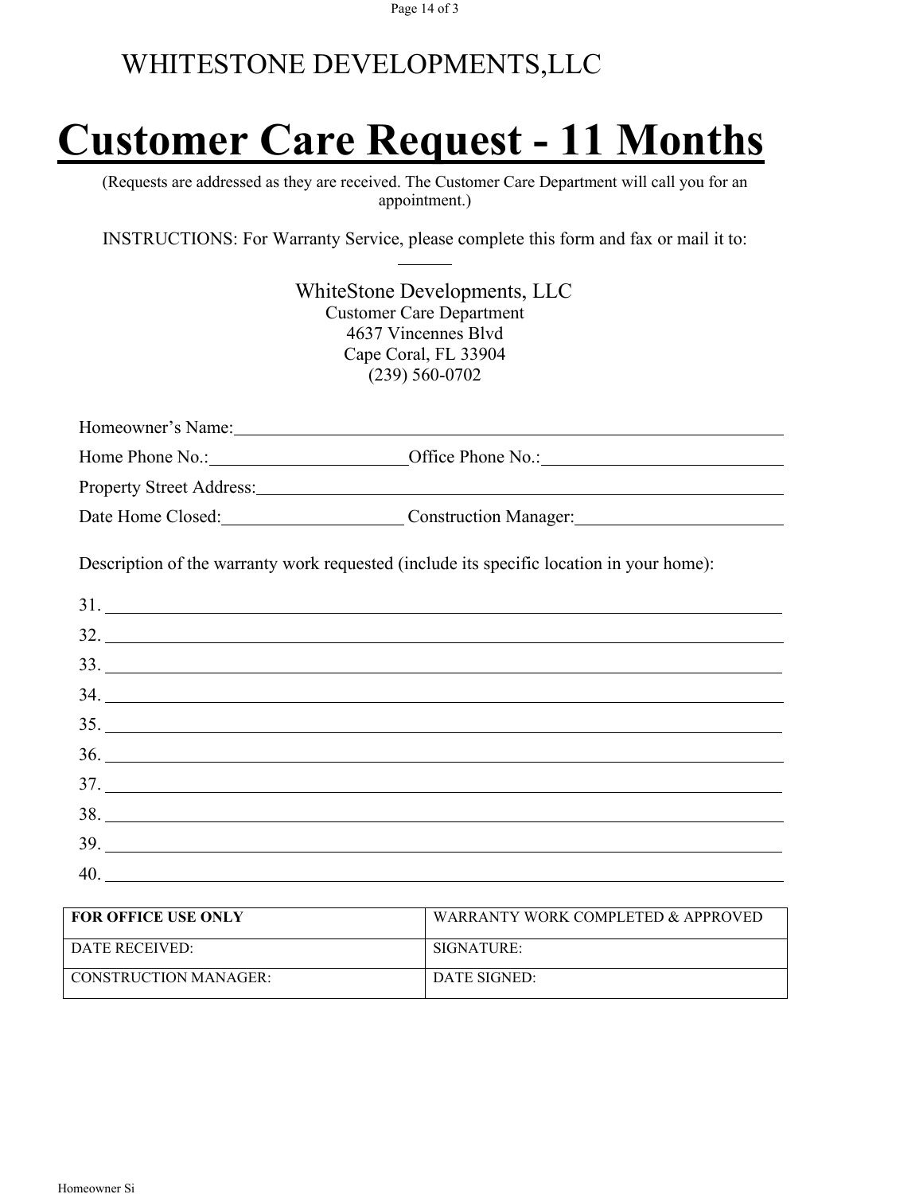# WHITESTONE DEVELOPMENTS,LLC

# Customer Care Request - 11 Months

(Requests are addressed as they are received. The Customer Care Department will call you for an appointment.)

INSTRUCTIONS: For Warranty Service, please complete this form and fax or mail it to: ______

WhiteStone Developments, LLC
Customer Care Department
4637 Vincennes Blvd
Cape Coral, FL 33904
(239) 560-0702

Homeowner's Name:______________________________________________

Home Phone No.:____________________Office Phone No.:____________________

Property Street Address:______________________________________________

Date Home Closed:__________________ Construction Manager:__________________

Description of the warranty work requested (include its specific location in your home):

31. ______________________________________________
32. ______________________________________________
33. ______________________________________________
34. ______________________________________________
35. ______________________________________________
36. ______________________________________________
37. ______________________________________________
38. ______________________________________________
39. ______________________________________________
40. ______________________________________________

| **FOR OFFICE USE ONLY** | WARRANTY WORK COMPLETED & APPROVED |
|---|---|
| DATE RECEIVED: | SIGNATURE: |
| CONSTRUCTION MANAGER: | DATE SIGNED: |

Homeowner Si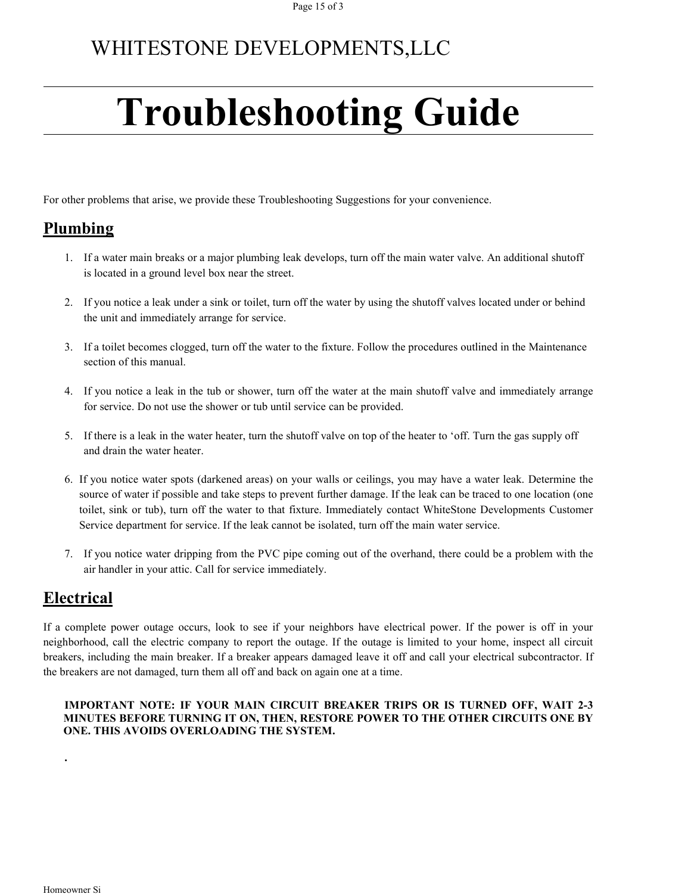WHITESTONE DEVELOPMENTS,LLC

# Troubleshooting Guide

For other problems that arise, we provide these Troubleshooting Suggestions for your convenience.

## Plumbing

1. If a water main breaks or a major plumbing leak develops, turn off the main water valve. An additional shutoff is located in a ground level box near the street.

2. If you notice a leak under a sink or toilet, turn off the water by using the shutoff valves located under or behind the unit and immediately arrange for service.

3. If a toilet becomes clogged, turn off the water to the fixture. Follow the procedures outlined in the Maintenance section of this manual.

4. If you notice a leak in the tub or shower, turn off the water at the main shutoff valve and immediately arrange for service. Do not use the shower or tub until service can be provided.

5. If there is a leak in the water heater, turn the shutoff valve on top of the heater to 'off. Turn the gas supply off and drain the water heater.

6. If you notice water spots (darkened areas) on your walls or ceilings, you may have a water leak. Determine the source of water if possible and take steps to prevent further damage. If the leak can be traced to one location (one toilet, sink or tub), turn off the water to that fixture. Immediately contact WhiteStone Developments Customer Service department for service. If the leak cannot be isolated, turn off the main water service.

7. If you notice water dripping from the PVC pipe coming out of the overhand, there could be a problem with the air handler in your attic. Call for service immediately.

## Electrical

If a complete power outage occurs, look to see if your neighbors have electrical power. If the power is off in your neighborhood, call the electric company to report the outage. If the outage is limited to your home, inspect all circuit breakers, including the main breaker. If a breaker appears damaged leave it off and call your electrical subcontractor. If the breakers are not damaged, turn them all off and back on again one at a time.

**IMPORTANT NOTE: IF YOUR MAIN CIRCUIT BREAKER TRIPS OR IS TURNED OFF, WAIT 2-3 MINUTES BEFORE TURNING IT ON, THEN, RESTORE POWER TO THE OTHER CIRCUITS ONE BY ONE. THIS AVOIDS OVERLOADING THE SYSTEM.**

.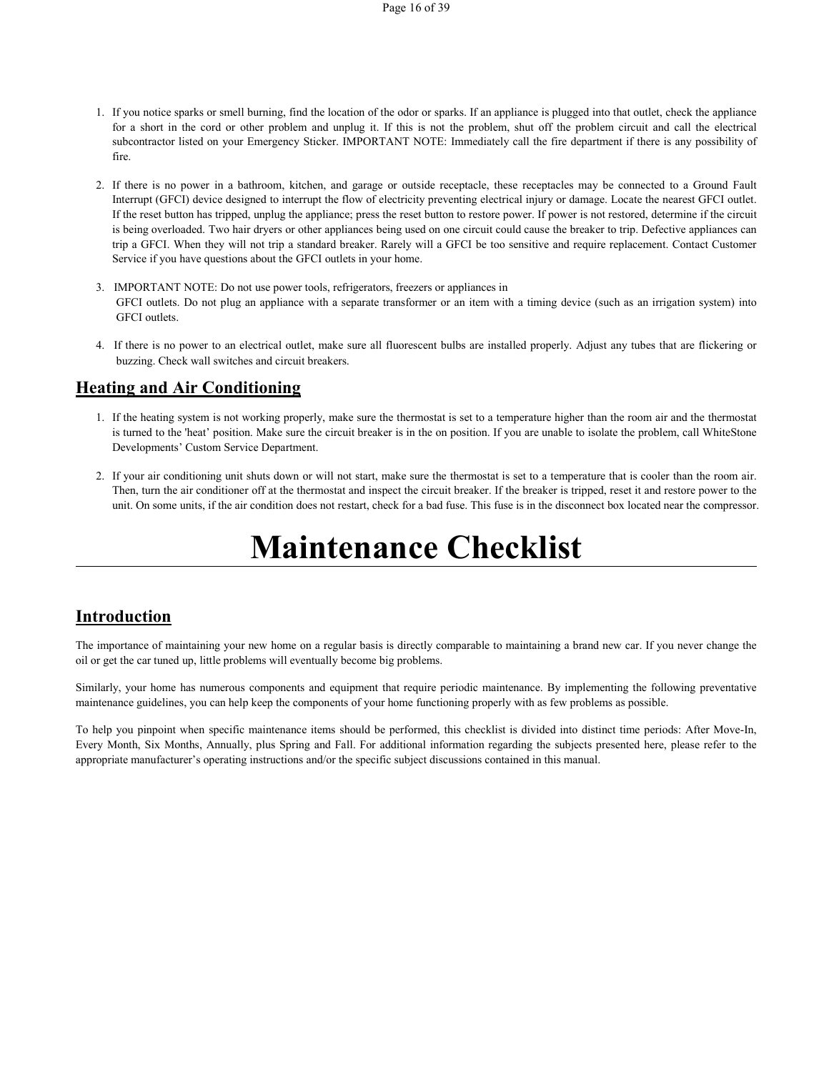1. If you notice sparks or smell burning, find the location of the odor or sparks. If an appliance is plugged into that outlet, check the appliance for a short in the cord or other problem and unplug it. If this is not the problem, shut off the problem circuit and call the electrical subcontractor listed on your Emergency Sticker. IMPORTANT NOTE: Immediately call the fire department if there is any possibility of fire.

2. If there is no power in a bathroom, kitchen, and garage or outside receptacle, these receptacles may be connected to a Ground Fault Interrupt (GFCI) device designed to interrupt the flow of electricity preventing electrical injury or damage. Locate the nearest GFCI outlet. If the reset button has tripped, unplug the appliance; press the reset button to restore power. If power is not restored, determine if the circuit is being overloaded. Two hair dryers or other appliances being used on one circuit could cause the breaker to trip. Defective appliances can trip a GFCI. When they will not trip a standard breaker. Rarely will a GFCI be too sensitive and require replacement. Contact Customer Service if you have questions about the GFCI outlets in your home.

3. IMPORTANT NOTE: Do not use power tools, refrigerators, freezers or appliances in GFCI outlets. Do not plug an appliance with a separate transformer or an item with a timing device (such as an irrigation system) into GFCI outlets.

4. If there is no power to an electrical outlet, make sure all fluorescent bulbs are installed properly. Adjust any tubes that are flickering or buzzing. Check wall switches and circuit breakers.

## Heating and Air Conditioning

1. If the heating system is not working properly, make sure the thermostat is set to a temperature higher than the room air and the thermostat is turned to the 'heat' position. Make sure the circuit breaker is in the on position. If you are unable to isolate the problem, call WhiteStone Developments' Custom Service Department.

2. If your air conditioning unit shuts down or will not start, make sure the thermostat is set to a temperature that is cooler than the room air. Then, turn the air conditioner off at the thermostat and inspect the circuit breaker. If the breaker is tripped, reset it and restore power to the unit. On some units, if the air condition does not restart, check for a bad fuse. This fuse is in the disconnect box located near the compressor.

# Maintenance Checklist

## Introduction

The importance of maintaining your new home on a regular basis is directly comparable to maintaining a brand new car. If you never change the oil or get the car tuned up, little problems will eventually become big problems.

Similarly, your home has numerous components and equipment that require periodic maintenance. By implementing the following preventative maintenance guidelines, you can help keep the components of your home functioning properly with as few problems as possible.

To help you pinpoint when specific maintenance items should be performed, this checklist is divided into distinct time periods: After Move-In, Every Month, Six Months, Annually, plus Spring and Fall. For additional information regarding the subjects presented here, please refer to the appropriate manufacturer's operating instructions and/or the specific subject discussions contained in this manual.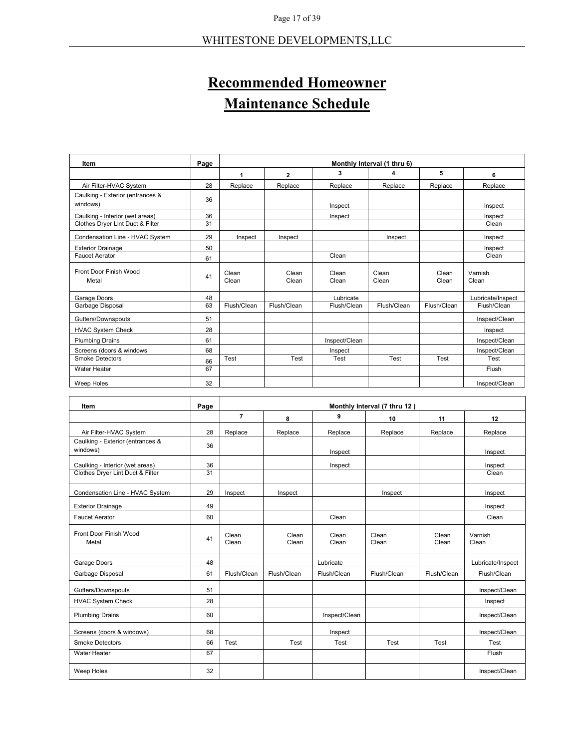# Recommended Homeowner Maintenance Schedule

| Item | Page | Monthly Interval (1 thru 6) | | | | | |
|---|---|---|---|---|---|---|---|
| | | 1 | 2 | 3 | 4 | 5 | 6 |
| Air Filter-HVAC System | 28 | Replace | Replace | Replace | Replace | Replace | Replace |
| Caulking - Exterior (entrances & windows) | 36 | | | Inspect | | | Inspect |
| Caulking - Interior (wet areas) | 36 | | | Inspect | | | Inspect |
| Clothes Dryer Lint Duct & Filter | 31 | | | | | | Clean |
| Condensation Line - HVAC System | 29 | Inspect | Inspect | | Inspect | | Inspect |
| Exterior Drainage | 50 | | | | | | Inspect |
| Faucet Aerator | 61 | | | Clean | | | Clean |
| Front Door Finish Wood<br>Metal | 41 | Clean<br>Clean | Clean<br>Clean | Clean<br>Clean | Clean<br>Clean | Clean<br>Clean | Varnish<br>Clean |
| Garage Doors | 48 | | | Lubricate | | | Lubricate/Inspect |
| Garbage Disposal | 63 | Flush/Clean | Flush/Clean | Flush/Clean | Flush/Clean | Flush/Clean | Flush/Clean |
| Gutters/Downspouts | 51 | | | | | | Inspect/Clean |
| HVAC System Check | 28 | | | | | | Inspect |
| Plumbing Drains | 61 | | | Inspect/Clean | | | Inspect/Clean |
| Screens (doors & windows | 68 | | | Inspect | | | Inspect/Clean |
| Smoke Detectors | 66 | Test | Test | Test | Test | Test | Test |
| Water Heater | 67 | | | | | | Flush |
| Weep Holes | 32 | | | | | | Inspect/Clean |

| Item | Page | Monthly Interval (7 thru 12 ) | | | | | |
|---|---|---|---|---|---|---|---|
| | | 7 | 8 | 9 | 10 | 11 | 12 |
| Air Filter-HVAC System | 28 | Replace | Replace | Replace | Replace | Replace | Replace |
| Caulking - Exterior (entrances & windows) | 36 | | | Inspect | | | Inspect |
| Caulking - Interior (wet areas) | 36 | | | Inspect | | | Inspect |
| Clothes Dryer Lint Duct & Filter | 31 | | | | | | Clean |
| Condensation Line - HVAC System | 29 | Inspect | Inspect | | Inspect | | Inspect |
| Exterior Drainage | 49 | | | | | | Inspect |
| Faucet Aerator | 60 | | | Clean | | | Clean |
| Front Door Finish Wood<br>Metal | 41 | Clean<br>Clean | Clean<br>Clean | Clean<br>Clean | Clean<br>Clean | Clean<br>Clean | Varnish<br>Clean |
| Garage Doors | 48 | | | Lubricate | | | Lubricate/Inspect |
| Garbage Disposal | 61 | Flush/Clean | Flush/Clean | Flush/Clean | Flush/Clean | Flush/Clean | Flush/Clean |
| Gutters/Downspouts | 51 | | | | | | Inspect/Clean |
| HVAC System Check | 28 | | | | | | Inspect |
| Plumbing Drains | 60 | | | Inspect/Clean | | | Inspect/Clean |
| Screens (doors & windows) | 68 | | | Inspect | | | Inspect/Clean |
| Smoke Detectors | 66 | Test | Test | Test | Test | Test | Test |
| Water Heater | 67 | | | | | | Flush |
| Weep Holes | 32 | | | | | | Inspect/Clean |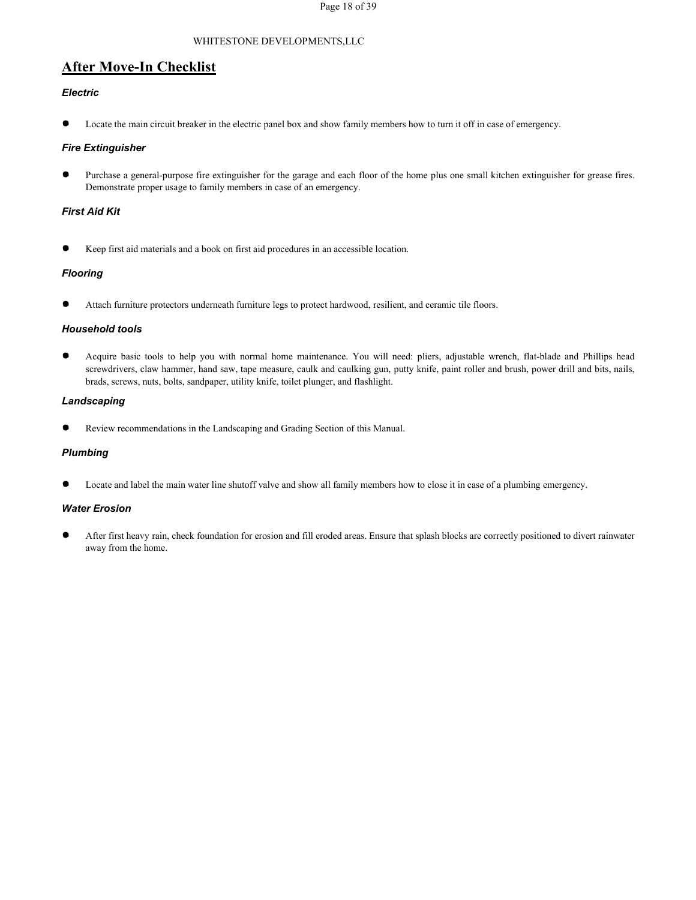## After Move-In Checklist

### *Electric*

- Locate the main circuit breaker in the electric panel box and show family members how to turn it off in case of emergency.

### *Fire Extinguisher*

- Purchase a general-purpose fire extinguisher for the garage and each floor of the home plus one small kitchen extinguisher for grease fires. Demonstrate proper usage to family members in case of an emergency.

### *First Aid Kit*

- Keep first aid materials and a book on first aid procedures in an accessible location.

### *Flooring*

- Attach furniture protectors underneath furniture legs to protect hardwood, resilient, and ceramic tile floors.

### *Household tools*

- Acquire basic tools to help you with normal home maintenance. You will need: pliers, adjustable wrench, flat-blade and Phillips head screwdrivers, claw hammer, hand saw, tape measure, caulk and caulking gun, putty knife, paint roller and brush, power drill and bits, nails, brads, screws, nuts, bolts, sandpaper, utility knife, toilet plunger, and flashlight.

### *Landscaping*

- Review recommendations in the Landscaping and Grading Section of this Manual.

### *Plumbing*

- Locate and label the main water line shutoff valve and show all family members how to close it in case of a plumbing emergency.

### *Water Erosion*

- After first heavy rain, check foundation for erosion and fill eroded areas. Ensure that splash blocks are correctly positioned to divert rainwater away from the home.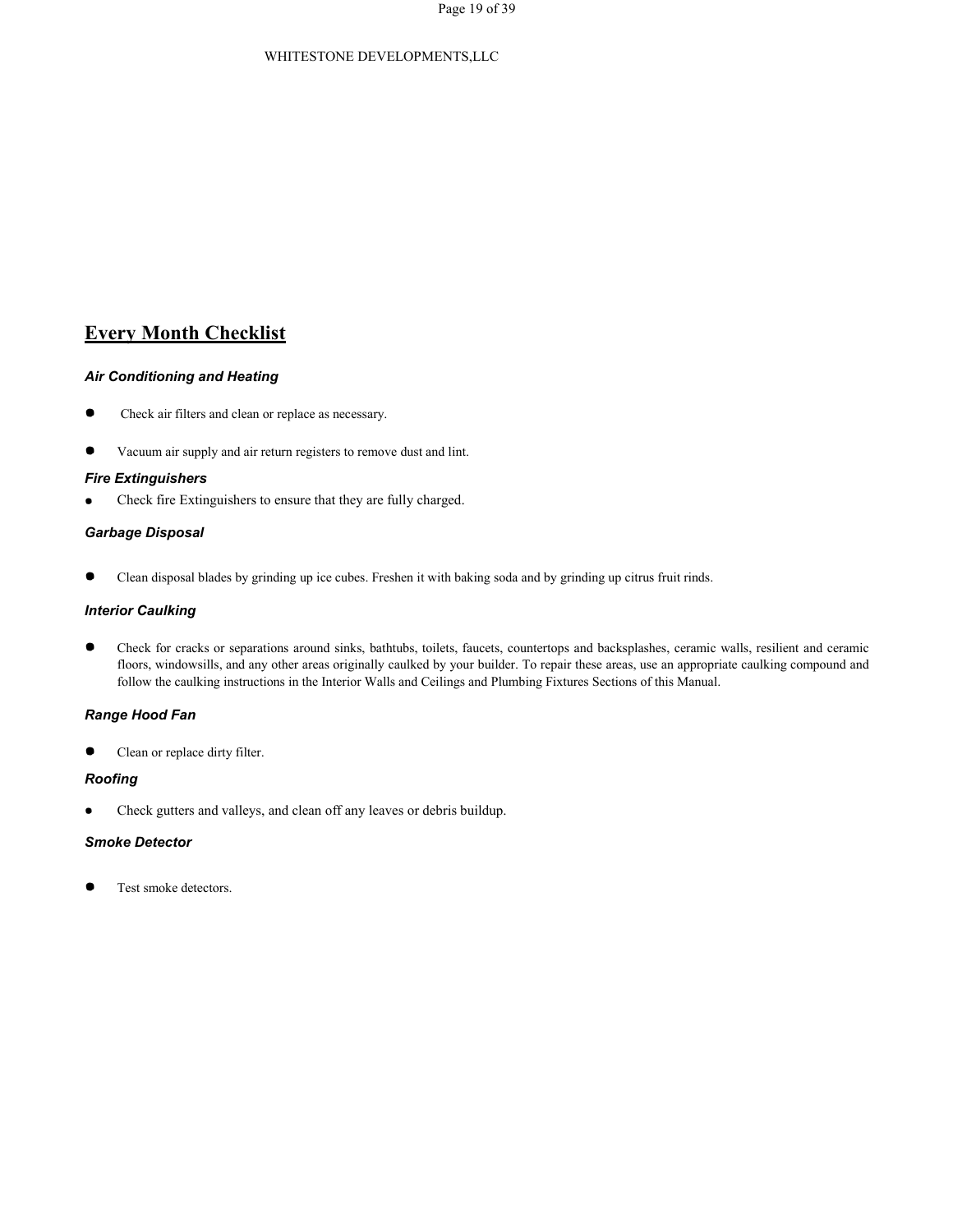## Every Month Checklist

### *Air Conditioning and Heating*

- Check air filters and clean or replace as necessary.
- Vacuum air supply and air return registers to remove dust and lint.

### *Fire Extinguishers*

- Check fire Extinguishers to ensure that they are fully charged.

### *Garbage Disposal*

- Clean disposal blades by grinding up ice cubes. Freshen it with baking soda and by grinding up citrus fruit rinds.

### *Interior Caulking*

- Check for cracks or separations around sinks, bathtubs, toilets, faucets, countertops and backsplashes, ceramic walls, resilient and ceramic floors, windowsills, and any other areas originally caulked by your builder. To repair these areas, use an appropriate caulking compound and follow the caulking instructions in the Interior Walls and Ceilings and Plumbing Fixtures Sections of this Manual.

### *Range Hood Fan*

- Clean or replace dirty filter.

### *Roofing*

- Check gutters and valleys, and clean off any leaves or debris buildup.

### *Smoke Detector*

- Test smoke detectors.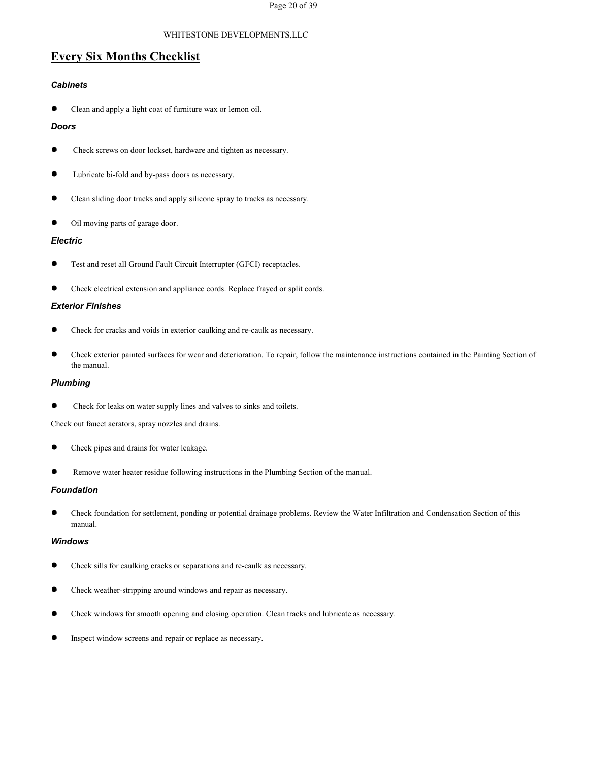## Every Six Months Checklist

### *Cabinets*

- Clean and apply a light coat of furniture wax or lemon oil.

### *Doors*

- Check screws on door lockset, hardware and tighten as necessary.
- Lubricate bi-fold and by-pass doors as necessary.
- Clean sliding door tracks and apply silicone spray to tracks as necessary.
- Oil moving parts of garage door.

### *Electric*

- Test and reset all Ground Fault Circuit Interrupter (GFCI) receptacles.
- Check electrical extension and appliance cords. Replace frayed or split cords.

### *Exterior Finishes*

- Check for cracks and voids in exterior caulking and re-caulk as necessary.
- Check exterior painted surfaces for wear and deterioration. To repair, follow the maintenance instructions contained in the Painting Section of the manual.

### *Plumbing*

- Check for leaks on water supply lines and valves to sinks and toilets.

Check out faucet aerators, spray nozzles and drains.

- Check pipes and drains for water leakage.
- Remove water heater residue following instructions in the Plumbing Section of the manual.

### *Foundation*

- Check foundation for settlement, ponding or potential drainage problems. Review the Water Infiltration and Condensation Section of this manual.

### *Windows*

- Check sills for caulking cracks or separations and re-caulk as necessary.
- Check weather-stripping around windows and repair as necessary.
- Check windows for smooth opening and closing operation. Clean tracks and lubricate as necessary.
- Inspect window screens and repair or replace as necessary.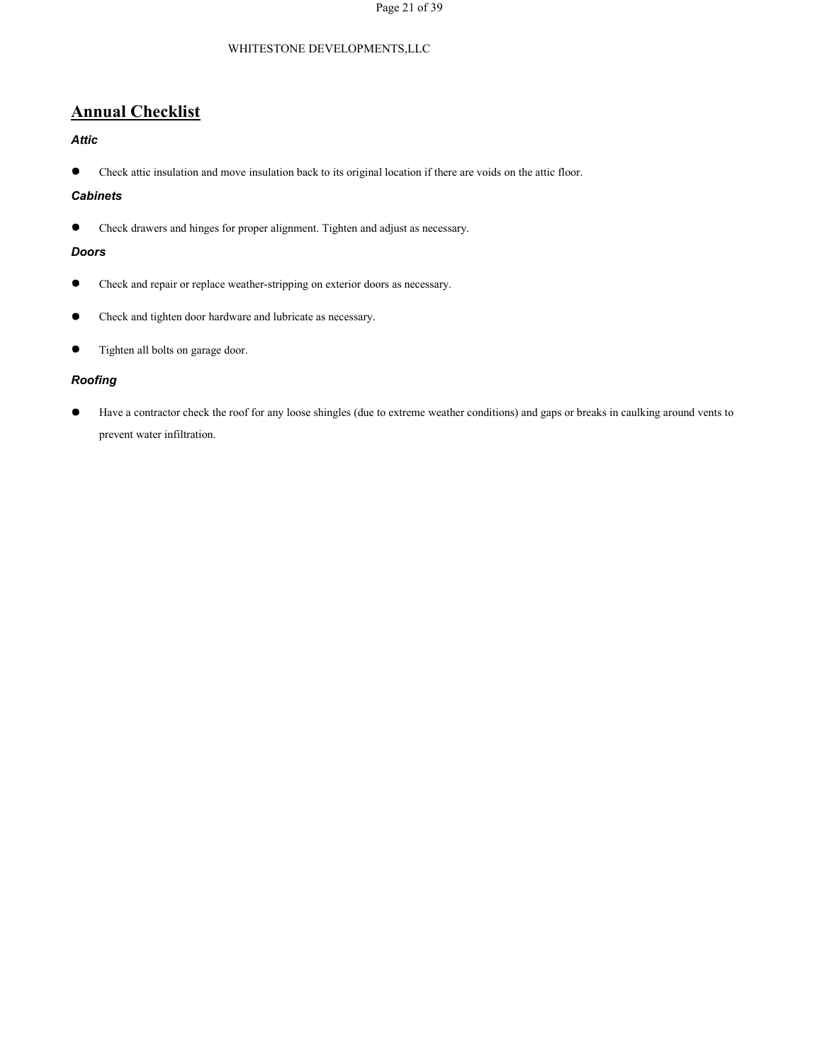## Annual Checklist

### *Attic*

- Check attic insulation and move insulation back to its original location if there are voids on the attic floor.

### *Cabinets*

- Check drawers and hinges for proper alignment. Tighten and adjust as necessary.

### *Doors*

- Check and repair or replace weather-stripping on exterior doors as necessary.
- Check and tighten door hardware and lubricate as necessary.
- Tighten all bolts on garage door.

### *Roofing*

- Have a contractor check the roof for any loose shingles (due to extreme weather conditions) and gaps or breaks in caulking around vents to prevent water infiltration.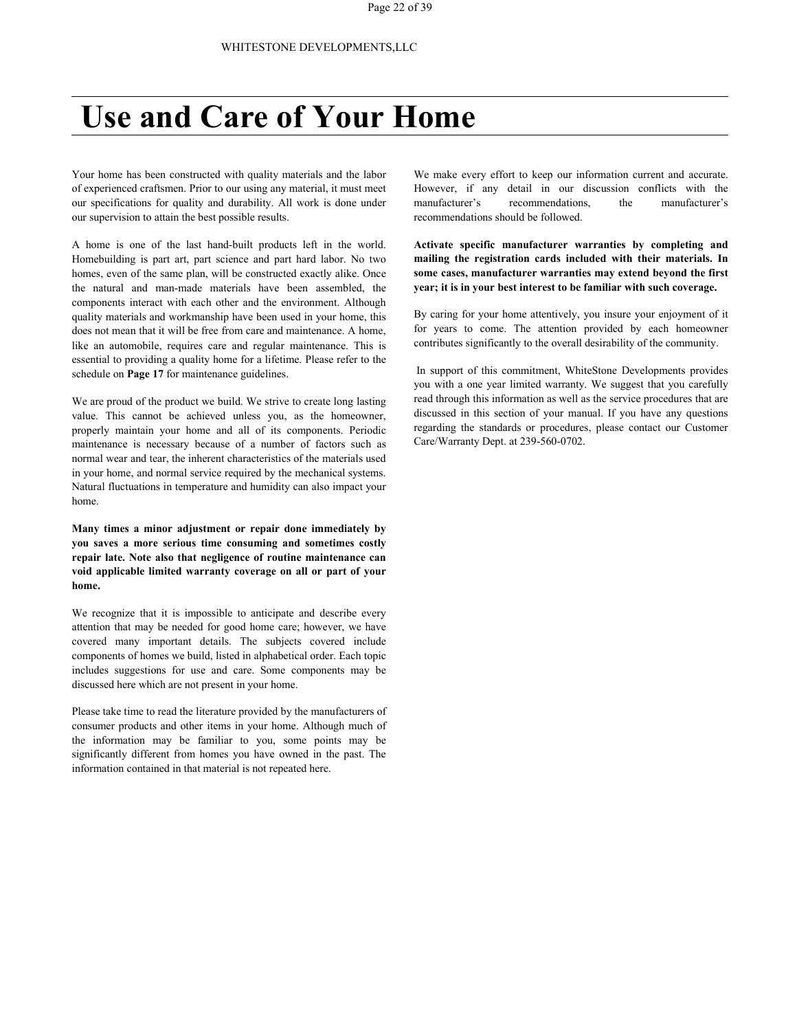# Use and Care of Your Home

Your home has been constructed with quality materials and the labor of experienced craftsmen. Prior to our using any material, it must meet our specifications for quality and durability. All work is done under our supervision to attain the best possible results.

A home is one of the last hand-built products left in the world. Homebuilding is part art, part science and part hard labor. No two homes, even of the same plan, will be constructed exactly alike. Once the natural and man-made materials have been assembled, the components interact with each other and the environment. Although quality materials and workmanship have been used in your home, this does not mean that it will be free from care and maintenance. A home, like an automobile, requires care and regular maintenance. This is essential to providing a quality home for a lifetime. Please refer to the schedule on **Page 17** for maintenance guidelines.

We are proud of the product we build. We strive to create long lasting value. This cannot be achieved unless you, as the homeowner, properly maintain your home and all of its components. Periodic maintenance is necessary because of a number of factors such as normal wear and tear, the inherent characteristics of the materials used in your home, and normal service required by the mechanical systems. Natural fluctuations in temperature and humidity can also impact your home.

**Many times a minor adjustment or repair done immediately by you saves a more serious time consuming and sometimes costly repair late. Note also that negligence of routine maintenance can void applicable limited warranty coverage on all or part of your home.**

We recognize that it is impossible to anticipate and describe every attention that may be needed for good home care; however, we have covered many important details. The subjects covered include components of homes we build, listed in alphabetical order. Each topic includes suggestions for use and care. Some components may be discussed here which are not present in your home.

Please take time to read the literature provided by the manufacturers of consumer products and other items in your home. Although much of the information may be familiar to you, some points may be significantly different from homes you have owned in the past. The information contained in that material is not repeated here.

We make every effort to keep our information current and accurate. However, if any detail in our discussion conflicts with the manufacturer's recommendations, the manufacturer's recommendations should be followed.

**Activate specific manufacturer warranties by completing and mailing the registration cards included with their materials. In some cases, manufacturer warranties may extend beyond the first year; it is in your best interest to be familiar with such coverage.**

By caring for your home attentively, you insure your enjoyment of it for years to come. The attention provided by each homeowner contributes significantly to the overall desirability of the community.

In support of this commitment, WhiteStone Developments provides you with a one year limited warranty. We suggest that you carefully read through this information as well as the service procedures that are discussed in this section of your manual. If you have any questions regarding the standards or procedures, please contact our Customer Care/Warranty Dept. at 239-560-0702.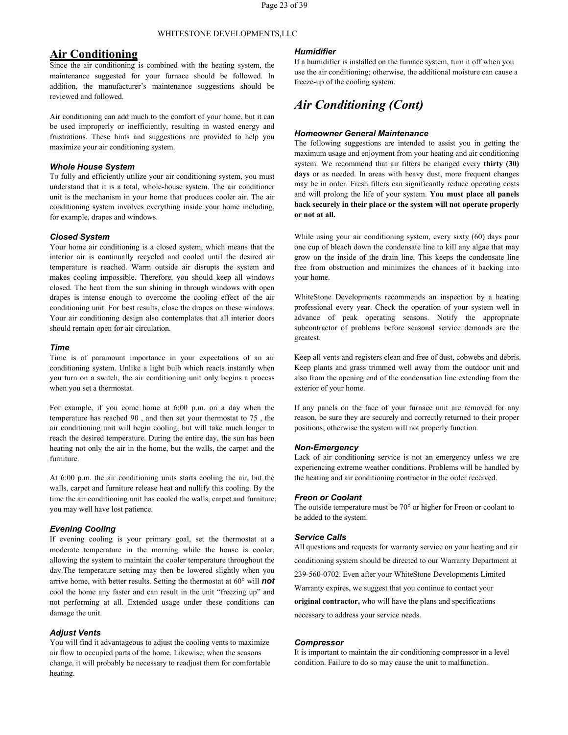## Air Conditioning

Since the air conditioning is combined with the heating system, the maintenance suggested for your furnace should be followed. In addition, the manufacturer's maintenance suggestions should be reviewed and followed.

Air conditioning can add much to the comfort of your home, but it can be used improperly or inefficiently, resulting in wasted energy and frustrations. These hints and suggestions are provided to help you maximize your air conditioning system.

### *Whole House System*

To fully and efficiently utilize your air conditioning system, you must understand that it is a total, whole-house system. The air conditioner unit is the mechanism in your home that produces cooler air. The air conditioning system involves everything inside your home including, for example, drapes and windows.

### *Closed System*

Your home air conditioning is a closed system, which means that the interior air is continually recycled and cooled until the desired air temperature is reached. Warm outside air disrupts the system and makes cooling impossible. Therefore, you should keep all windows closed. The heat from the sun shining in through windows with open drapes is intense enough to overcome the cooling effect of the air conditioning unit. For best results, close the drapes on these windows. Your air conditioning design also contemplates that all interior doors should remain open for air circulation.

### *Time*

Time is of paramount importance in your expectations of an air conditioning system. Unlike a light bulb which reacts instantly when you turn on a switch, the air conditioning unit only begins a process when you set a thermostat.

For example, if you come home at 6:00 p.m. on a day when the temperature has reached 90 , and then set your thermostat to 75 , the air conditioning unit will begin cooling, but will take much longer to reach the desired temperature. During the entire day, the sun has been heating not only the air in the home, but the walls, the carpet and the furniture.

At 6:00 p.m. the air conditioning units starts cooling the air, but the walls, carpet and furniture release heat and nullify this cooling. By the time the air conditioning unit has cooled the walls, carpet and furniture; you may well have lost patience.

### *Evening Cooling*

If evening cooling is your primary goal, set the thermostat at a moderate temperature in the morning while the house is cooler, allowing the system to maintain the cooler temperature throughout the day.The temperature setting may then be lowered slightly when you arrive home, with better results. Setting the thermostat at 60° will ***not*** cool the home any faster and can result in the unit "freezing up" and not performing at all. Extended usage under these conditions can damage the unit.

### *Adjust Vents*

You will find it advantageous to adjust the cooling vents to maximize air flow to occupied parts of the home. Likewise, when the seasons change, it will probably be necessary to readjust them for comfortable heating.

### *Humidifier*

If a humidifier is installed on the furnace system, turn it off when you use the air conditioning; otherwise, the additional moisture can cause a freeze-up of the cooling system.

## *Air Conditioning (Cont)*

### *Homeowner General Maintenance*

The following suggestions are intended to assist you in getting the maximum usage and enjoyment from your heating and air conditioning system. We recommend that air filters be changed every **thirty (30) days** or as needed. In areas with heavy dust, more frequent changes may be in order. Fresh filters can significantly reduce operating costs and will prolong the life of your system. **You must place all panels back securely in their place or the system will not operate properly or not at all.**

While using your air conditioning system, every sixty (60) days pour one cup of bleach down the condensate line to kill any algae that may grow on the inside of the drain line. This keeps the condensate line free from obstruction and minimizes the chances of it backing into your home.

WhiteStone Developments recommends an inspection by a heating professional every year. Check the operation of your system well in advance of peak operating seasons. Notify the appropriate subcontractor of problems before seasonal service demands are the greatest.

Keep all vents and registers clean and free of dust, cobwebs and debris. Keep plants and grass trimmed well away from the outdoor unit and also from the opening end of the condensation line extending from the exterior of your home.

If any panels on the face of your furnace unit are removed for any reason, be sure they are securely and correctly returned to their proper positions; otherwise the system will not properly function.

### *Non-Emergency*

Lack of air conditioning service is not an emergency unless we are experiencing extreme weather conditions. Problems will be handled by the heating and air conditioning contractor in the order received.

### *Freon or Coolant*

The outside temperature must be 70° or higher for Freon or coolant to be added to the system.

### *Service Calls*

All questions and requests for warranty service on your heating and air conditioning system should be directed to our Warranty Department at 239-560-0702. Even after your WhiteStone Developments Limited Warranty expires, we suggest that you continue to contact your **original contractor,** who will have the plans and specifications necessary to address your service needs.

### *Compressor*

It is important to maintain the air conditioning compressor in a level condition. Failure to do so may cause the unit to malfunction.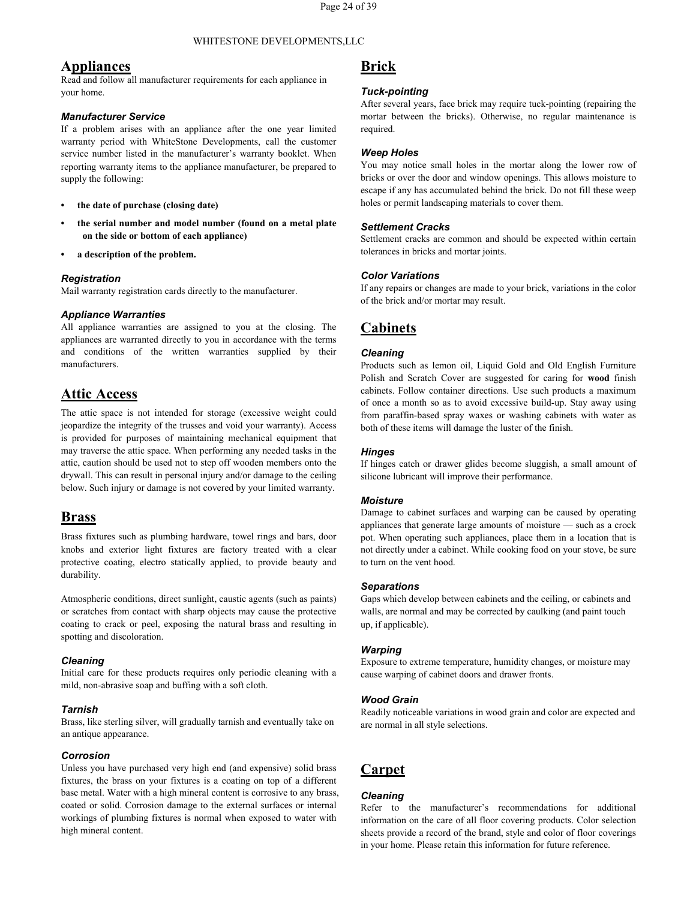## Appliances

Read and follow all manufacturer requirements for each appliance in your home.

### *Manufacturer Service*

If a problem arises with an appliance after the one year limited warranty period with WhiteStone Developments, call the customer service number listed in the manufacturer's warranty booklet. When reporting warranty items to the appliance manufacturer, be prepared to supply the following:

- **the date of purchase (closing date)**
- **the serial number and model number (found on a metal plate on the side or bottom of each appliance)**
- **a description of the problem.**

### *Registration*

Mail warranty registration cards directly to the manufacturer.

### *Appliance Warranties*

All appliance warranties are assigned to you at the closing. The appliances are warranted directly to you in accordance with the terms and conditions of the written warranties supplied by their manufacturers.

## Attic Access

The attic space is not intended for storage (excessive weight could jeopardize the integrity of the trusses and void your warranty). Access is provided for purposes of maintaining mechanical equipment that may traverse the attic space. When performing any needed tasks in the attic, caution should be used not to step off wooden members onto the drywall. This can result in personal injury and/or damage to the ceiling below. Such injury or damage is not covered by your limited warranty.

## Brass

Brass fixtures such as plumbing hardware, towel rings and bars, door knobs and exterior light fixtures are factory treated with a clear protective coating, electro statically applied, to provide beauty and durability.

Atmospheric conditions, direct sunlight, caustic agents (such as paints) or scratches from contact with sharp objects may cause the protective coating to crack or peel, exposing the natural brass and resulting in spotting and discoloration.

### *Cleaning*

Initial care for these products requires only periodic cleaning with a mild, non-abrasive soap and buffing with a soft cloth.

### *Tarnish*

Brass, like sterling silver, will gradually tarnish and eventually take on an antique appearance.

### *Corrosion*

Unless you have purchased very high end (and expensive) solid brass fixtures, the brass on your fixtures is a coating on top of a different base metal. Water with a high mineral content is corrosive to any brass, coated or solid. Corrosion damage to the external surfaces or internal workings of plumbing fixtures is normal when exposed to water with high mineral content.

## Brick

### *Tuck-pointing*

After several years, face brick may require tuck-pointing (repairing the mortar between the bricks). Otherwise, no regular maintenance is required.

### *Weep Holes*

You may notice small holes in the mortar along the lower row of bricks or over the door and window openings. This allows moisture to escape if any has accumulated behind the brick. Do not fill these weep holes or permit landscaping materials to cover them.

### *Settlement Cracks*

Settlement cracks are common and should be expected within certain tolerances in bricks and mortar joints.

### *Color Variations*

If any repairs or changes are made to your brick, variations in the color of the brick and/or mortar may result.

## Cabinets

### *Cleaning*

Products such as lemon oil, Liquid Gold and Old English Furniture Polish and Scratch Cover are suggested for caring for **wood** finish cabinets. Follow container directions. Use such products a maximum of once a month so as to avoid excessive build-up. Stay away using from paraffin-based spray waxes or washing cabinets with water as both of these items will damage the luster of the finish.

### *Hinges*

If hinges catch or drawer glides become sluggish, a small amount of silicone lubricant will improve their performance.

### *Moisture*

Damage to cabinet surfaces and warping can be caused by operating appliances that generate large amounts of moisture — such as a crock pot. When operating such appliances, place them in a location that is not directly under a cabinet. While cooking food on your stove, be sure to turn on the vent hood.

### *Separations*

Gaps which develop between cabinets and the ceiling, or cabinets and walls, are normal and may be corrected by caulking (and paint touch up, if applicable).

### *Warping*

Exposure to extreme temperature, humidity changes, or moisture may cause warping of cabinet doors and drawer fronts.

### *Wood Grain*

Readily noticeable variations in wood grain and color are expected and are normal in all style selections.

## Carpet

### *Cleaning*

Refer to the manufacturer's recommendations for additional information on the care of all floor covering products. Color selection sheets provide a record of the brand, style and color of floor coverings in your home. Please retain this information for future reference.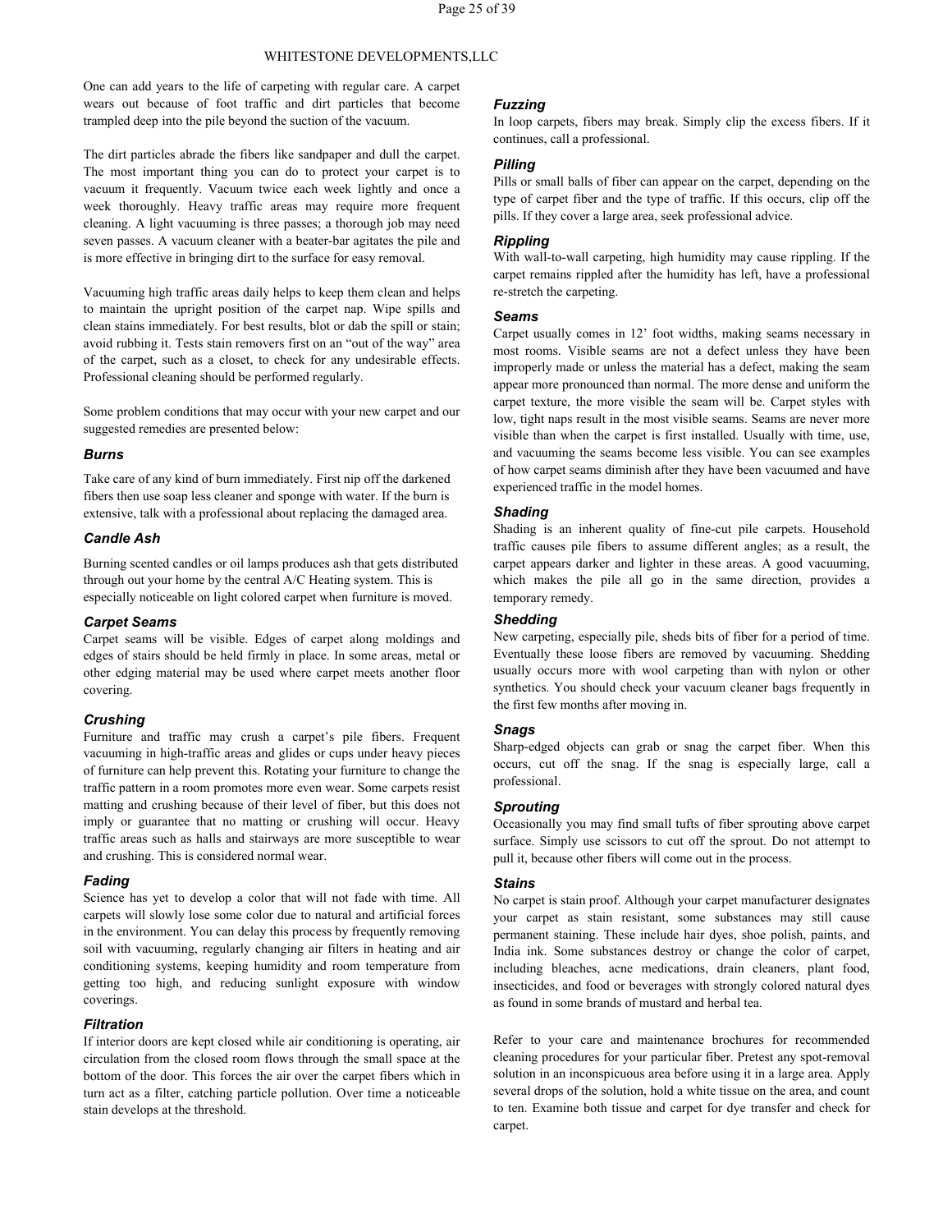One can add years to the life of carpeting with regular care. A carpet wears out because of foot traffic and dirt particles that become trampled deep into the pile beyond the suction of the vacuum.

The dirt particles abrade the fibers like sandpaper and dull the carpet. The most important thing you can do to protect your carpet is to vacuum it frequently. Vacuum twice each week lightly and once a week thoroughly. Heavy traffic areas may require more frequent cleaning. A light vacuuming is three passes; a thorough job may need seven passes. A vacuum cleaner with a beater-bar agitates the pile and is more effective in bringing dirt to the surface for easy removal.

Vacuuming high traffic areas daily helps to keep them clean and helps to maintain the upright position of the carpet nap. Wipe spills and clean stains immediately. For best results, blot or dab the spill or stain; avoid rubbing it. Tests stain removers first on an "out of the way" area of the carpet, such as a closet, to check for any undesirable effects. Professional cleaning should be performed regularly.

Some problem conditions that may occur with your new carpet and our suggested remedies are presented below:

### *Burns*

Take care of any kind of burn immediately. First nip off the darkened fibers then use soap less cleaner and sponge with water. If the burn is extensive, talk with a professional about replacing the damaged area.

### *Candle Ash*

Burning scented candles or oil lamps produces ash that gets distributed through out your home by the central A/C Heating system. This is especially noticeable on light colored carpet when furniture is moved.

### *Carpet Seams*

Carpet seams will be visible. Edges of carpet along moldings and edges of stairs should be held firmly in place. In some areas, metal or other edging material may be used where carpet meets another floor covering.

### *Crushing*

Furniture and traffic may crush a carpet's pile fibers. Frequent vacuuming in high-traffic areas and glides or cups under heavy pieces of furniture can help prevent this. Rotating your furniture to change the traffic pattern in a room promotes more even wear. Some carpets resist matting and crushing because of their level of fiber, but this does not imply or guarantee that no matting or crushing will occur. Heavy traffic areas such as halls and stairways are more susceptible to wear and crushing. This is considered normal wear.

### *Fading*

Science has yet to develop a color that will not fade with time. All carpets will slowly lose some color due to natural and artificial forces in the environment. You can delay this process by frequently removing soil with vacuuming, regularly changing air filters in heating and air conditioning systems, keeping humidity and room temperature from getting too high, and reducing sunlight exposure with window coverings.

### *Filtration*

If interior doors are kept closed while air conditioning is operating, air circulation from the closed room flows through the small space at the bottom of the door. This forces the air over the carpet fibers which in turn act as a filter, catching particle pollution. Over time a noticeable stain develops at the threshold.

### *Fuzzing*

In loop carpets, fibers may break. Simply clip the excess fibers. If it continues, call a professional.

### *Pilling*

Pills or small balls of fiber can appear on the carpet, depending on the type of carpet fiber and the type of traffic. If this occurs, clip off the pills. If they cover a large area, seek professional advice.

### *Rippling*

With wall-to-wall carpeting, high humidity may cause rippling. If the carpet remains rippled after the humidity has left, have a professional re-stretch the carpeting.

### *Seams*

Carpet usually comes in 12' foot widths, making seams necessary in most rooms. Visible seams are not a defect unless they have been improperly made or unless the material has a defect, making the seam appear more pronounced than normal. The more dense and uniform the carpet texture, the more visible the seam will be. Carpet styles with low, tight naps result in the most visible seams. Seams are never more visible than when the carpet is first installed. Usually with time, use, and vacuuming the seams become less visible. You can see examples of how carpet seams diminish after they have been vacuumed and have experienced traffic in the model homes.

### *Shading*

Shading is an inherent quality of fine-cut pile carpets. Household traffic causes pile fibers to assume different angles; as a result, the carpet appears darker and lighter in these areas. A good vacuuming, which makes the pile all go in the same direction, provides a temporary remedy.

### *Shedding*

New carpeting, especially pile, sheds bits of fiber for a period of time. Eventually these loose fibers are removed by vacuuming. Shedding usually occurs more with wool carpeting than with nylon or other synthetics. You should check your vacuum cleaner bags frequently in the first few months after moving in.

### *Snags*

Sharp-edged objects can grab or snag the carpet fiber. When this occurs, cut off the snag. If the snag is especially large, call a professional.

### *Sprouting*

Occasionally you may find small tufts of fiber sprouting above carpet surface. Simply use scissors to cut off the sprout. Do not attempt to pull it, because other fibers will come out in the process.

### *Stains*

No carpet is stain proof. Although your carpet manufacturer designates your carpet as stain resistant, some substances may still cause permanent staining. These include hair dyes, shoe polish, paints, and India ink. Some substances destroy or change the color of carpet, including bleaches, acne medications, drain cleaners, plant food, insecticides, and food or beverages with strongly colored natural dyes as found in some brands of mustard and herbal tea.

Refer to your care and maintenance brochures for recommended cleaning procedures for your particular fiber. Pretest any spot-removal solution in an inconspicuous area before using it in a large area. Apply several drops of the solution, hold a white tissue on the area, and count to ten. Examine both tissue and carpet for dye transfer and check for carpet.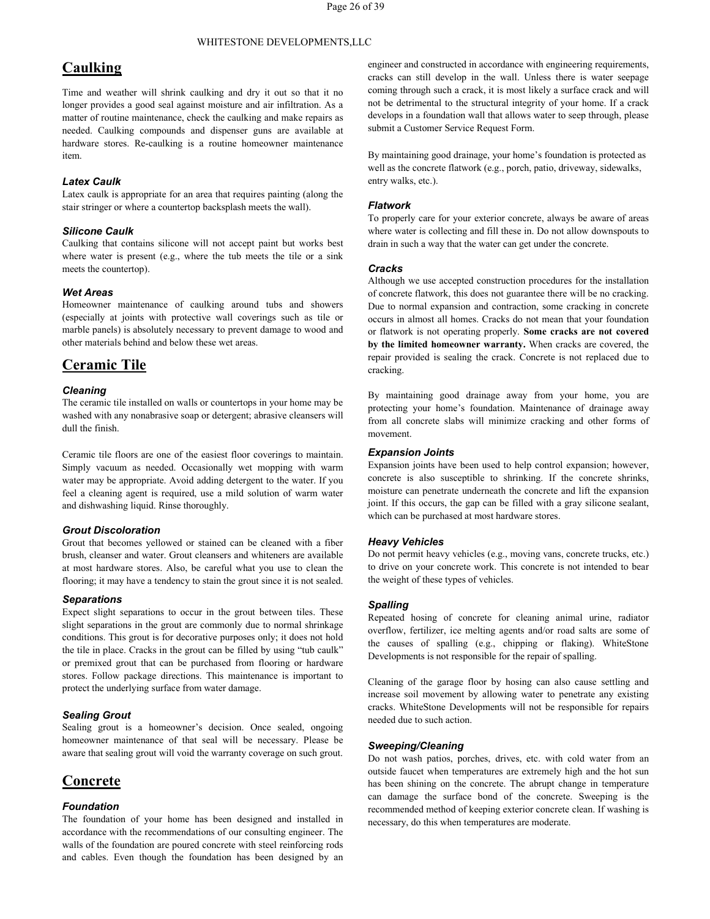## Caulking

Time and weather will shrink caulking and dry it out so that it no longer provides a good seal against moisture and air infiltration. As a matter of routine maintenance, check the caulking and make repairs as needed. Caulking compounds and dispenser guns are available at hardware stores. Re-caulking is a routine homeowner maintenance item.

### *Latex Caulk*

Latex caulk is appropriate for an area that requires painting (along the stair stringer or where a countertop backsplash meets the wall).

### *Silicone Caulk*

Caulking that contains silicone will not accept paint but works best where water is present (e.g., where the tub meets the tile or a sink meets the countertop).

### *Wet Areas*

Homeowner maintenance of caulking around tubs and showers (especially at joints with protective wall coverings such as tile or marble panels) is absolutely necessary to prevent damage to wood and other materials behind and below these wet areas.

## Ceramic Tile

### *Cleaning*

The ceramic tile installed on walls or countertops in your home may be washed with any nonabrasive soap or detergent; abrasive cleansers will dull the finish.

Ceramic tile floors are one of the easiest floor coverings to maintain. Simply vacuum as needed. Occasionally wet mopping with warm water may be appropriate. Avoid adding detergent to the water. If you feel a cleaning agent is required, use a mild solution of warm water and dishwashing liquid. Rinse thoroughly.

### *Grout Discoloration*

Grout that becomes yellowed or stained can be cleaned with a fiber brush, cleanser and water. Grout cleansers and whiteners are available at most hardware stores. Also, be careful what you use to clean the flooring; it may have a tendency to stain the grout since it is not sealed.

### *Separations*

Expect slight separations to occur in the grout between tiles. These slight separations in the grout are commonly due to normal shrinkage conditions. This grout is for decorative purposes only; it does not hold the tile in place. Cracks in the grout can be filled by using "tub caulk" or premixed grout that can be purchased from flooring or hardware stores. Follow package directions. This maintenance is important to protect the underlying surface from water damage.

### *Sealing Grout*

Sealing grout is a homeowner's decision. Once sealed, ongoing homeowner maintenance of that seal will be necessary. Please be aware that sealing grout will void the warranty coverage on such grout.

## Concrete

### *Foundation*

The foundation of your home has been designed and installed in accordance with the recommendations of our consulting engineer. The walls of the foundation are poured concrete with steel reinforcing rods and cables. Even though the foundation has been designed by an engineer and constructed in accordance with engineering requirements, cracks can still develop in the wall. Unless there is water seepage coming through such a crack, it is most likely a surface crack and will not be detrimental to the structural integrity of your home. If a crack develops in a foundation wall that allows water to seep through, please submit a Customer Service Request Form.

By maintaining good drainage, your home's foundation is protected as well as the concrete flatwork (e.g., porch, patio, driveway, sidewalks, entry walks, etc.).

### *Flatwork*

To properly care for your exterior concrete, always be aware of areas where water is collecting and fill these in. Do not allow downspouts to drain in such a way that the water can get under the concrete.

### *Cracks*

Although we use accepted construction procedures for the installation of concrete flatwork, this does not guarantee there will be no cracking. Due to normal expansion and contraction, some cracking in concrete occurs in almost all homes. Cracks do not mean that your foundation or flatwork is not operating properly. **Some cracks are not covered by the limited homeowner warranty.** When cracks are covered, the repair provided is sealing the crack. Concrete is not replaced due to cracking.

By maintaining good drainage away from your home, you are protecting your home's foundation. Maintenance of drainage away from all concrete slabs will minimize cracking and other forms of movement.

### *Expansion Joints*

Expansion joints have been used to help control expansion; however, concrete is also susceptible to shrinking. If the concrete shrinks, moisture can penetrate underneath the concrete and lift the expansion joint. If this occurs, the gap can be filled with a gray silicone sealant, which can be purchased at most hardware stores.

### *Heavy Vehicles*

Do not permit heavy vehicles (e.g., moving vans, concrete trucks, etc.) to drive on your concrete work. This concrete is not intended to bear the weight of these types of vehicles.

### *Spalling*

Repeated hosing of concrete for cleaning animal urine, radiator overflow, fertilizer, ice melting agents and/or road salts are some of the causes of spalling (e.g., chipping or flaking). WhiteStone Developments is not responsible for the repair of spalling.

Cleaning of the garage floor by hosing can also cause settling and increase soil movement by allowing water to penetrate any existing cracks. WhiteStone Developments will not be responsible for repairs needed due to such action.

### *Sweeping/Cleaning*

Do not wash patios, porches, drives, etc. with cold water from an outside faucet when temperatures are extremely high and the hot sun has been shining on the concrete. The abrupt change in temperature can damage the surface bond of the concrete. Sweeping is the recommended method of keeping exterior concrete clean. If washing is necessary, do this when temperatures are moderate.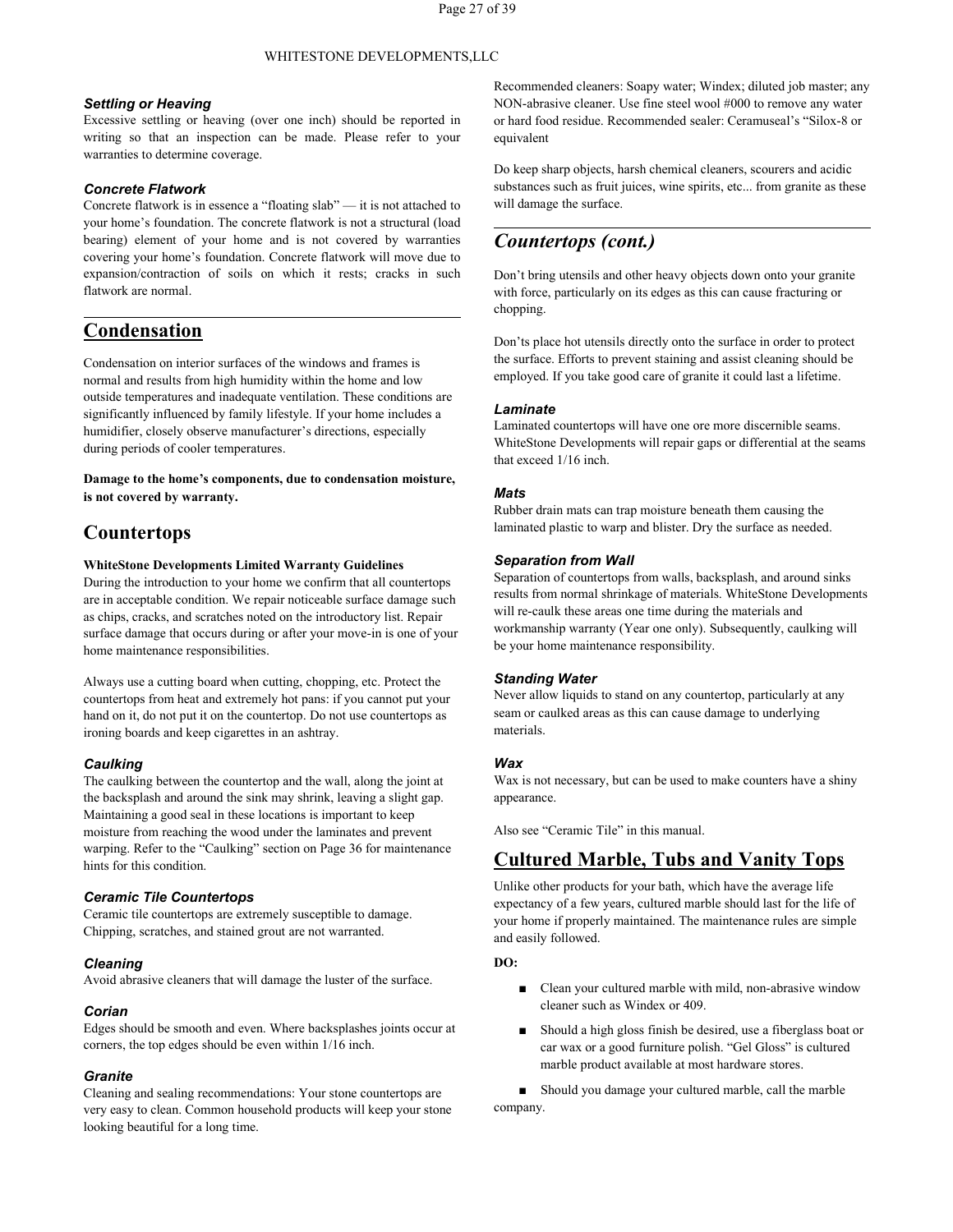### *Settling or Heaving*

Excessive settling or heaving (over one inch) should be reported in writing so that an inspection can be made. Please refer to your warranties to determine coverage.

### *Concrete Flatwork*

Concrete flatwork is in essence a "floating slab" — it is not attached to your home's foundation. The concrete flatwork is not a structural (load bearing) element of your home and is not covered by warranties covering your home's foundation. Concrete flatwork will move due to expansion/contraction of soils on which it rests; cracks in such flatwork are normal.

## Condensation

Condensation on interior surfaces of the windows and frames is normal and results from high humidity within the home and low outside temperatures and inadequate ventilation. These conditions are significantly influenced by family lifestyle. If your home includes a humidifier, closely observe manufacturer's directions, especially during periods of cooler temperatures.

**Damage to the home's components, due to condensation moisture, is not covered by warranty.**

## Countertops

**WhiteStone Developments Limited Warranty Guidelines**

During the introduction to your home we confirm that all countertops are in acceptable condition. We repair noticeable surface damage such as chips, cracks, and scratches noted on the introductory list. Repair surface damage that occurs during or after your move-in is one of your home maintenance responsibilities.

Always use a cutting board when cutting, chopping, etc. Protect the countertops from heat and extremely hot pans: if you cannot put your hand on it, do not put it on the countertop. Do not use countertops as ironing boards and keep cigarettes in an ashtray.

### *Caulking*

The caulking between the countertop and the wall, along the joint at the backsplash and around the sink may shrink, leaving a slight gap. Maintaining a good seal in these locations is important to keep moisture from reaching the wood under the laminates and prevent warping. Refer to the "Caulking" section on Page 36 for maintenance hints for this condition.

### *Ceramic Tile Countertops*

Ceramic tile countertops are extremely susceptible to damage. Chipping, scratches, and stained grout are not warranted.

### *Cleaning*

Avoid abrasive cleaners that will damage the luster of the surface.

### *Corian*

Edges should be smooth and even. Where backsplashes joints occur at corners, the top edges should be even within 1/16 inch.

### *Granite*

Cleaning and sealing recommendations: Your stone countertops are very easy to clean. Common household products will keep your stone looking beautiful for a long time.

Recommended cleaners: Soapy water; Windex; diluted job master; any NON-abrasive cleaner. Use fine steel wool #000 to remove any water or hard food residue. Recommended sealer: Ceramuseal's "Silox-8 or equivalent

Do keep sharp objects, harsh chemical cleaners, scourers and acidic substances such as fruit juices, wine spirits, etc... from granite as these will damage the surface.

## *Countertops (cont.)*

Don't bring utensils and other heavy objects down onto your granite with force, particularly on its edges as this can cause fracturing or chopping.

Don'ts place hot utensils directly onto the surface in order to protect the surface. Efforts to prevent staining and assist cleaning should be employed. If you take good care of granite it could last a lifetime.

### *Laminate*

Laminated countertops will have one ore more discernible seams. WhiteStone Developments will repair gaps or differential at the seams that exceed 1/16 inch.

### *Mats*

Rubber drain mats can trap moisture beneath them causing the laminated plastic to warp and blister. Dry the surface as needed.

### *Separation from Wall*

Separation of countertops from walls, backsplash, and around sinks results from normal shrinkage of materials. WhiteStone Developments will re-caulk these areas one time during the materials and workmanship warranty (Year one only). Subsequently, caulking will be your home maintenance responsibility.

### *Standing Water*

Never allow liquids to stand on any countertop, particularly at any seam or caulked areas as this can cause damage to underlying materials.

### *Wax*

Wax is not necessary, but can be used to make counters have a shiny appearance.

Also see "Ceramic Tile" in this manual.

## Cultured Marble, Tubs and Vanity Tops

Unlike other products for your bath, which have the average life expectancy of a few years, cultured marble should last for the life of your home if properly maintained. The maintenance rules are simple and easily followed.

**DO:**

- Clean your cultured marble with mild, non-abrasive window cleaner such as Windex or 409.
- Should a high gloss finish be desired, use a fiberglass boat or car wax or a good furniture polish. "Gel Gloss" is cultured marble product available at most hardware stores.
- Should you damage your cultured marble, call the marble company.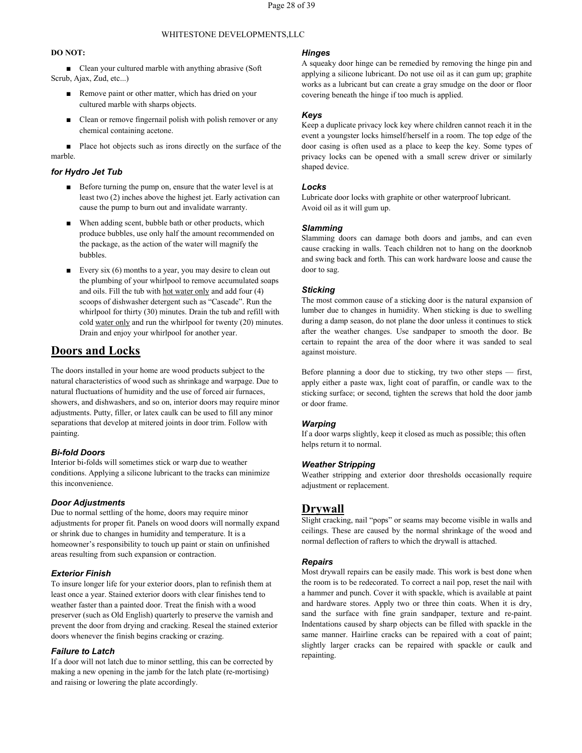**DO NOT:**

- Clean your cultured marble with anything abrasive (Soft Scrub, Ajax, Zud, etc...)
- Remove paint or other matter, which has dried on your cultured marble with sharps objects.
- Clean or remove fingernail polish with polish remover or any chemical containing acetone.
- Place hot objects such as irons directly on the surface of the marble.

### *for Hydro Jet Tub*

- Before turning the pump on, ensure that the water level is at least two (2) inches above the highest jet. Early activation can cause the pump to burn out and invalidate warranty.
- When adding scent, bubble bath or other products, which produce bubbles, use only half the amount recommended on the package, as the action of the water will magnify the bubbles.
- Every six (6) months to a year, you may desire to clean out the plumbing of your whirlpool to remove accumulated soaps and oils. Fill the tub with hot water only and add four (4) scoops of dishwasher detergent such as "Cascade". Run the whirlpool for thirty (30) minutes. Drain the tub and refill with cold water only and run the whirlpool for twenty (20) minutes. Drain and enjoy your whirlpool for another year.

## Doors and Locks

The doors installed in your home are wood products subject to the natural characteristics of wood such as shrinkage and warpage. Due to natural fluctuations of humidity and the use of forced air furnaces, showers, and dishwashers, and so on, interior doors may require minor adjustments. Putty, filler, or latex caulk can be used to fill any minor separations that develop at mitered joints in door trim. Follow with painting.

### *Bi-fold Doors*

Interior bi-folds will sometimes stick or warp due to weather conditions. Applying a silicone lubricant to the tracks can minimize this inconvenience.

### *Door Adjustments*

Due to normal settling of the home, doors may require minor adjustments for proper fit. Panels on wood doors will normally expand or shrink due to changes in humidity and temperature. It is a homeowner's responsibility to touch up paint or stain on unfinished areas resulting from such expansion or contraction.

### *Exterior Finish*

To insure longer life for your exterior doors, plan to refinish them at least once a year. Stained exterior doors with clear finishes tend to weather faster than a painted door. Treat the finish with a wood preserver (such as Old English) quarterly to preserve the varnish and prevent the door from drying and cracking. Reseal the stained exterior doors whenever the finish begins cracking or crazing.

### *Failure to Latch*

If a door will not latch due to minor settling, this can be corrected by making a new opening in the jamb for the latch plate (re-mortising) and raising or lowering the plate accordingly.

### *Hinges*

A squeaky door hinge can be remedied by removing the hinge pin and applying a silicone lubricant. Do not use oil as it can gum up; graphite works as a lubricant but can create a gray smudge on the door or floor covering beneath the hinge if too much is applied.

### *Keys*

Keep a duplicate privacy lock key where children cannot reach it in the event a youngster locks himself/herself in a room. The top edge of the door casing is often used as a place to keep the key. Some types of privacy locks can be opened with a small screw driver or similarly shaped device.

### *Locks*

Lubricate door locks with graphite or other waterproof lubricant.
Avoid oil as it will gum up.

### *Slamming*

Slamming doors can damage both doors and jambs, and can even cause cracking in walls. Teach children not to hang on the doorknob and swing back and forth. This can work hardware loose and cause the door to sag.

### *Sticking*

The most common cause of a sticking door is the natural expansion of lumber due to changes in humidity. When sticking is due to swelling during a damp season, do not plane the door unless it continues to stick after the weather changes. Use sandpaper to smooth the door. Be certain to repaint the area of the door where it was sanded to seal against moisture.

Before planning a door due to sticking, try two other steps — first, apply either a paste wax, light coat of paraffin, or candle wax to the sticking surface; or second, tighten the screws that hold the door jamb or door frame.

### *Warping*

If a door warps slightly, keep it closed as much as possible; this often helps return it to normal.

### *Weather Stripping*

Weather stripping and exterior door thresholds occasionally require adjustment or replacement.

## Drywall

Slight cracking, nail "pops" or seams may become visible in walls and ceilings. These are caused by the normal shrinkage of the wood and normal deflection of rafters to which the drywall is attached.

### *Repairs*

Most drywall repairs can be easily made. This work is best done when the room is to be redecorated. To correct a nail pop, reset the nail with a hammer and punch. Cover it with spackle, which is available at paint and hardware stores. Apply two or three thin coats. When it is dry, sand the surface with fine grain sandpaper, texture and re-paint. Indentations caused by sharp objects can be filled with spackle in the same manner. Hairline cracks can be repaired with a coat of paint; slightly larger cracks can be repaired with spackle or caulk and repainting.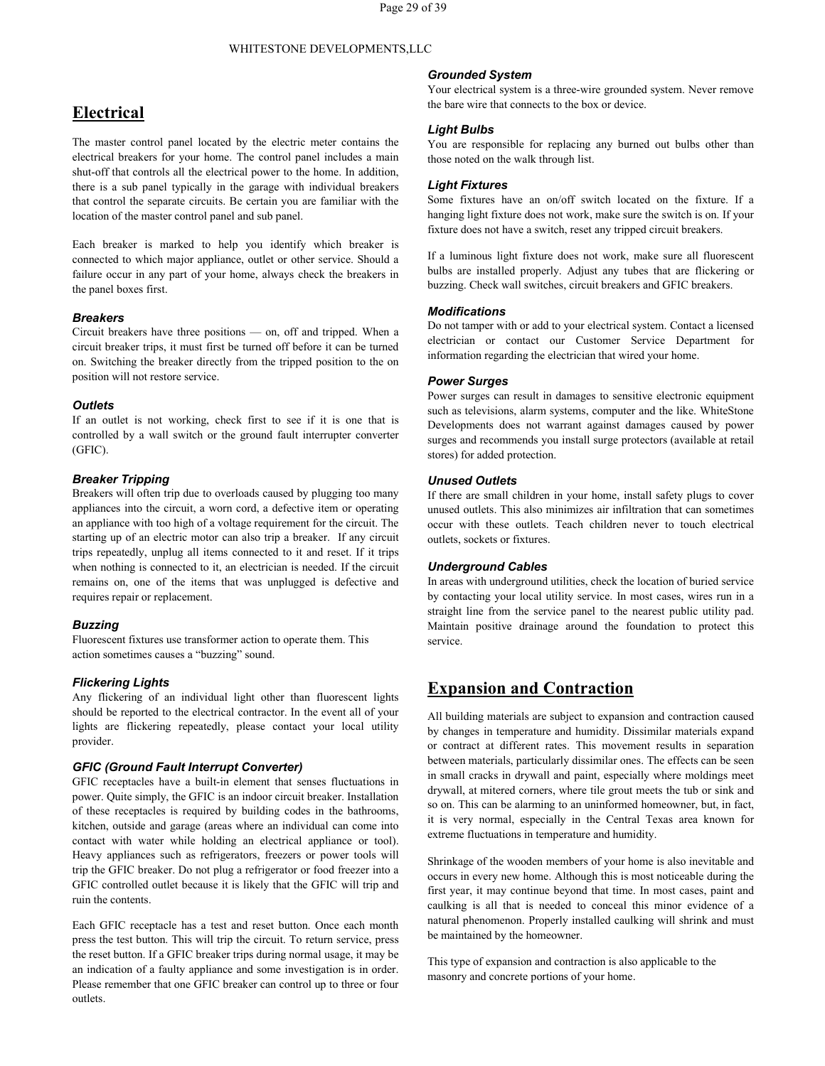## Electrical

The master control panel located by the electric meter contains the electrical breakers for your home. The control panel includes a main shut-off that controls all the electrical power to the home. In addition, there is a sub panel typically in the garage with individual breakers that control the separate circuits. Be certain you are familiar with the location of the master control panel and sub panel.

Each breaker is marked to help you identify which breaker is connected to which major appliance, outlet or other service. Should a failure occur in any part of your home, always check the breakers in the panel boxes first.

### *Breakers*

Circuit breakers have three positions — on, off and tripped. When a circuit breaker trips, it must first be turned off before it can be turned on. Switching the breaker directly from the tripped position to the on position will not restore service.

### *Outlets*

If an outlet is not working, check first to see if it is one that is controlled by a wall switch or the ground fault interrupter converter (GFIC).

### *Breaker Tripping*

Breakers will often trip due to overloads caused by plugging too many appliances into the circuit, a worn cord, a defective item or operating an appliance with too high of a voltage requirement for the circuit. The starting up of an electric motor can also trip a breaker. If any circuit trips repeatedly, unplug all items connected to it and reset. If it trips when nothing is connected to it, an electrician is needed. If the circuit remains on, one of the items that was unplugged is defective and requires repair or replacement.

### *Buzzing*

Fluorescent fixtures use transformer action to operate them. This action sometimes causes a “buzzing” sound.

### *Flickering Lights*

Any flickering of an individual light other than fluorescent lights should be reported to the electrical contractor. In the event all of your lights are flickering repeatedly, please contact your local utility provider.

### *GFIC (Ground Fault Interrupt Converter)*

GFIC receptacles have a built-in element that senses fluctuations in power. Quite simply, the GFIC is an indoor circuit breaker. Installation of these receptacles is required by building codes in the bathrooms, kitchen, outside and garage (areas where an individual can come into contact with water while holding an electrical appliance or tool). Heavy appliances such as refrigerators, freezers or power tools will trip the GFIC breaker. Do not plug a refrigerator or food freezer into a GFIC controlled outlet because it is likely that the GFIC will trip and ruin the contents.

Each GFIC receptacle has a test and reset button. Once each month press the test button. This will trip the circuit. To return service, press the reset button. If a GFIC breaker trips during normal usage, it may be an indication of a faulty appliance and some investigation is in order. Please remember that one GFIC breaker can control up to three or four outlets.

### *Grounded System*

Your electrical system is a three-wire grounded system. Never remove the bare wire that connects to the box or device.

### *Light Bulbs*

You are responsible for replacing any burned out bulbs other than those noted on the walk through list.

### *Light Fixtures*

Some fixtures have an on/off switch located on the fixture. If a hanging light fixture does not work, make sure the switch is on. If your fixture does not have a switch, reset any tripped circuit breakers.

If a luminous light fixture does not work, make sure all fluorescent bulbs are installed properly. Adjust any tubes that are flickering or buzzing. Check wall switches, circuit breakers and GFIC breakers.

### *Modifications*

Do not tamper with or add to your electrical system. Contact a licensed electrician or contact our Customer Service Department for information regarding the electrician that wired your home.

### *Power Surges*

Power surges can result in damages to sensitive electronic equipment such as televisions, alarm systems, computer and the like. WhiteStone Developments does not warrant against damages caused by power surges and recommends you install surge protectors (available at retail stores) for added protection.

### *Unused Outlets*

If there are small children in your home, install safety plugs to cover unused outlets. This also minimizes air infiltration that can sometimes occur with these outlets. Teach children never to touch electrical outlets, sockets or fixtures.

### *Underground Cables*

In areas with underground utilities, check the location of buried service by contacting your local utility service. In most cases, wires run in a straight line from the service panel to the nearest public utility pad. Maintain positive drainage around the foundation to protect this service.

## Expansion and Contraction

All building materials are subject to expansion and contraction caused by changes in temperature and humidity. Dissimilar materials expand or contract at different rates. This movement results in separation between materials, particularly dissimilar ones. The effects can be seen in small cracks in drywall and paint, especially where moldings meet drywall, at mitered corners, where tile grout meets the tub or sink and so on. This can be alarming to an uninformed homeowner, but, in fact, it is very normal, especially in the Central Texas area known for extreme fluctuations in temperature and humidity.

Shrinkage of the wooden members of your home is also inevitable and occurs in every new home. Although this is most noticeable during the first year, it may continue beyond that time. In most cases, paint and caulking is all that is needed to conceal this minor evidence of a natural phenomenon. Properly installed caulking will shrink and must be maintained by the homeowner.

This type of expansion and contraction is also applicable to the masonry and concrete portions of your home.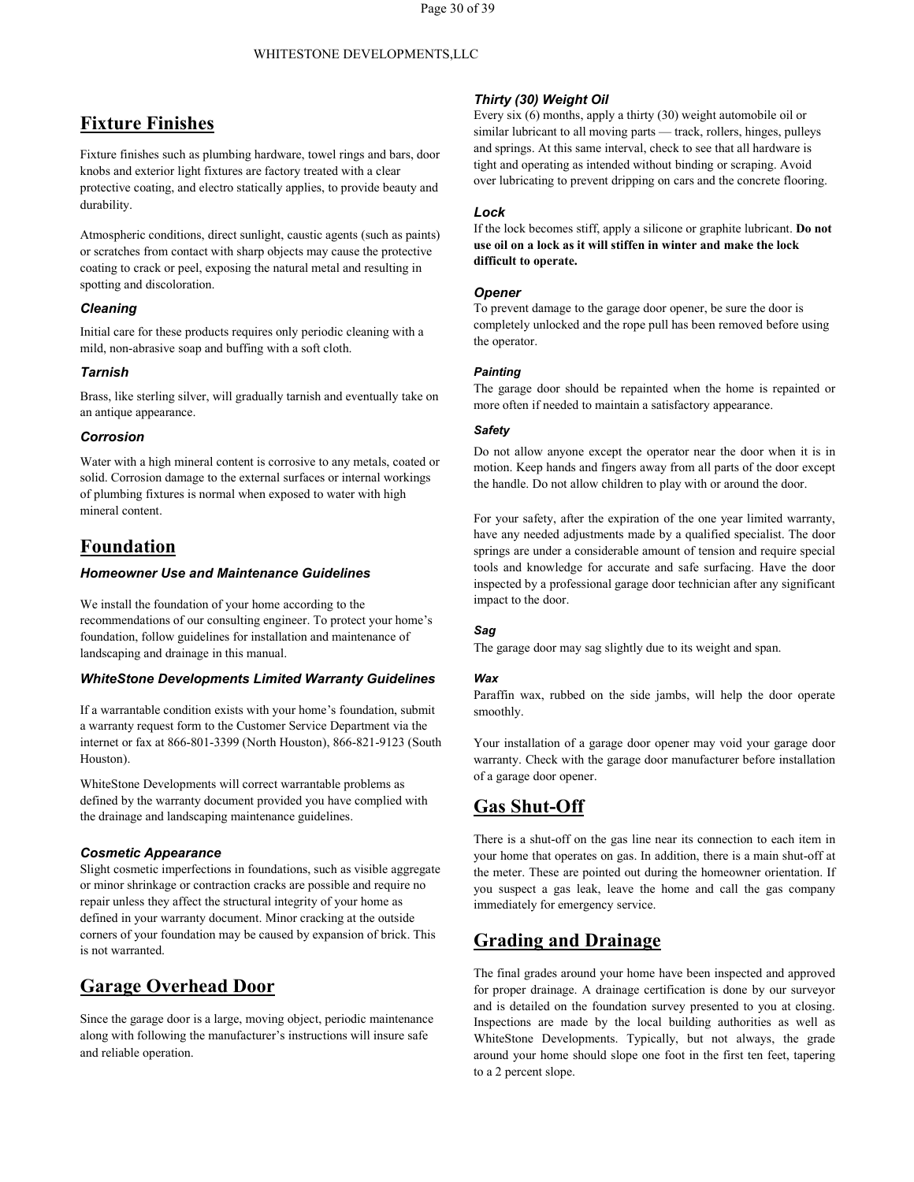## Fixture Finishes

Fixture finishes such as plumbing hardware, towel rings and bars, door knobs and exterior light fixtures are factory treated with a clear protective coating, and electro statically applies, to provide beauty and durability.

Atmospheric conditions, direct sunlight, caustic agents (such as paints) or scratches from contact with sharp objects may cause the protective coating to crack or peel, exposing the natural metal and resulting in spotting and discoloration.

### *Cleaning*

Initial care for these products requires only periodic cleaning with a mild, non-abrasive soap and buffing with a soft cloth.

### *Tarnish*

Brass, like sterling silver, will gradually tarnish and eventually take on an antique appearance.

### *Corrosion*

Water with a high mineral content is corrosive to any metals, coated or solid. Corrosion damage to the external surfaces or internal workings of plumbing fixtures is normal when exposed to water with high mineral content.

## Foundation

### *Homeowner Use and Maintenance Guidelines*

We install the foundation of your home according to the recommendations of our consulting engineer. To protect your home's foundation, follow guidelines for installation and maintenance of landscaping and drainage in this manual.

### *WhiteStone Developments Limited Warranty Guidelines*

If a warrantable condition exists with your home's foundation, submit a warranty request form to the Customer Service Department via the internet or fax at 866-801-3399 (North Houston), 866-821-9123 (South Houston).

WhiteStone Developments will correct warrantable problems as defined by the warranty document provided you have complied with the drainage and landscaping maintenance guidelines.

### *Cosmetic Appearance*

Slight cosmetic imperfections in foundations, such as visible aggregate or minor shrinkage or contraction cracks are possible and require no repair unless they affect the structural integrity of your home as defined in your warranty document. Minor cracking at the outside corners of your foundation may be caused by expansion of brick. This is not warranted.

## Garage Overhead Door

Since the garage door is a large, moving object, periodic maintenance along with following the manufacturer's instructions will insure safe and reliable operation.

### *Thirty (30) Weight Oil*

Every six (6) months, apply a thirty (30) weight automobile oil or similar lubricant to all moving parts — track, rollers, hinges, pulleys and springs. At this same interval, check to see that all hardware is tight and operating as intended without binding or scraping. Avoid over lubricating to prevent dripping on cars and the concrete flooring.

### *Lock*

If the lock becomes stiff, apply a silicone or graphite lubricant. **Do not use oil on a lock as it will stiffen in winter and make the lock difficult to operate.**

### *Opener*

To prevent damage to the garage door opener, be sure the door is completely unlocked and the rope pull has been removed before using the operator.

#### *Painting*

The garage door should be repainted when the home is repainted or more often if needed to maintain a satisfactory appearance.

#### *Safety*

Do not allow anyone except the operator near the door when it is in motion. Keep hands and fingers away from all parts of the door except the handle. Do not allow children to play with or around the door.

For your safety, after the expiration of the one year limited warranty, have any needed adjustments made by a qualified specialist. The door springs are under a considerable amount of tension and require special tools and knowledge for accurate and safe surfacing. Have the door inspected by a professional garage door technician after any significant impact to the door.

#### *Sag*

The garage door may sag slightly due to its weight and span.

#### *Wax*

Paraffin wax, rubbed on the side jambs, will help the door operate smoothly.

Your installation of a garage door opener may void your garage door warranty. Check with the garage door manufacturer before installation of a garage door opener.

## Gas Shut-Off

There is a shut-off on the gas line near its connection to each item in your home that operates on gas. In addition, there is a main shut-off at the meter. These are pointed out during the homeowner orientation. If you suspect a gas leak, leave the home and call the gas company immediately for emergency service.

## Grading and Drainage

The final grades around your home have been inspected and approved for proper drainage. A drainage certification is done by our surveyor and is detailed on the foundation survey presented to you at closing. Inspections are made by the local building authorities as well as WhiteStone Developments. Typically, but not always, the grade around your home should slope one foot in the first ten feet, tapering to a 2 percent slope.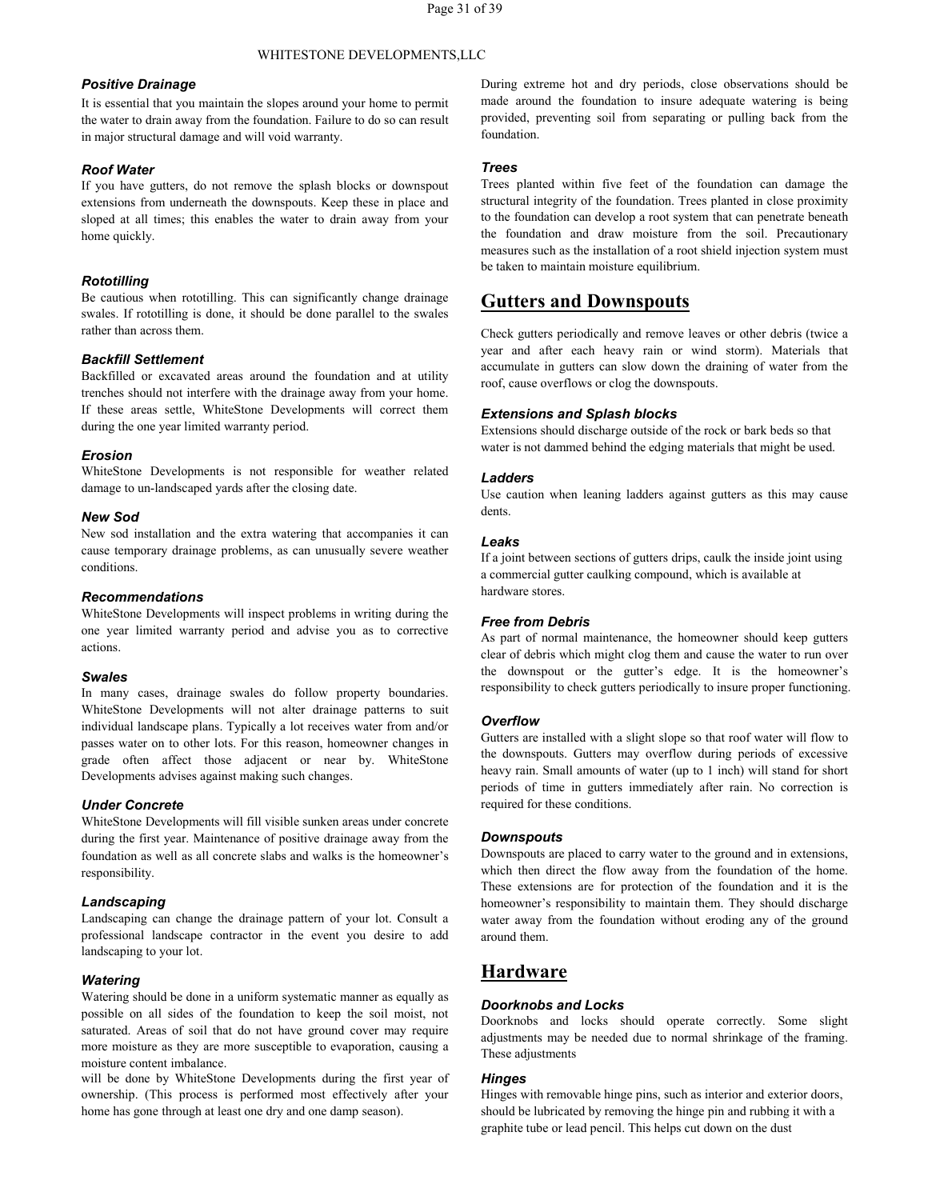### Positive Drainage

It is essential that you maintain the slopes around your home to permit the water to drain away from the foundation. Failure to do so can result in major structural damage and will void warranty.

### Roof Water

If you have gutters, do not remove the splash blocks or downspout extensions from underneath the downspouts. Keep these in place and sloped at all times; this enables the water to drain away from your home quickly.

### Rototilling

Be cautious when rototilling. This can significantly change drainage swales. If rototilling is done, it should be done parallel to the swales rather than across them.

### Backfill Settlement

Backfilled or excavated areas around the foundation and at utility trenches should not interfere with the drainage away from your home. If these areas settle, WhiteStone Developments will correct them during the one year limited warranty period.

### Erosion

WhiteStone Developments is not responsible for weather related damage to un-landscaped yards after the closing date.

### New Sod

New sod installation and the extra watering that accompanies it can cause temporary drainage problems, as can unusually severe weather conditions.

### Recommendations

WhiteStone Developments will inspect problems in writing during the one year limited warranty period and advise you as to corrective actions.

### Swales

In many cases, drainage swales do follow property boundaries. WhiteStone Developments will not alter drainage patterns to suit individual landscape plans. Typically a lot receives water from and/or passes water on to other lots. For this reason, homeowner changes in grade often affect those adjacent or near by. WhiteStone Developments advises against making such changes.

### Under Concrete

WhiteStone Developments will fill visible sunken areas under concrete during the first year. Maintenance of positive drainage away from the foundation as well as all concrete slabs and walks is the homeowner's responsibility.

### Landscaping

Landscaping can change the drainage pattern of your lot. Consult a professional landscape contractor in the event you desire to add landscaping to your lot.

### Watering

Watering should be done in a uniform systematic manner as equally as possible on all sides of the foundation to keep the soil moist, not saturated. Areas of soil that do not have ground cover may require more moisture as they are more susceptible to evaporation, causing a moisture content imbalance.

will be done by WhiteStone Developments during the first year of ownership. (This process is performed most effectively after your home has gone through at least one dry and one damp season).

During extreme hot and dry periods, close observations should be made around the foundation to insure adequate watering is being provided, preventing soil from separating or pulling back from the foundation.

### Trees

Trees planted within five feet of the foundation can damage the structural integrity of the foundation. Trees planted in close proximity to the foundation can develop a root system that can penetrate beneath the foundation and draw moisture from the soil. Precautionary measures such as the installation of a root shield injection system must be taken to maintain moisture equilibrium.

## Gutters and Downspouts

Check gutters periodically and remove leaves or other debris (twice a year and after each heavy rain or wind storm). Materials that accumulate in gutters can slow down the draining of water from the roof, cause overflows or clog the downspouts.

### Extensions and Splash blocks

Extensions should discharge outside of the rock or bark beds so that water is not dammed behind the edging materials that might be used.

### Ladders

Use caution when leaning ladders against gutters as this may cause dents.

### Leaks

If a joint between sections of gutters drips, caulk the inside joint using a commercial gutter caulking compound, which is available at hardware stores.

### Free from Debris

As part of normal maintenance, the homeowner should keep gutters clear of debris which might clog them and cause the water to run over the downspout or the gutter's edge. It is the homeowner's responsibility to check gutters periodically to insure proper functioning.

### Overflow

Gutters are installed with a slight slope so that roof water will flow to the downspouts. Gutters may overflow during periods of excessive heavy rain. Small amounts of water (up to 1 inch) will stand for short periods of time in gutters immediately after rain. No correction is required for these conditions.

### Downspouts

Downspouts are placed to carry water to the ground and in extensions, which then direct the flow away from the foundation of the home. These extensions are for protection of the foundation and it is the homeowner's responsibility to maintain them. They should discharge water away from the foundation without eroding any of the ground around them.

## Hardware

### Doorknobs and Locks

Doorknobs and locks should operate correctly. Some slight adjustments may be needed due to normal shrinkage of the framing. These adjustments

### Hinges

Hinges with removable hinge pins, such as interior and exterior doors, should be lubricated by removing the hinge pin and rubbing it with a graphite tube or lead pencil. This helps cut down on the dust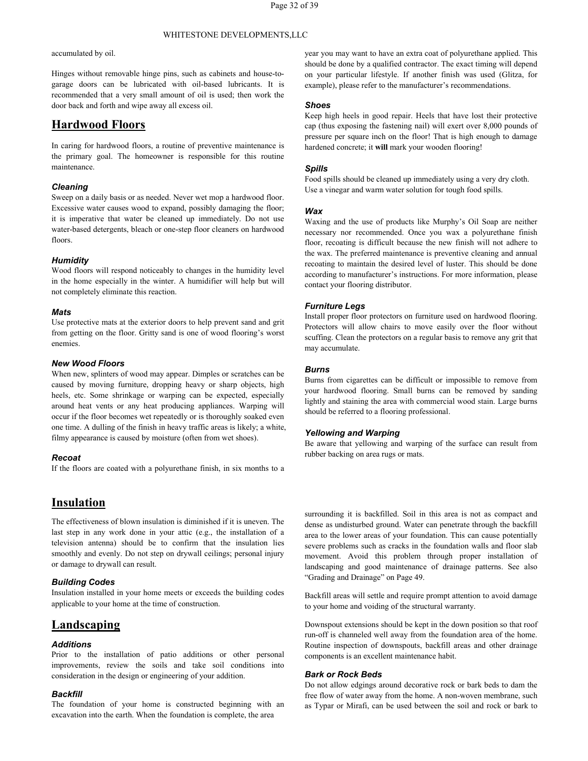accumulated by oil.

Hinges without removable hinge pins, such as cabinets and house-to-garage doors can be lubricated with oil-based lubricants. It is recommended that a very small amount of oil is used; then work the door back and forth and wipe away all excess oil.

## Hardwood Floors

In caring for hardwood floors, a routine of preventive maintenance is the primary goal. The homeowner is responsible for this routine maintenance.

### Cleaning

Sweep on a daily basis or as needed. Never wet mop a hardwood floor. Excessive water causes wood to expand, possibly damaging the floor; it is imperative that water be cleaned up immediately. Do not use water-based detergents, bleach or one-step floor cleaners on hardwood floors.

### Humidity

Wood floors will respond noticeably to changes in the humidity level in the home especially in the winter. A humidifier will help but will not completely eliminate this reaction.

### Mats

Use protective mats at the exterior doors to help prevent sand and grit from getting on the floor. Gritty sand is one of wood flooring's worst enemies.

### New Wood Floors

When new, splinters of wood may appear. Dimples or scratches can be caused by moving furniture, dropping heavy or sharp objects, high heels, etc. Some shrinkage or warping can be expected, especially around heat vents or any heat producing appliances. Warping will occur if the floor becomes wet repeatedly or is thoroughly soaked even one time. A dulling of the finish in heavy traffic areas is likely; a white, filmy appearance is caused by moisture (often from wet shoes).

### Recoat

If the floors are coated with a polyurethane finish, in six months to a year you may want to have an extra coat of polyurethane applied. This should be done by a qualified contractor. The exact timing will depend on your particular lifestyle. If another finish was used (Glitza, for example), please refer to the manufacturer's recommendations.

### Shoes

Keep high heels in good repair. Heels that have lost their protective cap (thus exposing the fastening nail) will exert over 8,000 pounds of pressure per square inch on the floor! That is high enough to damage hardened concrete; it **will** mark your wooden flooring!

### Spills

Food spills should be cleaned up immediately using a very dry cloth. Use a vinegar and warm water solution for tough food spills.

### Wax

Waxing and the use of products like Murphy's Oil Soap are neither necessary nor recommended. Once you wax a polyurethane finish floor, recoating is difficult because the new finish will not adhere to the wax. The preferred maintenance is preventive cleaning and annual recoating to maintain the desired level of luster. This should be done according to manufacturer's instructions. For more information, please contact your flooring distributor.

### Furniture Legs

Install proper floor protectors on furniture used on hardwood flooring. Protectors will allow chairs to move easily over the floor without scuffing. Clean the protectors on a regular basis to remove any grit that may accumulate.

### Burns

Burns from cigarettes can be difficult or impossible to remove from your hardwood flooring. Small burns can be removed by sanding lightly and staining the area with commercial wood stain. Large burns should be referred to a flooring professional.

### Yellowing and Warping

Be aware that yellowing and warping of the surface can result from rubber backing on area rugs or mats.

## Insulation

The effectiveness of blown insulation is diminished if it is uneven. The last step in any work done in your attic (e.g., the installation of a television antenna) should be to confirm that the insulation lies smoothly and evenly. Do not step on drywall ceilings; personal injury or damage to drywall can result.

### Building Codes

Insulation installed in your home meets or exceeds the building codes applicable to your home at the time of construction.

## Landscaping

### Additions

Prior to the installation of patio additions or other personal improvements, review the soils and take soil conditions into consideration in the design or engineering of your addition.

### Backfill

The foundation of your home is constructed beginning with an excavation into the earth. When the foundation is complete, the area surrounding it is backfilled. Soil in this area is not as compact and dense as undisturbed ground. Water can penetrate through the backfill area to the lower areas of your foundation. This can cause potentially severe problems such as cracks in the foundation walls and floor slab movement. Avoid this problem through proper installation of landscaping and good maintenance of drainage patterns. See also "Grading and Drainage" on Page 49.

Backfill areas will settle and require prompt attention to avoid damage to your home and voiding of the structural warranty.

Downspout extensions should be kept in the down position so that roof run-off is channeled well away from the foundation area of the home. Routine inspection of downspouts, backfill areas and other drainage components is an excellent maintenance habit.

### Bark or Rock Beds

Do not allow edgings around decorative rock or bark beds to dam the free flow of water away from the home. A non-woven membrane, such as Typar or Mirafi, can be used between the soil and rock or bark to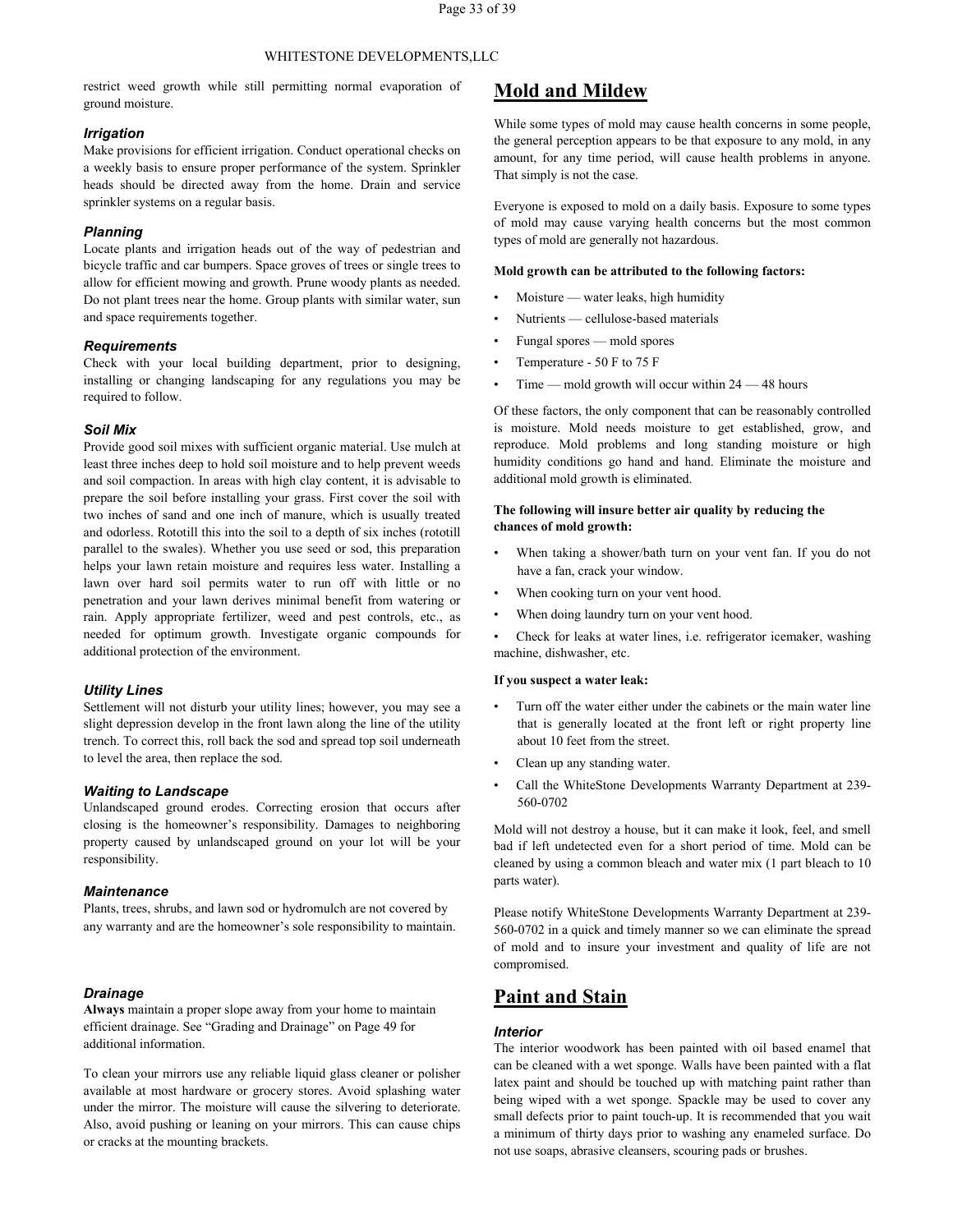restrict weed growth while still permitting normal evaporation of ground moisture.

### *Irrigation*

Make provisions for efficient irrigation. Conduct operational checks on a weekly basis to ensure proper performance of the system. Sprinkler heads should be directed away from the home. Drain and service sprinkler systems on a regular basis.

### *Planning*

Locate plants and irrigation heads out of the way of pedestrian and bicycle traffic and car bumpers. Space groves of trees or single trees to allow for efficient mowing and growth. Prune woody plants as needed. Do not plant trees near the home. Group plants with similar water, sun and space requirements together.

### *Requirements*

Check with your local building department, prior to designing, installing or changing landscaping for any regulations you may be required to follow.

### *Soil Mix*

Provide good soil mixes with sufficient organic material. Use mulch at least three inches deep to hold soil moisture and to help prevent weeds and soil compaction. In areas with high clay content, it is advisable to prepare the soil before installing your grass. First cover the soil with two inches of sand and one inch of manure, which is usually treated and odorless. Rototill this into the soil to a depth of six inches (rototill parallel to the swales). Whether you use seed or sod, this preparation helps your lawn retain moisture and requires less water. Installing a lawn over hard soil permits water to run off with little or no penetration and your lawn derives minimal benefit from watering or rain. Apply appropriate fertilizer, weed and pest controls, etc., as needed for optimum growth. Investigate organic compounds for additional protection of the environment.

### *Utility Lines*

Settlement will not disturb your utility lines; however, you may see a slight depression develop in the front lawn along the line of the utility trench. To correct this, roll back the sod and spread top soil underneath to level the area, then replace the sod.

### *Waiting to Landscape*

Unlandscaped ground erodes. Correcting erosion that occurs after closing is the homeowner's responsibility. Damages to neighboring property caused by unlandscaped ground on your lot will be your responsibility.

### *Maintenance*

Plants, trees, shrubs, and lawn sod or hydromulch are not covered by any warranty and are the homeowner's sole responsibility to maintain.

### *Drainage*

**Always** maintain a proper slope away from your home to maintain efficient drainage. See "Grading and Drainage" on Page 49 for additional information.

To clean your mirrors use any reliable liquid glass cleaner or polisher available at most hardware or grocery stores. Avoid splashing water under the mirror. The moisture will cause the silvering to deteriorate. Also, avoid pushing or leaning on your mirrors. This can cause chips or cracks at the mounting brackets.

## Mold and Mildew

While some types of mold may cause health concerns in some people, the general perception appears to be that exposure to any mold, in any amount, for any time period, will cause health problems in anyone. That simply is not the case.

Everyone is exposed to mold on a daily basis. Exposure to some types of mold may cause varying health concerns but the most common types of mold are generally not hazardous.

**Mold growth can be attributed to the following factors:**

- Moisture — water leaks, high humidity
- Nutrients — cellulose-based materials
- Fungal spores — mold spores
- Temperature - 50 F to 75 F
- Time — mold growth will occur within 24 — 48 hours

Of these factors, the only component that can be reasonably controlled is moisture. Mold needs moisture to get established, grow, and reproduce. Mold problems and long standing moisture or high humidity conditions go hand and hand. Eliminate the moisture and additional mold growth is eliminated.

**The following will insure better air quality by reducing the chances of mold growth:**

- When taking a shower/bath turn on your vent fan. If you do not have a fan, crack your window.
- When cooking turn on your vent hood.
- When doing laundry turn on your vent hood.
- Check for leaks at water lines, i.e. refrigerator icemaker, washing machine, dishwasher, etc.

**If you suspect a water leak:**

- Turn off the water either under the cabinets or the main water line that is generally located at the front left or right property line about 10 feet from the street.
- Clean up any standing water.
- Call the WhiteStone Developments Warranty Department at 239-560-0702

Mold will not destroy a house, but it can make it look, feel, and smell bad if left undetected even for a short period of time. Mold can be cleaned by using a common bleach and water mix (1 part bleach to 10 parts water).

Please notify WhiteStone Developments Warranty Department at 239-560-0702 in a quick and timely manner so we can eliminate the spread of mold and to insure your investment and quality of life are not compromised.

## Paint and Stain

### *Interior*

The interior woodwork has been painted with oil based enamel that can be cleaned with a wet sponge. Walls have been painted with a flat latex paint and should be touched up with matching paint rather than being wiped with a wet sponge. Spackle may be used to cover any small defects prior to paint touch-up. It is recommended that you wait a minimum of thirty days prior to washing any enameled surface. Do not use soaps, abrasive cleansers, scouring pads or brushes.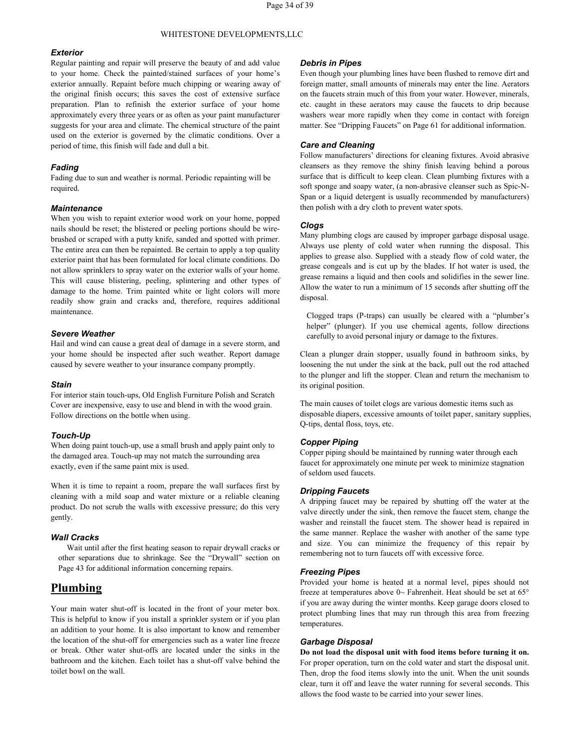### *Exterior*

Regular painting and repair will preserve the beauty of and add value to your home. Check the painted/stained surfaces of your home's exterior annually. Repaint before much chipping or wearing away of the original finish occurs; this saves the cost of extensive surface preparation. Plan to refinish the exterior surface of your home approximately every three years or as often as your paint manufacturer suggests for your area and climate. The chemical structure of the paint used on the exterior is governed by the climatic conditions. Over a period of time, this finish will fade and dull a bit.

### *Fading*

Fading due to sun and weather is normal. Periodic repainting will be required.

### *Maintenance*

When you wish to repaint exterior wood work on your home, popped nails should be reset; the blistered or peeling portions should be wire-brushed or scraped with a putty knife, sanded and spotted with primer. The entire area can then be repainted. Be certain to apply a top quality exterior paint that has been formulated for local climate conditions. Do not allow sprinklers to spray water on the exterior walls of your home. This will cause blistering, peeling, splintering and other types of damage to the home. Trim painted white or light colors will more readily show grain and cracks and, therefore, requires additional maintenance.

### *Severe Weather*

Hail and wind can cause a great deal of damage in a severe storm, and your home should be inspected after such weather. Report damage caused by severe weather to your insurance company promptly.

### *Stain*

For interior stain touch-ups, Old English Furniture Polish and Scratch Cover are inexpensive, easy to use and blend in with the wood grain. Follow directions on the bottle when using.

### *Touch-Up*

When doing paint touch-up, use a small brush and apply paint only to the damaged area. Touch-up may not match the surrounding area exactly, even if the same paint mix is used.

When it is time to repaint a room, prepare the wall surfaces first by cleaning with a mild soap and water mixture or a reliable cleaning product. Do not scrub the walls with excessive pressure; do this very gently.

### *Wall Cracks*

Wait until after the first heating season to repair drywall cracks or other separations due to shrinkage. See the "Drywall" section on Page 43 for additional information concerning repairs.

## Plumbing

Your main water shut-off is located in the front of your meter box. This is helpful to know if you install a sprinkler system or if you plan an addition to your home. It is also important to know and remember the location of the shut-off for emergencies such as a water line freeze or break. Other water shut-offs are located under the sinks in the bathroom and the kitchen. Each toilet has a shut-off valve behind the toilet bowl on the wall.

### *Debris in Pipes*

Even though your plumbing lines have been flushed to remove dirt and foreign matter, small amounts of minerals may enter the line. Aerators on the faucets strain much of this from your water. However, minerals, etc. caught in these aerators may cause the faucets to drip because washers wear more rapidly when they come in contact with foreign matter. See "Dripping Faucets" on Page 61 for additional information.

### *Care and Cleaning*

Follow manufacturers' directions for cleaning fixtures. Avoid abrasive cleansers as they remove the shiny finish leaving behind a porous surface that is difficult to keep clean. Clean plumbing fixtures with a soft sponge and soapy water, (a non-abrasive cleanser such as Spic-N-Span or a liquid detergent is usually recommended by manufacturers) then polish with a dry cloth to prevent water spots.

### *Clogs*

Many plumbing clogs are caused by improper garbage disposal usage. Always use plenty of cold water when running the disposal. This applies to grease also. Supplied with a steady flow of cold water, the grease congeals and is cut up by the blades. If hot water is used, the grease remains a liquid and then cools and solidifies in the sewer line. Allow the water to run a minimum of 15 seconds after shutting off the disposal.

Clogged traps (P-traps) can usually be cleared with a "plumber's helper" (plunger). If you use chemical agents, follow directions carefully to avoid personal injury or damage to the fixtures.

Clean a plunger drain stopper, usually found in bathroom sinks, by loosening the nut under the sink at the back, pull out the rod attached to the plunger and lift the stopper. Clean and return the mechanism to its original position.

The main causes of toilet clogs are various domestic items such as disposable diapers, excessive amounts of toilet paper, sanitary supplies, Q-tips, dental floss, toys, etc.

### *Copper Piping*

Copper piping should be maintained by running water through each faucet for approximately one minute per week to minimize stagnation of seldom used faucets.

### *Dripping Faucets*

A dripping faucet may be repaired by shutting off the water at the valve directly under the sink, then remove the faucet stem, change the washer and reinstall the faucet stem. The shower head is repaired in the same manner. Replace the washer with another of the same type and size. You can minimize the frequency of this repair by remembering not to turn faucets off with excessive force.

### *Freezing Pipes*

Provided your home is heated at a normal level, pipes should not freeze at temperatures above 0~ Fahrenheit. Heat should be set at 65° if you are away during the winter months. Keep garage doors closed to protect plumbing lines that may run through this area from freezing temperatures.

### *Garbage Disposal*

**Do not load the disposal unit with food items before turning it on.** For proper operation, turn on the cold water and start the disposal unit. Then, drop the food items slowly into the unit. When the unit sounds clear, turn it off and leave the water running for several seconds. This allows the food waste to be carried into your sewer lines.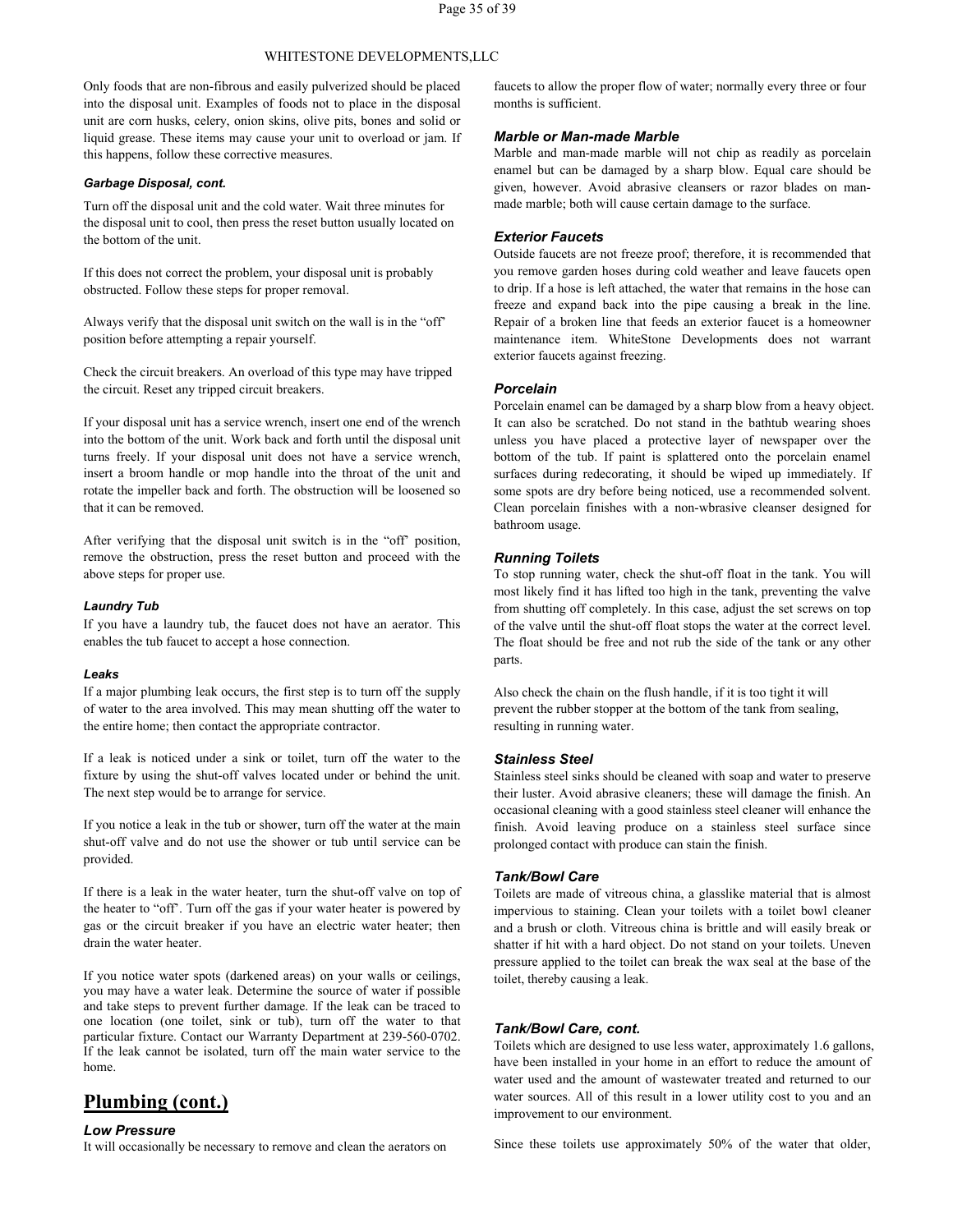Only foods that are non-fibrous and easily pulverized should be placed into the disposal unit. Examples of foods not to place in the disposal unit are corn husks, celery, onion skins, olive pits, bones and solid or liquid grease. These items may cause your unit to overload or jam. If this happens, follow these corrective measures.

#### *Garbage Disposal, cont.*

Turn off the disposal unit and the cold water. Wait three minutes for the disposal unit to cool, then press the reset button usually located on the bottom of the unit.

If this does not correct the problem, your disposal unit is probably obstructed. Follow these steps for proper removal.

Always verify that the disposal unit switch on the wall is in the "off" position before attempting a repair yourself.

Check the circuit breakers. An overload of this type may have tripped the circuit. Reset any tripped circuit breakers.

If your disposal unit has a service wrench, insert one end of the wrench into the bottom of the unit. Work back and forth until the disposal unit turns freely. If your disposal unit does not have a service wrench, insert a broom handle or mop handle into the throat of the unit and rotate the impeller back and forth. The obstruction will be loosened so that it can be removed.

After verifying that the disposal unit switch is in the "off" position, remove the obstruction, press the reset button and proceed with the above steps for proper use.

#### *Laundry Tub*

If you have a laundry tub, the faucet does not have an aerator. This enables the tub faucet to accept a hose connection.

#### *Leaks*

If a major plumbing leak occurs, the first step is to turn off the supply of water to the area involved. This may mean shutting off the water to the entire home; then contact the appropriate contractor.

If a leak is noticed under a sink or toilet, turn off the water to the fixture by using the shut-off valves located under or behind the unit. The next step would be to arrange for service.

If you notice a leak in the tub or shower, turn off the water at the main shut-off valve and do not use the shower or tub until service can be provided.

If there is a leak in the water heater, turn the shut-off valve on top of the heater to "off". Turn off the gas if your water heater is powered by gas or the circuit breaker if you have an electric water heater; then drain the water heater.

If you notice water spots (darkened areas) on your walls or ceilings, you may have a water leak. Determine the source of water if possible and take steps to prevent further damage. If the leak can be traced to one location (one toilet, sink or tub), turn off the water to that particular fixture. Contact our Warranty Department at 239-560-0702. If the leak cannot be isolated, turn off the main water service to the home.

## Plumbing (cont.)

### *Low Pressure*

It will occasionally be necessary to remove and clean the aerators on faucets to allow the proper flow of water; normally every three or four months is sufficient.

### *Marble or Man-made Marble*

Marble and man-made marble will not chip as readily as porcelain enamel but can be damaged by a sharp blow. Equal care should be given, however. Avoid abrasive cleansers or razor blades on man-made marble; both will cause certain damage to the surface.

### *Exterior Faucets*

Outside faucets are not freeze proof; therefore, it is recommended that you remove garden hoses during cold weather and leave faucets open to drip. If a hose is left attached, the water that remains in the hose can freeze and expand back into the pipe causing a break in the line. Repair of a broken line that feeds an exterior faucet is a homeowner maintenance item. WhiteStone Developments does not warrant exterior faucets against freezing.

### *Porcelain*

Porcelain enamel can be damaged by a sharp blow from a heavy object. It can also be scratched. Do not stand in the bathtub wearing shoes unless you have placed a protective layer of newspaper over the bottom of the tub. If paint is splattered onto the porcelain enamel surfaces during redecorating, it should be wiped up immediately. If some spots are dry before being noticed, use a recommended solvent. Clean porcelain finishes with a non-wbrasive cleanser designed for bathroom usage.

### *Running Toilets*

To stop running water, check the shut-off float in the tank. You will most likely find it has lifted too high in the tank, preventing the valve from shutting off completely. In this case, adjust the set screws on top of the valve until the shut-off float stops the water at the correct level. The float should be free and not rub the side of the tank or any other parts.

Also check the chain on the flush handle, if it is too tight it will prevent the rubber stopper at the bottom of the tank from sealing, resulting in running water.

### *Stainless Steel*

Stainless steel sinks should be cleaned with soap and water to preserve their luster. Avoid abrasive cleaners; these will damage the finish. An occasional cleaning with a good stainless steel cleaner will enhance the finish. Avoid leaving produce on a stainless steel surface since prolonged contact with produce can stain the finish.

### *Tank/Bowl Care*

Toilets are made of vitreous china, a glasslike material that is almost impervious to staining. Clean your toilets with a toilet bowl cleaner and a brush or cloth. Vitreous china is brittle and will easily break or shatter if hit with a hard object. Do not stand on your toilets. Uneven pressure applied to the toilet can break the wax seal at the base of the toilet, thereby causing a leak.

### *Tank/Bowl Care, cont.*

Toilets which are designed to use less water, approximately 1.6 gallons, have been installed in your home in an effort to reduce the amount of water used and the amount of wastewater treated and returned to our water sources. All of this result in a lower utility cost to you and an improvement to our environment.

Since these toilets use approximately 50% of the water that older,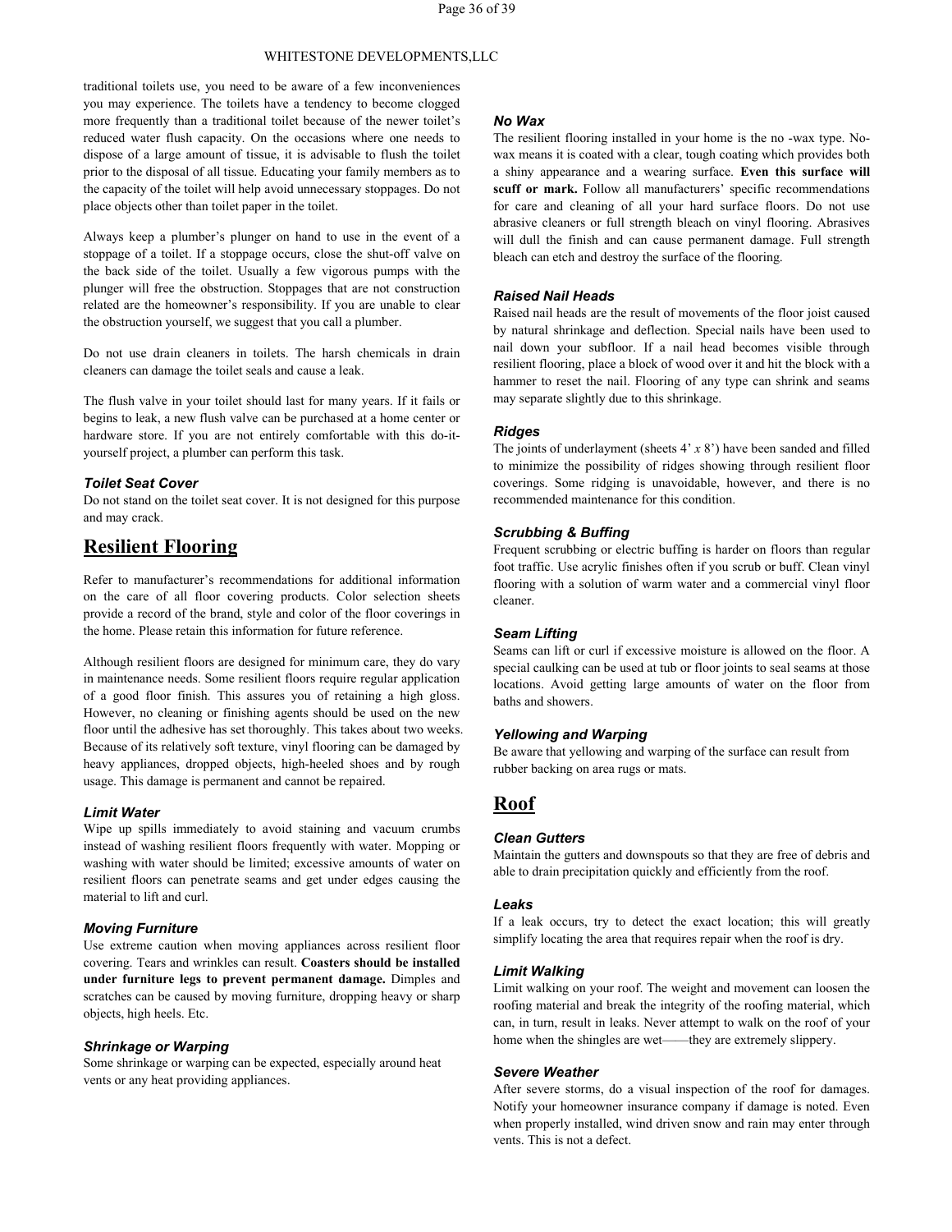traditional toilets use, you need to be aware of a few inconveniences you may experience. The toilets have a tendency to become clogged more frequently than a traditional toilet because of the newer toilet's reduced water flush capacity. On the occasions where one needs to dispose of a large amount of tissue, it is advisable to flush the toilet prior to the disposal of all tissue. Educating your family members as to the capacity of the toilet will help avoid unnecessary stoppages. Do not place objects other than toilet paper in the toilet.

Always keep a plumber's plunger on hand to use in the event of a stoppage of a toilet. If a stoppage occurs, close the shut-off valve on the back side of the toilet. Usually a few vigorous pumps with the plunger will free the obstruction. Stoppages that are not construction related are the homeowner's responsibility. If you are unable to clear the obstruction yourself, we suggest that you call a plumber.

Do not use drain cleaners in toilets. The harsh chemicals in drain cleaners can damage the toilet seals and cause a leak.

The flush valve in your toilet should last for many years. If it fails or begins to leak, a new flush valve can be purchased at a home center or hardware store. If you are not entirely comfortable with this do-it-yourself project, a plumber can perform this task.

### *Toilet Seat Cover*

Do not stand on the toilet seat cover. It is not designed for this purpose and may crack.

## Resilient Flooring

Refer to manufacturer's recommendations for additional information on the care of all floor covering products. Color selection sheets provide a record of the brand, style and color of the floor coverings in the home. Please retain this information for future reference.

Although resilient floors are designed for minimum care, they do vary in maintenance needs. Some resilient floors require regular application of a good floor finish. This assures you of retaining a high gloss. However, no cleaning or finishing agents should be used on the new floor until the adhesive has set thoroughly. This takes about two weeks. Because of its relatively soft texture, vinyl flooring can be damaged by heavy appliances, dropped objects, high-heeled shoes and by rough usage. This damage is permanent and cannot be repaired.

### *Limit Water*

Wipe up spills immediately to avoid staining and vacuum crumbs instead of washing resilient floors frequently with water. Mopping or washing with water should be limited; excessive amounts of water on resilient floors can penetrate seams and get under edges causing the material to lift and curl.

### *Moving Furniture*

Use extreme caution when moving appliances across resilient floor covering. Tears and wrinkles can result. **Coasters should be installed under furniture legs to prevent permanent damage.** Dimples and scratches can be caused by moving furniture, dropping heavy or sharp objects, high heels. Etc.

### *Shrinkage or Warping*

Some shrinkage or warping can be expected, especially around heat vents or any heat providing appliances.

### *No Wax*

The resilient flooring installed in your home is the no -wax type. No-wax means it is coated with a clear, tough coating which provides both a shiny appearance and a wearing surface. **Even this surface will scuff or mark.** Follow all manufacturers' specific recommendations for care and cleaning of all your hard surface floors. Do not use abrasive cleaners or full strength bleach on vinyl flooring. Abrasives will dull the finish and can cause permanent damage. Full strength bleach can etch and destroy the surface of the flooring.

### *Raised Nail Heads*

Raised nail heads are the result of movements of the floor joist caused by natural shrinkage and deflection. Special nails have been used to nail down your subfloor. If a nail head becomes visible through resilient flooring, place a block of wood over it and hit the block with a hammer to reset the nail. Flooring of any type can shrink and seams may separate slightly due to this shrinkage.

### *Ridges*

The joints of underlayment (sheets 4' *x* 8') have been sanded and filled to minimize the possibility of ridges showing through resilient floor coverings. Some ridging is unavoidable, however, and there is no recommended maintenance for this condition.

### *Scrubbing & Buffing*

Frequent scrubbing or electric buffing is harder on floors than regular foot traffic. Use acrylic finishes often if you scrub or buff. Clean vinyl flooring with a solution of warm water and a commercial vinyl floor cleaner.

### *Seam Lifting*

Seams can lift or curl if excessive moisture is allowed on the floor. A special caulking can be used at tub or floor joints to seal seams at those locations. Avoid getting large amounts of water on the floor from baths and showers.

### *Yellowing and Warping*

Be aware that yellowing and warping of the surface can result from rubber backing on area rugs or mats.

## Roof

### *Clean Gutters*

Maintain the gutters and downspouts so that they are free of debris and able to drain precipitation quickly and efficiently from the roof.

### *Leaks*

If a leak occurs, try to detect the exact location; this will greatly simplify locating the area that requires repair when the roof is dry.

### *Limit Walking*

Limit walking on your roof. The weight and movement can loosen the roofing material and break the integrity of the roofing material, which can, in turn, result in leaks. Never attempt to walk on the roof of your home when the shingles are wet——they are extremely slippery.

### *Severe Weather*

After severe storms, do a visual inspection of the roof for damages. Notify your homeowner insurance company if damage is noted. Even when properly installed, wind driven snow and rain may enter through vents. This is not a defect.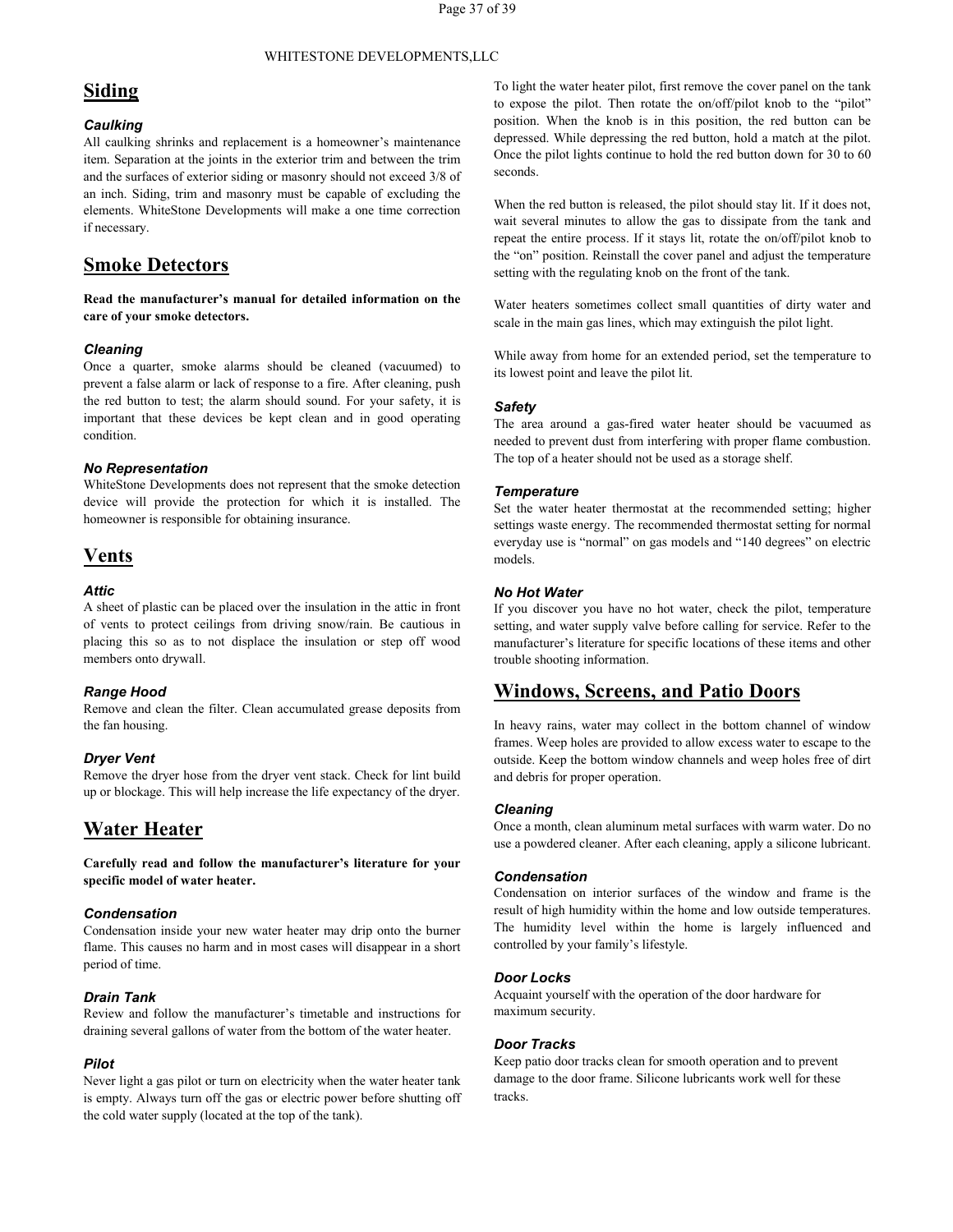## Siding

### *Caulking*

All caulking shrinks and replacement is a homeowner's maintenance item. Separation at the joints in the exterior trim and between the trim and the surfaces of exterior siding or masonry should not exceed 3/8 of an inch. Siding, trim and masonry must be capable of excluding the elements. WhiteStone Developments will make a one time correction if necessary.

## Smoke Detectors

**Read the manufacturer's manual for detailed information on the care of your smoke detectors.**

### *Cleaning*

Once a quarter, smoke alarms should be cleaned (vacuumed) to prevent a false alarm or lack of response to a fire. After cleaning, push the red button to test; the alarm should sound. For your safety, it is important that these devices be kept clean and in good operating condition.

### *No Representation*

WhiteStone Developments does not represent that the smoke detection device will provide the protection for which it is installed. The homeowner is responsible for obtaining insurance.

## Vents

### *Attic*

A sheet of plastic can be placed over the insulation in the attic in front of vents to protect ceilings from driving snow/rain. Be cautious in placing this so as to not displace the insulation or step off wood members onto drywall.

### *Range Hood*

Remove and clean the filter. Clean accumulated grease deposits from the fan housing.

### *Dryer Vent*

Remove the dryer hose from the dryer vent stack. Check for lint build up or blockage. This will help increase the life expectancy of the dryer.

## Water Heater

**Carefully read and follow the manufacturer's literature for your specific model of water heater.**

### *Condensation*

Condensation inside your new water heater may drip onto the burner flame. This causes no harm and in most cases will disappear in a short period of time.

### *Drain Tank*

Review and follow the manufacturer's timetable and instructions for draining several gallons of water from the bottom of the water heater.

### *Pilot*

Never light a gas pilot or turn on electricity when the water heater tank is empty. Always turn off the gas or electric power before shutting off the cold water supply (located at the top of the tank).

To light the water heater pilot, first remove the cover panel on the tank to expose the pilot. Then rotate the on/off/pilot knob to the "pilot" position. When the knob is in this position, the red button can be depressed. While depressing the red button, hold a match at the pilot. Once the pilot lights continue to hold the red button down for 30 to 60 seconds.

When the red button is released, the pilot should stay lit. If it does not, wait several minutes to allow the gas to dissipate from the tank and repeat the entire process. If it stays lit, rotate the on/off/pilot knob to the "on" position. Reinstall the cover panel and adjust the temperature setting with the regulating knob on the front of the tank.

Water heaters sometimes collect small quantities of dirty water and scale in the main gas lines, which may extinguish the pilot light.

While away from home for an extended period, set the temperature to its lowest point and leave the pilot lit.

### *Safety*

The area around a gas-fired water heater should be vacuumed as needed to prevent dust from interfering with proper flame combustion. The top of a heater should not be used as a storage shelf.

### *Temperature*

Set the water heater thermostat at the recommended setting; higher settings waste energy. The recommended thermostat setting for normal everyday use is "normal" on gas models and "140 degrees" on electric models.

### *No Hot Water*

If you discover you have no hot water, check the pilot, temperature setting, and water supply valve before calling for service. Refer to the manufacturer's literature for specific locations of these items and other trouble shooting information.

## Windows, Screens, and Patio Doors

In heavy rains, water may collect in the bottom channel of window frames. Weep holes are provided to allow excess water to escape to the outside. Keep the bottom window channels and weep holes free of dirt and debris for proper operation.

### *Cleaning*

Once a month, clean aluminum metal surfaces with warm water. Do no use a powdered cleaner. After each cleaning, apply a silicone lubricant.

### *Condensation*

Condensation on interior surfaces of the window and frame is the result of high humidity within the home and low outside temperatures. The humidity level within the home is largely influenced and controlled by your family's lifestyle.

### *Door Locks*

Acquaint yourself with the operation of the door hardware for maximum security.

### *Door Tracks*

Keep patio door tracks clean for smooth operation and to prevent damage to the door frame. Silicone lubricants work well for these tracks.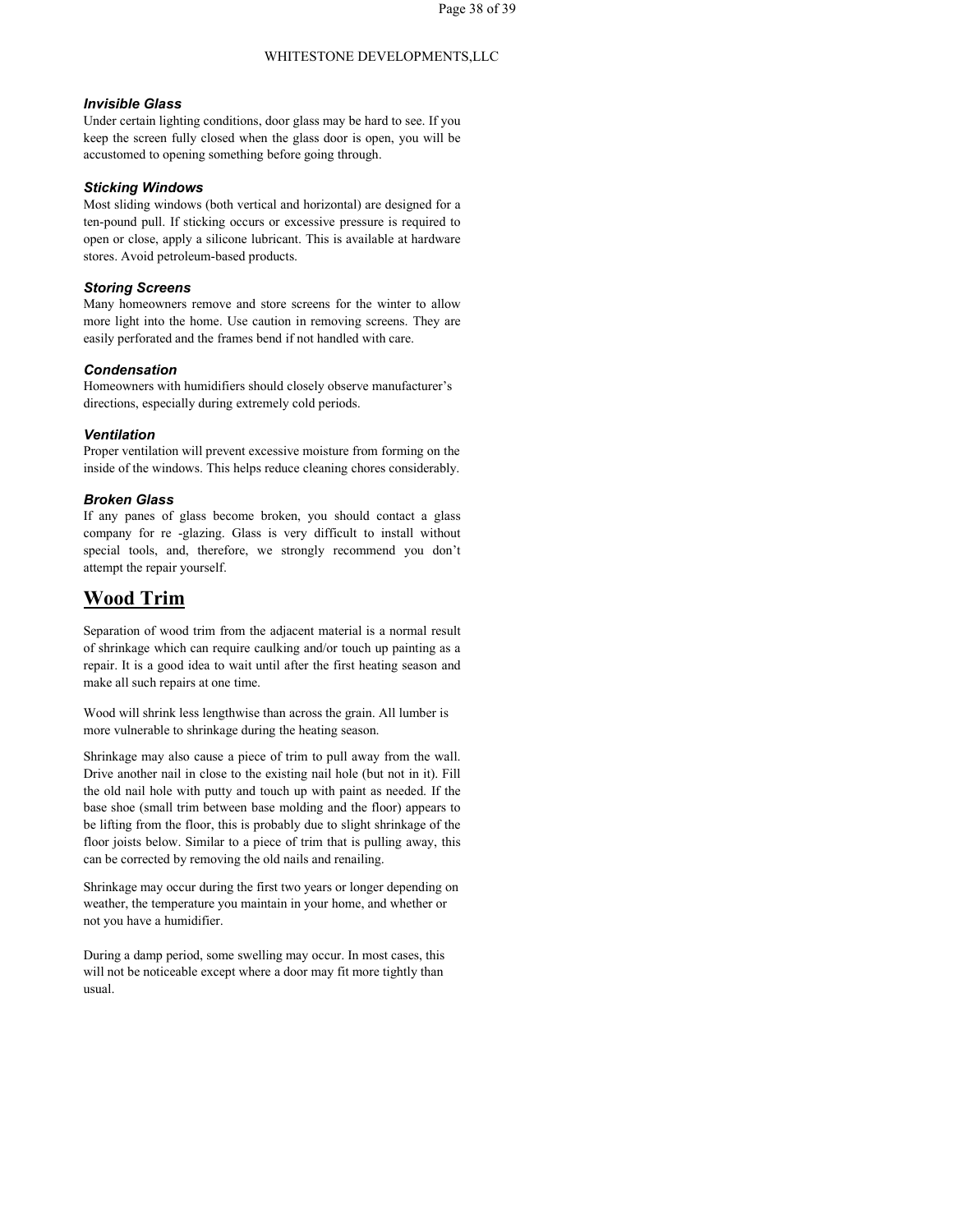### *Invisible Glass*

Under certain lighting conditions, door glass may be hard to see. If you keep the screen fully closed when the glass door is open, you will be accustomed to opening something before going through.

### *Sticking Windows*

Most sliding windows (both vertical and horizontal) are designed for a ten-pound pull. If sticking occurs or excessive pressure is required to open or close, apply a silicone lubricant. This is available at hardware stores. Avoid petroleum-based products.

### *Storing Screens*

Many homeowners remove and store screens for the winter to allow more light into the home. Use caution in removing screens. They are easily perforated and the frames bend if not handled with care.

### *Condensation*

Homeowners with humidifiers should closely observe manufacturer's directions, especially during extremely cold periods.

### *Ventilation*

Proper ventilation will prevent excessive moisture from forming on the inside of the windows. This helps reduce cleaning chores considerably.

### *Broken Glass*

If any panes of glass become broken, you should contact a glass company for re -glazing. Glass is very difficult to install without special tools, and, therefore, we strongly recommend you don't attempt the repair yourself.

## Wood Trim

Separation of wood trim from the adjacent material is a normal result of shrinkage which can require caulking and/or touch up painting as a repair. It is a good idea to wait until after the first heating season and make all such repairs at one time.

Wood will shrink less lengthwise than across the grain. All lumber is more vulnerable to shrinkage during the heating season.

Shrinkage may also cause a piece of trim to pull away from the wall. Drive another nail in close to the existing nail hole (but not in it). Fill the old nail hole with putty and touch up with paint as needed. If the base shoe (small trim between base molding and the floor) appears to be lifting from the floor, this is probably due to slight shrinkage of the floor joists below. Similar to a piece of trim that is pulling away, this can be corrected by removing the old nails and renailing.

Shrinkage may occur during the first two years or longer depending on weather, the temperature you maintain in your home, and whether or not you have a humidifier.

During a damp period, some swelling may occur. In most cases, this will not be noticeable except where a door may fit more tightly than usual.